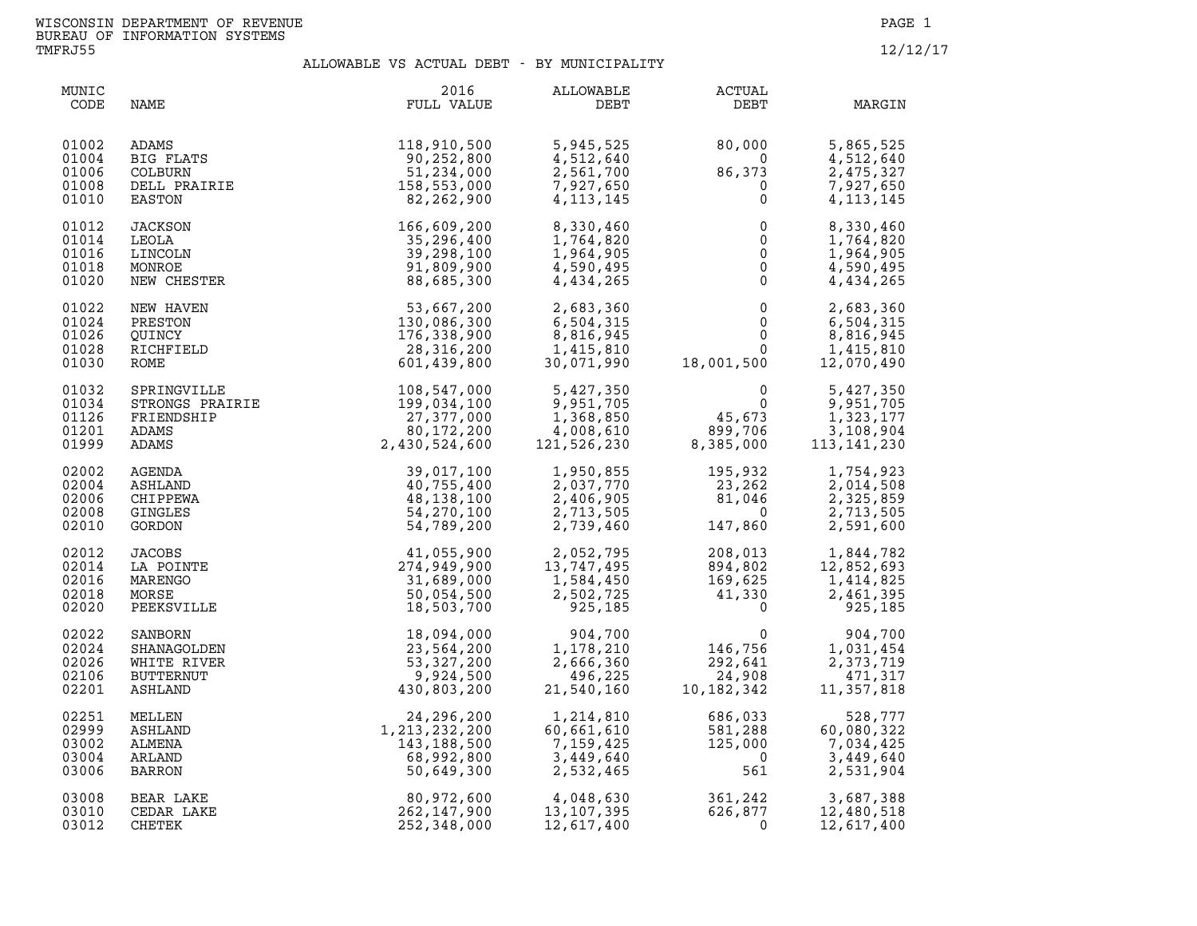WISCONSIN DEPARTMENT OF REVENUE
BUREAU OF INFORMATION SYSTEMS
TMFRJ55

12/12/17

## ALLOWABLE VS ACTUAL DEBT - BY MUNICIPALITY

| MUNIC CODE | NAME | 2016 FULL VALUE | ALLOWABLE DEBT | ACTUAL DEBT | MARGIN |
|---|---|---|---|---|---|
| 01002 | ADAMS | 118,910,500 | 5,945,525 | 80,000 | 5,865,525 |
| 01004 | BIG FLATS | 90,252,800 | 4,512,640 | 0 | 4,512,640 |
| 01006 | COLBURN | 51,234,000 | 2,561,700 | 86,373 | 2,475,327 |
| 01008 | DELL PRAIRIE | 158,553,000 | 7,927,650 | 0 | 7,927,650 |
| 01010 | EASTON | 82,262,900 | 4,113,145 | 0 | 4,113,145 |
| 01012 | JACKSON | 166,609,200 | 8,330,460 | 0 | 8,330,460 |
| 01014 | LEOLA | 35,296,400 | 1,764,820 | 0 | 1,764,820 |
| 01016 | LINCOLN | 39,298,100 | 1,964,905 | 0 | 1,964,905 |
| 01018 | MONROE | 91,809,900 | 4,590,495 | 0 | 4,590,495 |
| 01020 | NEW CHESTER | 88,685,300 | 4,434,265 | 0 | 4,434,265 |
| 01022 | NEW HAVEN | 53,667,200 | 2,683,360 | 0 | 2,683,360 |
| 01024 | PRESTON | 130,086,300 | 6,504,315 | 0 | 6,504,315 |
| 01026 | QUINCY | 176,338,900 | 8,816,945 | 0 | 8,816,945 |
| 01028 | RICHFIELD | 28,316,200 | 1,415,810 | 0 | 1,415,810 |
| 01030 | ROME | 601,439,800 | 30,071,990 | 18,001,500 | 12,070,490 |
| 01032 | SPRINGVILLE | 108,547,000 | 5,427,350 | 0 | 5,427,350 |
| 01034 | STRONGS PRAIRIE | 199,034,100 | 9,951,705 | 0 | 9,951,705 |
| 01126 | FRIENDSHIP | 27,377,000 | 1,368,850 | 45,673 | 1,323,177 |
| 01201 | ADAMS | 80,172,200 | 4,008,610 | 899,706 | 3,108,904 |
| 01999 | ADAMS | 2,430,524,600 | 121,526,230 | 8,385,000 | 113,141,230 |
| 02002 | AGENDA | 39,017,100 | 1,950,855 | 195,932 | 1,754,923 |
| 02004 | ASHLAND | 40,755,400 | 2,037,770 | 23,262 | 2,014,508 |
| 02006 | CHIPPEWA | 48,138,100 | 2,406,905 | 81,046 | 2,325,859 |
| 02008 | GINGLES | 54,270,100 | 2,713,505 | 0 | 2,713,505 |
| 02010 | GORDON | 54,789,200 | 2,739,460 | 147,860 | 2,591,600 |
| 02012 | JACOBS | 41,055,900 | 2,052,795 | 208,013 | 1,844,782 |
| 02014 | LA POINTE | 274,949,900 | 13,747,495 | 894,802 | 12,852,693 |
| 02016 | MARENGO | 31,689,000 | 1,584,450 | 169,625 | 1,414,825 |
| 02018 | MORSE | 50,054,500 | 2,502,725 | 41,330 | 2,461,395 |
| 02020 | PEEKSVILLE | 18,503,700 | 925,185 | 0 | 925,185 |
| 02022 | SANBORN | 18,094,000 | 904,700 | 0 | 904,700 |
| 02024 | SHANAGOLDEN | 23,564,200 | 1,178,210 | 146,756 | 1,031,454 |
| 02026 | WHITE RIVER | 53,327,200 | 2,666,360 | 292,641 | 2,373,719 |
| 02106 | BUTTERNUT | 9,924,500 | 496,225 | 24,908 | 471,317 |
| 02201 | ASHLAND | 430,803,200 | 21,540,160 | 10,182,342 | 11,357,818 |
| 02251 | MELLEN | 24,296,200 | 1,214,810 | 686,033 | 528,777 |
| 02999 | ASHLAND | 1,213,232,200 | 60,661,610 | 581,288 | 60,080,322 |
| 03002 | ALMENA | 143,188,500 | 7,159,425 | 125,000 | 7,034,425 |
| 03004 | ARLAND | 68,992,800 | 3,449,640 | 0 | 3,449,640 |
| 03006 | BARRON | 50,649,300 | 2,532,465 | 561 | 2,531,904 |
| 03008 | BEAR LAKE | 80,972,600 | 4,048,630 | 361,242 | 3,687,388 |
| 03010 | CEDAR LAKE | 262,147,900 | 13,107,395 | 626,877 | 12,480,518 |
| 03012 | CHETEK | 252,348,000 | 12,617,400 | 0 | 12,617,400 |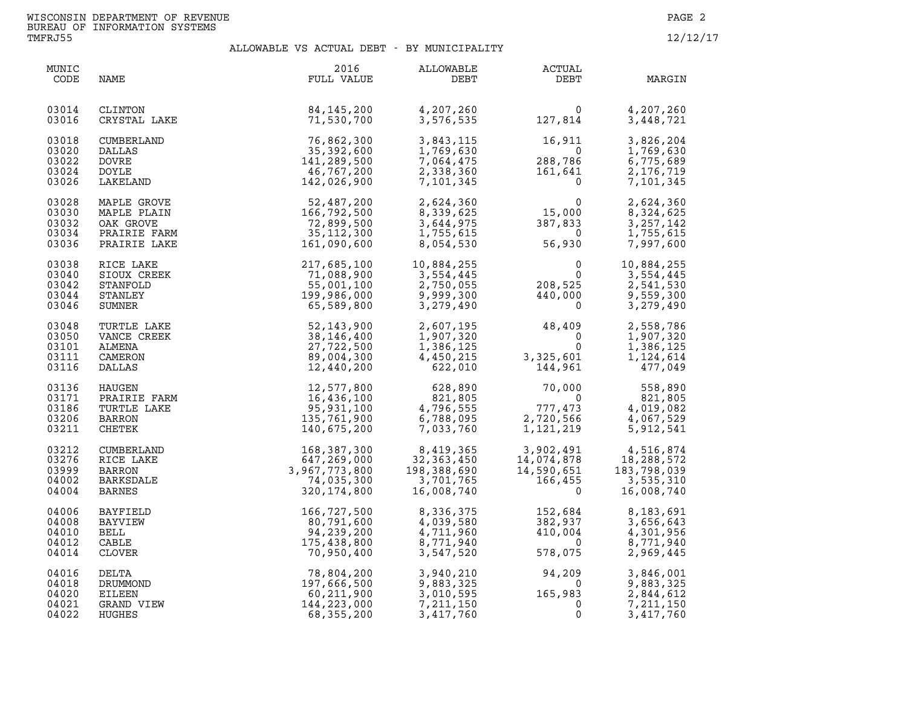WISCONSIN DEPARTMENT OF REVENUE
BUREAU OF INFORMATION SYSTEMS
TMFRJ55

12/12/17

## ALLOWABLE VS ACTUAL DEBT - BY MUNICIPALITY

| MUNIC CODE | NAME | 2016 FULL VALUE | ALLOWABLE DEBT | ACTUAL DEBT | MARGIN |
|---|---|---|---|---|---|
| 03014 | CLINTON | 84,145,200 | 4,207,260 | 0 | 4,207,260 |
| 03016 | CRYSTAL LAKE | 71,530,700 | 3,576,535 | 127,814 | 3,448,721 |
| 03018 | CUMBERLAND | 76,862,300 | 3,843,115 | 16,911 | 3,826,204 |
| 03020 | DALLAS | 35,392,600 | 1,769,630 | 0 | 1,769,630 |
| 03022 | DOVRE | 141,289,500 | 7,064,475 | 288,786 | 6,775,689 |
| 03024 | DOYLE | 46,767,200 | 2,338,360 | 161,641 | 2,176,719 |
| 03026 | LAKELAND | 142,026,900 | 7,101,345 | 0 | 7,101,345 |
| 03028 | MAPLE GROVE | 52,487,200 | 2,624,360 | 0 | 2,624,360 |
| 03030 | MAPLE PLAIN | 166,792,500 | 8,339,625 | 15,000 | 8,324,625 |
| 03032 | OAK GROVE | 72,899,500 | 3,644,975 | 387,833 | 3,257,142 |
| 03034 | PRAIRIE FARM | 35,112,300 | 1,755,615 | 0 | 1,755,615 |
| 03036 | PRAIRIE LAKE | 161,090,600 | 8,054,530 | 56,930 | 7,997,600 |
| 03038 | RICE LAKE | 217,685,100 | 10,884,255 | 0 | 10,884,255 |
| 03040 | SIOUX CREEK | 71,088,900 | 3,554,445 | 0 | 3,554,445 |
| 03042 | STANFOLD | 55,001,100 | 2,750,055 | 208,525 | 2,541,530 |
| 03044 | STANLEY | 199,986,000 | 9,999,300 | 440,000 | 9,559,300 |
| 03046 | SUMNER | 65,589,800 | 3,279,490 | 0 | 3,279,490 |
| 03048 | TURTLE LAKE | 52,143,900 | 2,607,195 | 48,409 | 2,558,786 |
| 03050 | VANCE CREEK | 38,146,400 | 1,907,320 | 0 | 1,907,320 |
| 03101 | ALMENA | 27,722,500 | 1,386,125 | 0 | 1,386,125 |
| 03111 | CAMERON | 89,004,300 | 4,450,215 | 3,325,601 | 1,124,614 |
| 03116 | DALLAS | 12,440,200 | 622,010 | 144,961 | 477,049 |
| 03136 | HAUGEN | 12,577,800 | 628,890 | 70,000 | 558,890 |
| 03171 | PRAIRIE FARM | 16,436,100 | 821,805 | 0 | 821,805 |
| 03186 | TURTLE LAKE | 95,931,100 | 4,796,555 | 777,473 | 4,019,082 |
| 03206 | BARRON | 135,761,900 | 6,788,095 | 2,720,566 | 4,067,529 |
| 03211 | CHETEK | 140,675,200 | 7,033,760 | 1,121,219 | 5,912,541 |
| 03212 | CUMBERLAND | 168,387,300 | 8,419,365 | 3,902,491 | 4,516,874 |
| 03276 | RICE LAKE | 647,269,000 | 32,363,450 | 14,074,878 | 18,288,572 |
| 03999 | BARRON | 3,967,773,800 | 198,388,690 | 14,590,651 | 183,798,039 |
| 04002 | BARKSDALE | 74,035,300 | 3,701,765 | 166,455 | 3,535,310 |
| 04004 | BARNES | 320,174,800 | 16,008,740 | 0 | 16,008,740 |
| 04006 | BAYFIELD | 166,727,500 | 8,336,375 | 152,684 | 8,183,691 |
| 04008 | BAYVIEW | 80,791,600 | 4,039,580 | 382,937 | 3,656,643 |
| 04010 | BELL | 94,239,200 | 4,711,960 | 410,004 | 4,301,956 |
| 04012 | CABLE | 175,438,800 | 8,771,940 | 0 | 8,771,940 |
| 04014 | CLOVER | 70,950,400 | 3,547,520 | 578,075 | 2,969,445 |
| 04016 | DELTA | 78,804,200 | 3,940,210 | 94,209 | 3,846,001 |
| 04018 | DRUMMOND | 197,666,500 | 9,883,325 | 0 | 9,883,325 |
| 04020 | EILEEN | 60,211,900 | 3,010,595 | 165,983 | 2,844,612 |
| 04021 | GRAND VIEW | 144,223,000 | 7,211,150 | 0 | 7,211,150 |
| 04022 | HUGHES | 68,355,200 | 3,417,760 | 0 | 3,417,760 |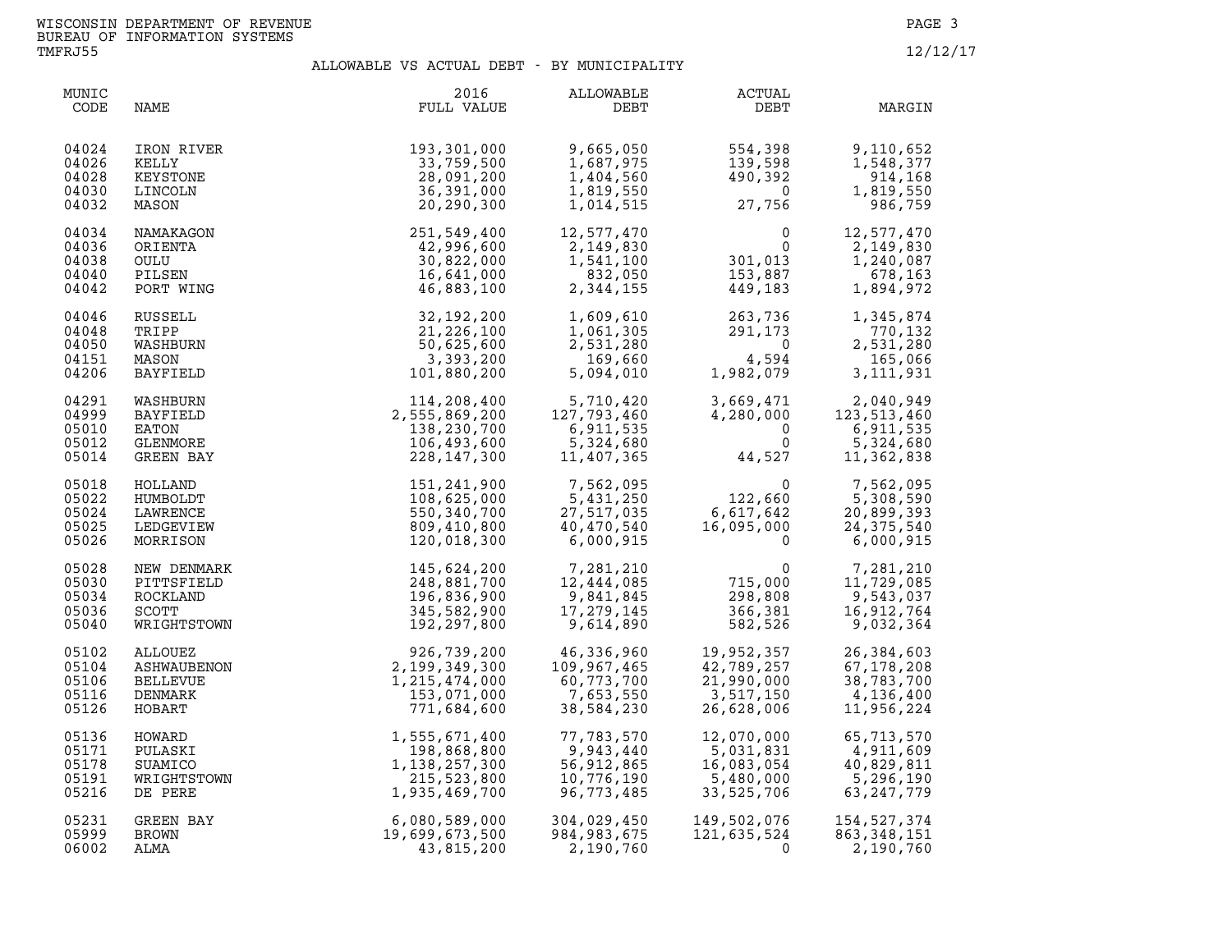WISCONSIN DEPARTMENT OF REVENUE
BUREAU OF INFORMATION SYSTEMS
TMFRJ55

12/12/17

## ALLOWABLE VS ACTUAL DEBT - BY MUNICIPALITY

| MUNIC CODE | NAME | 2016 FULL VALUE | ALLOWABLE DEBT | ACTUAL DEBT | MARGIN |
|---|---|---|---|---|---|
| 04024 | IRON RIVER | 193,301,000 | 9,665,050 | 554,398 | 9,110,652 |
| 04026 | KELLY | 33,759,500 | 1,687,975 | 139,598 | 1,548,377 |
| 04028 | KEYSTONE | 28,091,200 | 1,404,560 | 490,392 | 914,168 |
| 04030 | LINCOLN | 36,391,000 | 1,819,550 | 0 | 1,819,550 |
| 04032 | MASON | 20,290,300 | 1,014,515 | 27,756 | 986,759 |
| 04034 | NAMAKAGON | 251,549,400 | 12,577,470 | 0 | 12,577,470 |
| 04036 | ORIENTA | 42,996,600 | 2,149,830 | 0 | 2,149,830 |
| 04038 | OULU | 30,822,000 | 1,541,100 | 301,013 | 1,240,087 |
| 04040 | PILSEN | 16,641,000 | 832,050 | 153,887 | 678,163 |
| 04042 | PORT WING | 46,883,100 | 2,344,155 | 449,183 | 1,894,972 |
| 04046 | RUSSELL | 32,192,200 | 1,609,610 | 263,736 | 1,345,874 |
| 04048 | TRIPP | 21,226,100 | 1,061,305 | 291,173 | 770,132 |
| 04050 | WASHBURN | 50,625,600 | 2,531,280 | 0 | 2,531,280 |
| 04151 | MASON | 3,393,200 | 169,660 | 4,594 | 165,066 |
| 04206 | BAYFIELD | 101,880,200 | 5,094,010 | 1,982,079 | 3,111,931 |
| 04291 | WASHBURN | 114,208,400 | 5,710,420 | 3,669,471 | 2,040,949 |
| 04999 | BAYFIELD | 2,555,869,200 | 127,793,460 | 4,280,000 | 123,513,460 |
| 05010 | EATON | 138,230,700 | 6,911,535 | 0 | 6,911,535 |
| 05012 | GLENMORE | 106,493,600 | 5,324,680 | 0 | 5,324,680 |
| 05014 | GREEN BAY | 228,147,300 | 11,407,365 | 44,527 | 11,362,838 |
| 05018 | HOLLAND | 151,241,900 | 7,562,095 | 0 | 7,562,095 |
| 05022 | HUMBOLDT | 108,625,000 | 5,431,250 | 122,660 | 5,308,590 |
| 05024 | LAWRENCE | 550,340,700 | 27,517,035 | 6,617,642 | 20,899,393 |
| 05025 | LEDGEVIEW | 809,410,800 | 40,470,540 | 16,095,000 | 24,375,540 |
| 05026 | MORRISON | 120,018,300 | 6,000,915 | 0 | 6,000,915 |
| 05028 | NEW DENMARK | 145,624,200 | 7,281,210 | 0 | 7,281,210 |
| 05030 | PITTSFIELD | 248,881,700 | 12,444,085 | 715,000 | 11,729,085 |
| 05034 | ROCKLAND | 196,836,900 | 9,841,845 | 298,808 | 9,543,037 |
| 05036 | SCOTT | 345,582,900 | 17,279,145 | 366,381 | 16,912,764 |
| 05040 | WRIGHTSTOWN | 192,297,800 | 9,614,890 | 582,526 | 9,032,364 |
| 05102 | ALLOUEZ | 926,739,200 | 46,336,960 | 19,952,357 | 26,384,603 |
| 05104 | ASHWAUBENON | 2,199,349,300 | 109,967,465 | 42,789,257 | 67,178,208 |
| 05106 | BELLEVUE | 1,215,474,000 | 60,773,700 | 21,990,000 | 38,783,700 |
| 05116 | DENMARK | 153,071,000 | 7,653,550 | 3,517,150 | 4,136,400 |
| 05126 | HOBART | 771,684,600 | 38,584,230 | 26,628,006 | 11,956,224 |
| 05136 | HOWARD | 1,555,671,400 | 77,783,570 | 12,070,000 | 65,713,570 |
| 05171 | PULASKI | 198,868,800 | 9,943,440 | 5,031,831 | 4,911,609 |
| 05178 | SUAMICO | 1,138,257,300 | 56,912,865 | 16,083,054 | 40,829,811 |
| 05191 | WRIGHTSTOWN | 215,523,800 | 10,776,190 | 5,480,000 | 5,296,190 |
| 05216 | DE PERE | 1,935,469,700 | 96,773,485 | 33,525,706 | 63,247,779 |
| 05231 | GREEN BAY | 6,080,589,000 | 304,029,450 | 149,502,076 | 154,527,374 |
| 05999 | BROWN | 19,699,673,500 | 984,983,675 | 121,635,524 | 863,348,151 |
| 06002 | ALMA | 43,815,200 | 2,190,760 | 0 | 2,190,760 |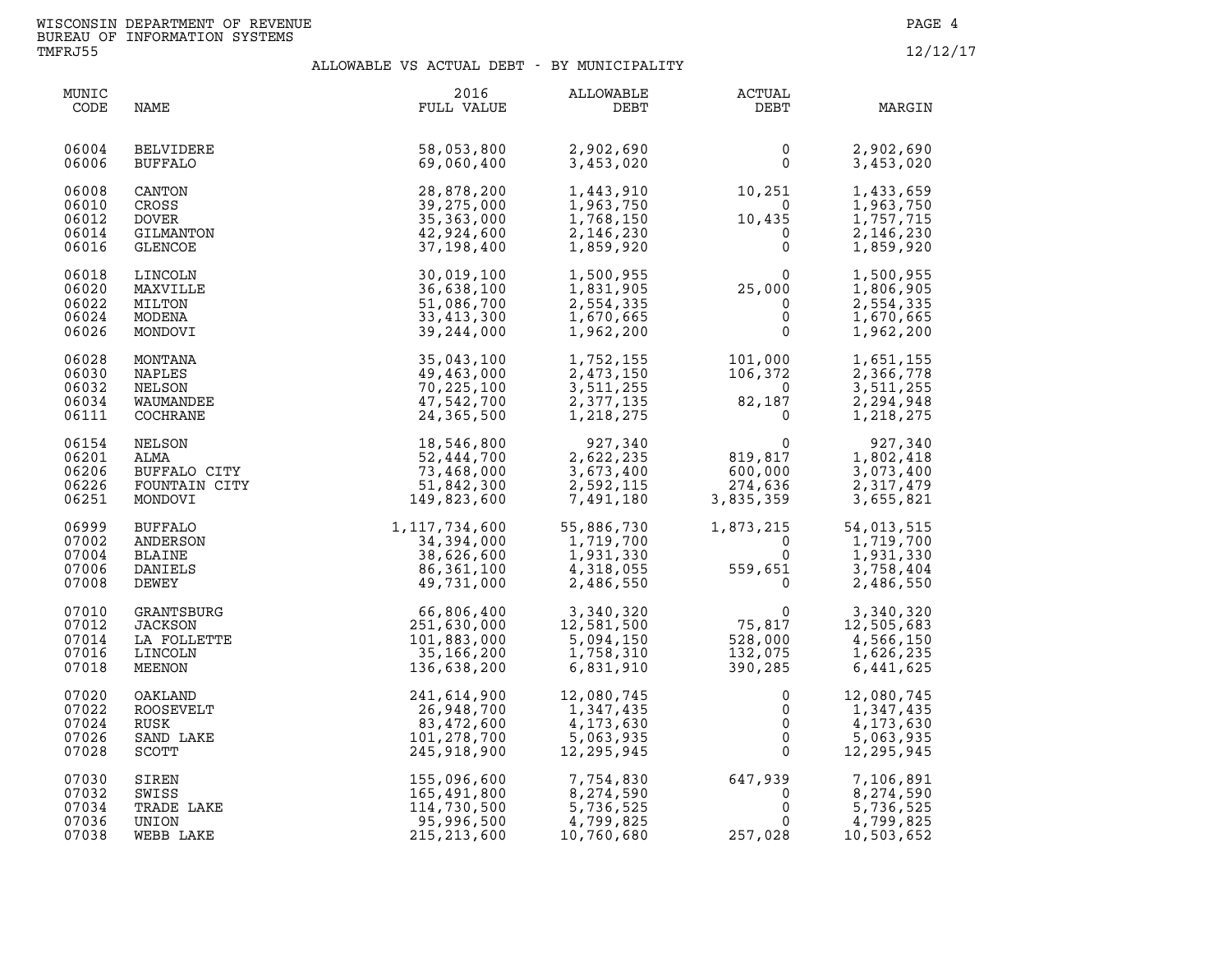WISCONSIN DEPARTMENT OF REVENUE
BUREAU OF INFORMATION SYSTEMS
TMFRJ55

12/12/17

## ALLOWABLE VS ACTUAL DEBT - BY MUNICIPALITY

| MUNIC CODE | NAME | 2016 FULL VALUE | ALLOWABLE DEBT | ACTUAL DEBT | MARGIN |
|---|---|---|---|---|---|
| 06004 | BELVIDERE | 58,053,800 | 2,902,690 | 0 | 2,902,690 |
| 06006 | BUFFALO | 69,060,400 | 3,453,020 | 0 | 3,453,020 |
| 06008 | CANTON | 28,878,200 | 1,443,910 | 10,251 | 1,433,659 |
| 06010 | CROSS | 39,275,000 | 1,963,750 | 0 | 1,963,750 |
| 06012 | DOVER | 35,363,000 | 1,768,150 | 10,435 | 1,757,715 |
| 06014 | GILMANTON | 42,924,600 | 2,146,230 | 0 | 2,146,230 |
| 06016 | GLENCOE | 37,198,400 | 1,859,920 | 0 | 1,859,920 |
| 06018 | LINCOLN | 30,019,100 | 1,500,955 | 0 | 1,500,955 |
| 06020 | MAXVILLE | 36,638,100 | 1,831,905 | 25,000 | 1,806,905 |
| 06022 | MILTON | 51,086,700 | 2,554,335 | 0 | 2,554,335 |
| 06024 | MODENA | 33,413,300 | 1,670,665 | 0 | 1,670,665 |
| 06026 | MONDOVI | 39,244,000 | 1,962,200 | 0 | 1,962,200 |
| 06028 | MONTANA | 35,043,100 | 1,752,155 | 101,000 | 1,651,155 |
| 06030 | NAPLES | 49,463,000 | 2,473,150 | 106,372 | 2,366,778 |
| 06032 | NELSON | 70,225,100 | 3,511,255 | 0 | 3,511,255 |
| 06034 | WAUMANDEE | 47,542,700 | 2,377,135 | 82,187 | 2,294,948 |
| 06111 | COCHRANE | 24,365,500 | 1,218,275 | 0 | 1,218,275 |
| 06154 | NELSON | 18,546,800 | 927,340 | 0 | 927,340 |
| 06201 | ALMA | 52,444,700 | 2,622,235 | 819,817 | 1,802,418 |
| 06206 | BUFFALO CITY | 73,468,000 | 3,673,400 | 600,000 | 3,073,400 |
| 06226 | FOUNTAIN CITY | 51,842,300 | 2,592,115 | 274,636 | 2,317,479 |
| 06251 | MONDOVI | 149,823,600 | 7,491,180 | 3,835,359 | 3,655,821 |
| 06999 | BUFFALO | 1,117,734,600 | 55,886,730 | 1,873,215 | 54,013,515 |
| 07002 | ANDERSON | 34,394,000 | 1,719,700 | 0 | 1,719,700 |
| 07004 | BLAINE | 38,626,600 | 1,931,330 | 0 | 1,931,330 |
| 07006 | DANIELS | 86,361,100 | 4,318,055 | 559,651 | 3,758,404 |
| 07008 | DEWEY | 49,731,000 | 2,486,550 | 0 | 2,486,550 |
| 07010 | GRANTSBURG | 66,806,400 | 3,340,320 | 0 | 3,340,320 |
| 07012 | JACKSON | 251,630,000 | 12,581,500 | 75,817 | 12,505,683 |
| 07014 | LA FOLLETTE | 101,883,000 | 5,094,150 | 528,000 | 4,566,150 |
| 07016 | LINCOLN | 35,166,200 | 1,758,310 | 132,075 | 1,626,235 |
| 07018 | MEENON | 136,638,200 | 6,831,910 | 390,285 | 6,441,625 |
| 07020 | OAKLAND | 241,614,900 | 12,080,745 | 0 | 12,080,745 |
| 07022 | ROOSEVELT | 26,948,700 | 1,347,435 | 0 | 1,347,435 |
| 07024 | RUSK | 83,472,600 | 4,173,630 | 0 | 4,173,630 |
| 07026 | SAND LAKE | 101,278,700 | 5,063,935 | 0 | 5,063,935 |
| 07028 | SCOTT | 245,918,900 | 12,295,945 | 0 | 12,295,945 |
| 07030 | SIREN | 155,096,600 | 7,754,830 | 647,939 | 7,106,891 |
| 07032 | SWISS | 165,491,800 | 8,274,590 | 0 | 8,274,590 |
| 07034 | TRADE LAKE | 114,730,500 | 5,736,525 | 0 | 5,736,525 |
| 07036 | UNION | 95,996,500 | 4,799,825 | 0 | 4,799,825 |
| 07038 | WEBB LAKE | 215,213,600 | 10,760,680 | 257,028 | 10,503,652 |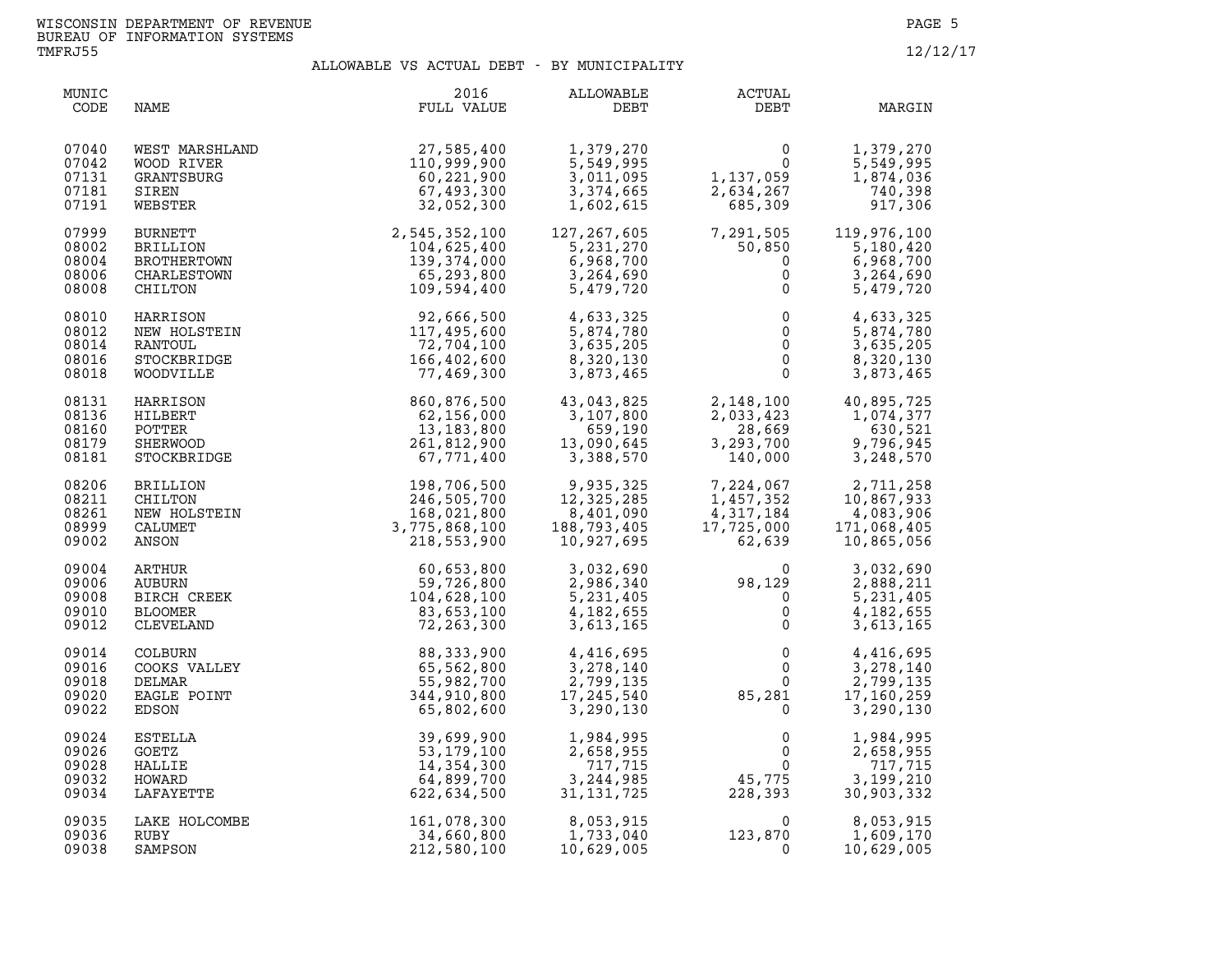WISCONSIN DEPARTMENT OF REVENUE
BUREAU OF INFORMATION SYSTEMS
TMFRJ55

12/12/17

## ALLOWABLE VS ACTUAL DEBT - BY MUNICIPALITY

| MUNIC CODE | NAME | 2016 FULL VALUE | ALLOWABLE DEBT | ACTUAL DEBT | MARGIN |
|---|---|---|---|---|---|
| 07040 | WEST MARSHLAND | 27,585,400 | 1,379,270 | 0 | 1,379,270 |
| 07042 | WOOD RIVER | 110,999,900 | 5,549,995 | 0 | 5,549,995 |
| 07131 | GRANTSBURG | 60,221,900 | 3,011,095 | 1,137,059 | 1,874,036 |
| 07181 | SIREN | 67,493,300 | 3,374,665 | 2,634,267 | 740,398 |
| 07191 | WEBSTER | 32,052,300 | 1,602,615 | 685,309 | 917,306 |
| 07999 | BURNETT | 2,545,352,100 | 127,267,605 | 7,291,505 | 119,976,100 |
| 08002 | BRILLION | 104,625,400 | 5,231,270 | 50,850 | 5,180,420 |
| 08004 | BROTHERTOWN | 139,374,000 | 6,968,700 | 0 | 6,968,700 |
| 08006 | CHARLESTOWN | 65,293,800 | 3,264,690 | 0 | 3,264,690 |
| 08008 | CHILTON | 109,594,400 | 5,479,720 | 0 | 5,479,720 |
| 08010 | HARRISON | 92,666,500 | 4,633,325 | 0 | 4,633,325 |
| 08012 | NEW HOLSTEIN | 117,495,600 | 5,874,780 | 0 | 5,874,780 |
| 08014 | RANTOUL | 72,704,100 | 3,635,205 | 0 | 3,635,205 |
| 08016 | STOCKBRIDGE | 166,402,600 | 8,320,130 | 0 | 8,320,130 |
| 08018 | WOODVILLE | 77,469,300 | 3,873,465 | 0 | 3,873,465 |
| 08131 | HARRISON | 860,876,500 | 43,043,825 | 2,148,100 | 40,895,725 |
| 08136 | HILBERT | 62,156,000 | 3,107,800 | 2,033,423 | 1,074,377 |
| 08160 | POTTER | 13,183,800 | 659,190 | 28,669 | 630,521 |
| 08179 | SHERWOOD | 261,812,900 | 13,090,645 | 3,293,700 | 9,796,945 |
| 08181 | STOCKBRIDGE | 67,771,400 | 3,388,570 | 140,000 | 3,248,570 |
| 08206 | BRILLION | 198,706,500 | 9,935,325 | 7,224,067 | 2,711,258 |
| 08211 | CHILTON | 246,505,700 | 12,325,285 | 1,457,352 | 10,867,933 |
| 08261 | NEW HOLSTEIN | 168,021,800 | 8,401,090 | 4,317,184 | 4,083,906 |
| 08999 | CALUMET | 3,775,868,100 | 188,793,405 | 17,725,000 | 171,068,405 |
| 09002 | ANSON | 218,553,900 | 10,927,695 | 62,639 | 10,865,056 |
| 09004 | ARTHUR | 60,653,800 | 3,032,690 | 0 | 3,032,690 |
| 09006 | AUBURN | 59,726,800 | 2,986,340 | 98,129 | 2,888,211 |
| 09008 | BIRCH CREEK | 104,628,100 | 5,231,405 | 0 | 5,231,405 |
| 09010 | BLOOMER | 83,653,100 | 4,182,655 | 0 | 4,182,655 |
| 09012 | CLEVELAND | 72,263,300 | 3,613,165 | 0 | 3,613,165 |
| 09014 | COLBURN | 88,333,900 | 4,416,695 | 0 | 4,416,695 |
| 09016 | COOKS VALLEY | 65,562,800 | 3,278,140 | 0 | 3,278,140 |
| 09018 | DELMAR | 55,982,700 | 2,799,135 | 0 | 2,799,135 |
| 09020 | EAGLE POINT | 344,910,800 | 17,245,540 | 85,281 | 17,160,259 |
| 09022 | EDSON | 65,802,600 | 3,290,130 | 0 | 3,290,130 |
| 09024 | ESTELLA | 39,699,900 | 1,984,995 | 0 | 1,984,995 |
| 09026 | GOETZ | 53,179,100 | 2,658,955 | 0 | 2,658,955 |
| 09028 | HALLIE | 14,354,300 | 717,715 | 0 | 717,715 |
| 09032 | HOWARD | 64,899,700 | 3,244,985 | 45,775 | 3,199,210 |
| 09034 | LAFAYETTE | 622,634,500 | 31,131,725 | 228,393 | 30,903,332 |
| 09035 | LAKE HOLCOMBE | 161,078,300 | 8,053,915 | 0 | 8,053,915 |
| 09036 | RUBY | 34,660,800 | 1,733,040 | 123,870 | 1,609,170 |
| 09038 | SAMPSON | 212,580,100 | 10,629,005 | 0 | 10,629,005 |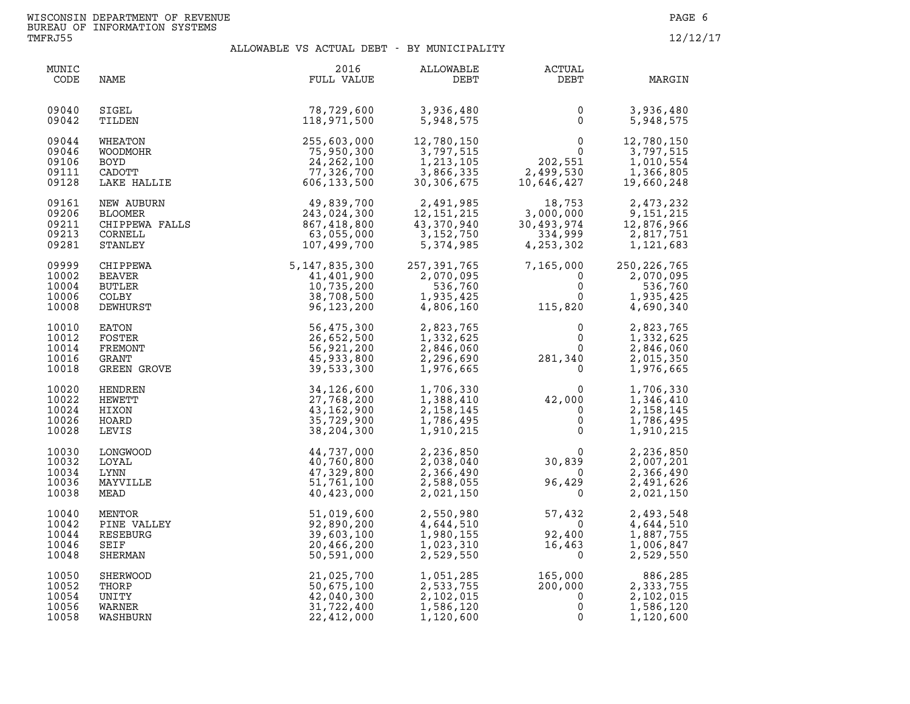WISCONSIN DEPARTMENT OF REVENUE
BUREAU OF INFORMATION SYSTEMS
TMFRJ55

12/12/17

## ALLOWABLE VS ACTUAL DEBT - BY MUNICIPALITY

| MUNIC CODE | NAME | 2016 FULL VALUE | ALLOWABLE DEBT | ACTUAL DEBT | MARGIN |
|---|---|---|---|---|---|
| 09040 | SIGEL | 78,729,600 | 3,936,480 | 0 | 3,936,480 |
| 09042 | TILDEN | 118,971,500 | 5,948,575 | 0 | 5,948,575 |
| 09044 | WHEATON | 255,603,000 | 12,780,150 | 0 | 12,780,150 |
| 09046 | WOODMOHR | 75,950,300 | 3,797,515 | 0 | 3,797,515 |
| 09106 | BOYD | 24,262,100 | 1,213,105 | 202,551 | 1,010,554 |
| 09111 | CADOTT | 77,326,700 | 3,866,335 | 2,499,530 | 1,366,805 |
| 09128 | LAKE HALLIE | 606,133,500 | 30,306,675 | 10,646,427 | 19,660,248 |
| 09161 | NEW AUBURN | 49,839,700 | 2,491,985 | 18,753 | 2,473,232 |
| 09206 | BLOOMER | 243,024,300 | 12,151,215 | 3,000,000 | 9,151,215 |
| 09211 | CHIPPEWA FALLS | 867,418,800 | 43,370,940 | 30,493,974 | 12,876,966 |
| 09213 | CORNELL | 63,055,000 | 3,152,750 | 334,999 | 2,817,751 |
| 09281 | STANLEY | 107,499,700 | 5,374,985 | 4,253,302 | 1,121,683 |
| 09999 | CHIPPEWA | 5,147,835,300 | 257,391,765 | 7,165,000 | 250,226,765 |
| 10002 | BEAVER | 41,401,900 | 2,070,095 | 0 | 2,070,095 |
| 10004 | BUTLER | 10,735,200 | 536,760 | 0 | 536,760 |
| 10006 | COLBY | 38,708,500 | 1,935,425 | 0 | 1,935,425 |
| 10008 | DEWHURST | 96,123,200 | 4,806,160 | 115,820 | 4,690,340 |
| 10010 | EATON | 56,475,300 | 2,823,765 | 0 | 2,823,765 |
| 10012 | FOSTER | 26,652,500 | 1,332,625 | 0 | 1,332,625 |
| 10014 | FREMONT | 56,921,200 | 2,846,060 | 0 | 2,846,060 |
| 10016 | GRANT | 45,933,800 | 2,296,690 | 281,340 | 2,015,350 |
| 10018 | GREEN GROVE | 39,533,300 | 1,976,665 | 0 | 1,976,665 |
| 10020 | HENDREN | 34,126,600 | 1,706,330 | 0 | 1,706,330 |
| 10022 | HEWETT | 27,768,200 | 1,388,410 | 42,000 | 1,346,410 |
| 10024 | HIXON | 43,162,900 | 2,158,145 | 0 | 2,158,145 |
| 10026 | HOARD | 35,729,900 | 1,786,495 | 0 | 1,786,495 |
| 10028 | LEVIS | 38,204,300 | 1,910,215 | 0 | 1,910,215 |
| 10030 | LONGWOOD | 44,737,000 | 2,236,850 | 0 | 2,236,850 |
| 10032 | LOYAL | 40,760,800 | 2,038,040 | 30,839 | 2,007,201 |
| 10034 | LYNN | 47,329,800 | 2,366,490 | 0 | 2,366,490 |
| 10036 | MAYVILLE | 51,761,100 | 2,588,055 | 96,429 | 2,491,626 |
| 10038 | MEAD | 40,423,000 | 2,021,150 | 0 | 2,021,150 |
| 10040 | MENTOR | 51,019,600 | 2,550,980 | 57,432 | 2,493,548 |
| 10042 | PINE VALLEY | 92,890,200 | 4,644,510 | 0 | 4,644,510 |
| 10044 | RESEBURG | 39,603,100 | 1,980,155 | 92,400 | 1,887,755 |
| 10046 | SEIF | 20,466,200 | 1,023,310 | 16,463 | 1,006,847 |
| 10048 | SHERMAN | 50,591,000 | 2,529,550 | 0 | 2,529,550 |
| 10050 | SHERWOOD | 21,025,700 | 1,051,285 | 165,000 | 886,285 |
| 10052 | THORP | 50,675,100 | 2,533,755 | 200,000 | 2,333,755 |
| 10054 | UNITY | 42,040,300 | 2,102,015 | 0 | 2,102,015 |
| 10056 | WARNER | 31,722,400 | 1,586,120 | 0 | 1,586,120 |
| 10058 | WASHBURN | 22,412,000 | 1,120,600 | 0 | 1,120,600 |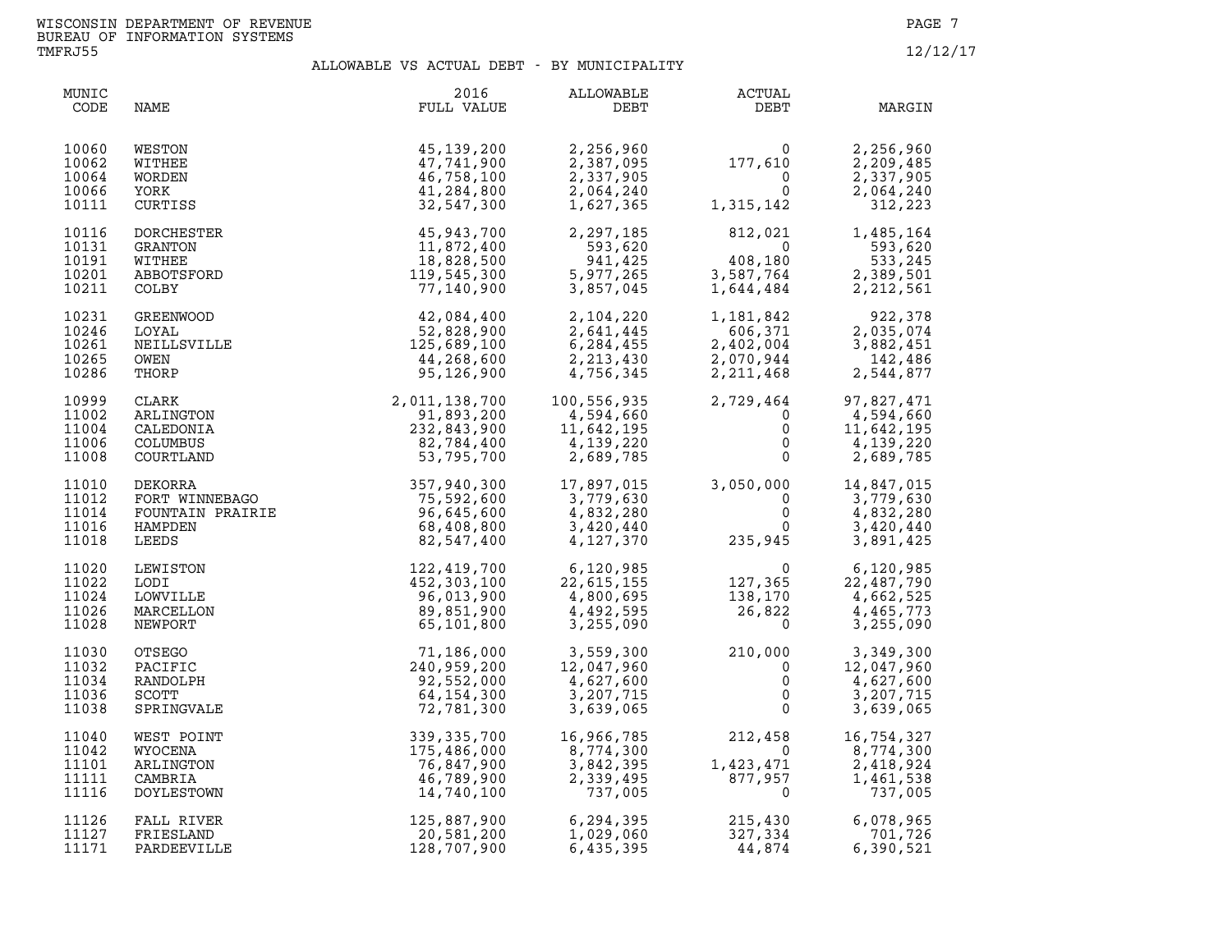WISCONSIN DEPARTMENT OF REVENUE
BUREAU OF INFORMATION SYSTEMS
TMFRJ55

12/12/17

## ALLOWABLE VS ACTUAL DEBT - BY MUNICIPALITY

| MUNIC CODE | NAME | 2016 FULL VALUE | ALLOWABLE DEBT | ACTUAL DEBT | MARGIN |
|---|---|---|---|---|---|
| 10060 | WESTON | 45,139,200 | 2,256,960 | 0 | 2,256,960 |
| 10062 | WITHEE | 47,741,900 | 2,387,095 | 177,610 | 2,209,485 |
| 10064 | WORDEN | 46,758,100 | 2,337,905 | 0 | 2,337,905 |
| 10066 | YORK | 41,284,800 | 2,064,240 | 0 | 2,064,240 |
| 10111 | CURTISS | 32,547,300 | 1,627,365 | 1,315,142 | 312,223 |
| 10116 | DORCHESTER | 45,943,700 | 2,297,185 | 812,021 | 1,485,164 |
| 10131 | GRANTON | 11,872,400 | 593,620 | 0 | 593,620 |
| 10191 | WITHEE | 18,828,500 | 941,425 | 408,180 | 533,245 |
| 10201 | ABBOTSFORD | 119,545,300 | 5,977,265 | 3,587,764 | 2,389,501 |
| 10211 | COLBY | 77,140,900 | 3,857,045 | 1,644,484 | 2,212,561 |
| 10231 | GREENWOOD | 42,084,400 | 2,104,220 | 1,181,842 | 922,378 |
| 10246 | LOYAL | 52,828,900 | 2,641,445 | 606,371 | 2,035,074 |
| 10261 | NEILLSVILLE | 125,689,100 | 6,284,455 | 2,402,004 | 3,882,451 |
| 10265 | OWEN | 44,268,600 | 2,213,430 | 2,070,944 | 142,486 |
| 10286 | THORP | 95,126,900 | 4,756,345 | 2,211,468 | 2,544,877 |
| 10999 | CLARK | 2,011,138,700 | 100,556,935 | 2,729,464 | 97,827,471 |
| 11002 | ARLINGTON | 91,893,200 | 4,594,660 | 0 | 4,594,660 |
| 11004 | CALEDONIA | 232,843,900 | 11,642,195 | 0 | 11,642,195 |
| 11006 | COLUMBUS | 82,784,400 | 4,139,220 | 0 | 4,139,220 |
| 11008 | COURTLAND | 53,795,700 | 2,689,785 | 0 | 2,689,785 |
| 11010 | DEKORRA | 357,940,300 | 17,897,015 | 3,050,000 | 14,847,015 |
| 11012 | FORT WINNEBAGO | 75,592,600 | 3,779,630 | 0 | 3,779,630 |
| 11014 | FOUNTAIN PRAIRIE | 96,645,600 | 4,832,280 | 0 | 4,832,280 |
| 11016 | HAMPDEN | 68,408,800 | 3,420,440 | 0 | 3,420,440 |
| 11018 | LEEDS | 82,547,400 | 4,127,370 | 235,945 | 3,891,425 |
| 11020 | LEWISTON | 122,419,700 | 6,120,985 | 0 | 6,120,985 |
| 11022 | LODI | 452,303,100 | 22,615,155 | 127,365 | 22,487,790 |
| 11024 | LOWVILLE | 96,013,900 | 4,800,695 | 138,170 | 4,662,525 |
| 11026 | MARCELLON | 89,851,900 | 4,492,595 | 26,822 | 4,465,773 |
| 11028 | NEWPORT | 65,101,800 | 3,255,090 | 0 | 3,255,090 |
| 11030 | OTSEGO | 71,186,000 | 3,559,300 | 210,000 | 3,349,300 |
| 11032 | PACIFIC | 240,959,200 | 12,047,960 | 0 | 12,047,960 |
| 11034 | RANDOLPH | 92,552,000 | 4,627,600 | 0 | 4,627,600 |
| 11036 | SCOTT | 64,154,300 | 3,207,715 | 0 | 3,207,715 |
| 11038 | SPRINGVALE | 72,781,300 | 3,639,065 | 0 | 3,639,065 |
| 11040 | WEST POINT | 339,335,700 | 16,966,785 | 212,458 | 16,754,327 |
| 11042 | WYOCENA | 175,486,000 | 8,774,300 | 0 | 8,774,300 |
| 11101 | ARLINGTON | 76,847,900 | 3,842,395 | 1,423,471 | 2,418,924 |
| 11111 | CAMBRIA | 46,789,900 | 2,339,495 | 877,957 | 1,461,538 |
| 11116 | DOYLESTOWN | 14,740,100 | 737,005 | 0 | 737,005 |
| 11126 | FALL RIVER | 125,887,900 | 6,294,395 | 215,430 | 6,078,965 |
| 11127 | FRIESLAND | 20,581,200 | 1,029,060 | 327,334 | 701,726 |
| 11171 | PARDEEVILLE | 128,707,900 | 6,435,395 | 44,874 | 6,390,521 |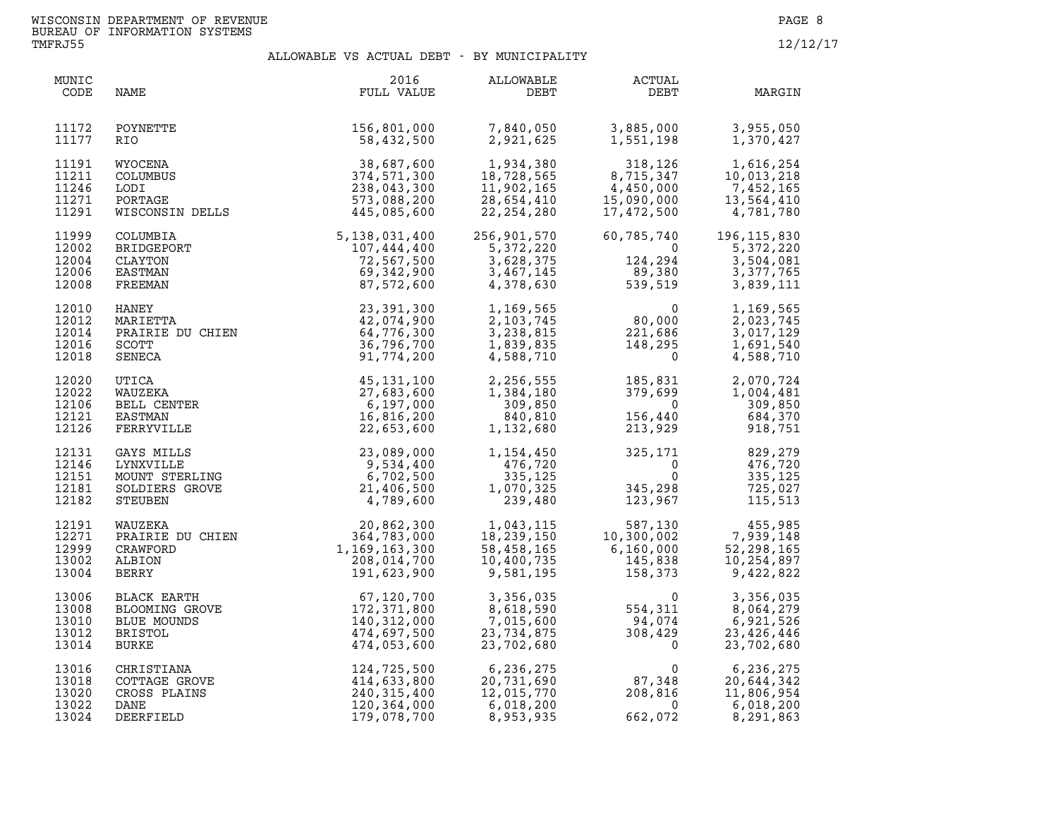WISCONSIN DEPARTMENT OF REVENUE
BUREAU OF INFORMATION SYSTEMS
TMFRJ55

12/12/17

## ALLOWABLE VS ACTUAL DEBT - BY MUNICIPALITY

| MUNIC CODE | NAME | 2016 FULL VALUE | ALLOWABLE DEBT | ACTUAL DEBT | MARGIN |
|---|---|---|---|---|---|
| 11172 | POYNETTE | 156,801,000 | 7,840,050 | 3,885,000 | 3,955,050 |
| 11177 | RIO | 58,432,500 | 2,921,625 | 1,551,198 | 1,370,427 |
| 11191 | WYOCENA | 38,687,600 | 1,934,380 | 318,126 | 1,616,254 |
| 11211 | COLUMBUS | 374,571,300 | 18,728,565 | 8,715,347 | 10,013,218 |
| 11246 | LODI | 238,043,300 | 11,902,165 | 4,450,000 | 7,452,165 |
| 11271 | PORTAGE | 573,088,200 | 28,654,410 | 15,090,000 | 13,564,410 |
| 11291 | WISCONSIN DELLS | 445,085,600 | 22,254,280 | 17,472,500 | 4,781,780 |
| 11999 | COLUMBIA | 5,138,031,400 | 256,901,570 | 60,785,740 | 196,115,830 |
| 12002 | BRIDGEPORT | 107,444,400 | 5,372,220 | 0 | 5,372,220 |
| 12004 | CLAYTON | 72,567,500 | 3,628,375 | 124,294 | 3,504,081 |
| 12006 | EASTMAN | 69,342,900 | 3,467,145 | 89,380 | 3,377,765 |
| 12008 | FREEMAN | 87,572,600 | 4,378,630 | 539,519 | 3,839,111 |
| 12010 | HANEY | 23,391,300 | 1,169,565 | 0 | 1,169,565 |
| 12012 | MARIETTA | 42,074,900 | 2,103,745 | 80,000 | 2,023,745 |
| 12014 | PRAIRIE DU CHIEN | 64,776,300 | 3,238,815 | 221,686 | 3,017,129 |
| 12016 | SCOTT | 36,796,700 | 1,839,835 | 148,295 | 1,691,540 |
| 12018 | SENECA | 91,774,200 | 4,588,710 | 0 | 4,588,710 |
| 12020 | UTICA | 45,131,100 | 2,256,555 | 185,831 | 2,070,724 |
| 12022 | WAUZEKA | 27,683,600 | 1,384,180 | 379,699 | 1,004,481 |
| 12106 | BELL CENTER | 6,197,000 | 309,850 | 0 | 309,850 |
| 12121 | EASTMAN | 16,816,200 | 840,810 | 156,440 | 684,370 |
| 12126 | FERRYVILLE | 22,653,600 | 1,132,680 | 213,929 | 918,751 |
| 12131 | GAYS MILLS | 23,089,000 | 1,154,450 | 325,171 | 829,279 |
| 12146 | LYNXVILLE | 9,534,400 | 476,720 | 0 | 476,720 |
| 12151 | MOUNT STERLING | 6,702,500 | 335,125 | 0 | 335,125 |
| 12181 | SOLDIERS GROVE | 21,406,500 | 1,070,325 | 345,298 | 725,027 |
| 12182 | STEUBEN | 4,789,600 | 239,480 | 123,967 | 115,513 |
| 12191 | WAUZEKA | 20,862,300 | 1,043,115 | 587,130 | 455,985 |
| 12271 | PRAIRIE DU CHIEN | 364,783,000 | 18,239,150 | 10,300,002 | 7,939,148 |
| 12999 | CRAWFORD | 1,169,163,300 | 58,458,165 | 6,160,000 | 52,298,165 |
| 13002 | ALBION | 208,014,700 | 10,400,735 | 145,838 | 10,254,897 |
| 13004 | BERRY | 191,623,900 | 9,581,195 | 158,373 | 9,422,822 |
| 13006 | BLACK EARTH | 67,120,700 | 3,356,035 | 0 | 3,356,035 |
| 13008 | BLOOMING GROVE | 172,371,800 | 8,618,590 | 554,311 | 8,064,279 |
| 13010 | BLUE MOUNDS | 140,312,000 | 7,015,600 | 94,074 | 6,921,526 |
| 13012 | BRISTOL | 474,697,500 | 23,734,875 | 308,429 | 23,426,446 |
| 13014 | BURKE | 474,053,600 | 23,702,680 | 0 | 23,702,680 |
| 13016 | CHRISTIANA | 124,725,500 | 6,236,275 | 0 | 6,236,275 |
| 13018 | COTTAGE GROVE | 414,633,800 | 20,731,690 | 87,348 | 20,644,342 |
| 13020 | CROSS PLAINS | 240,315,400 | 12,015,770 | 208,816 | 11,806,954 |
| 13022 | DANE | 120,364,000 | 6,018,200 | 0 | 6,018,200 |
| 13024 | DEERFIELD | 179,078,700 | 8,953,935 | 662,072 | 8,291,863 |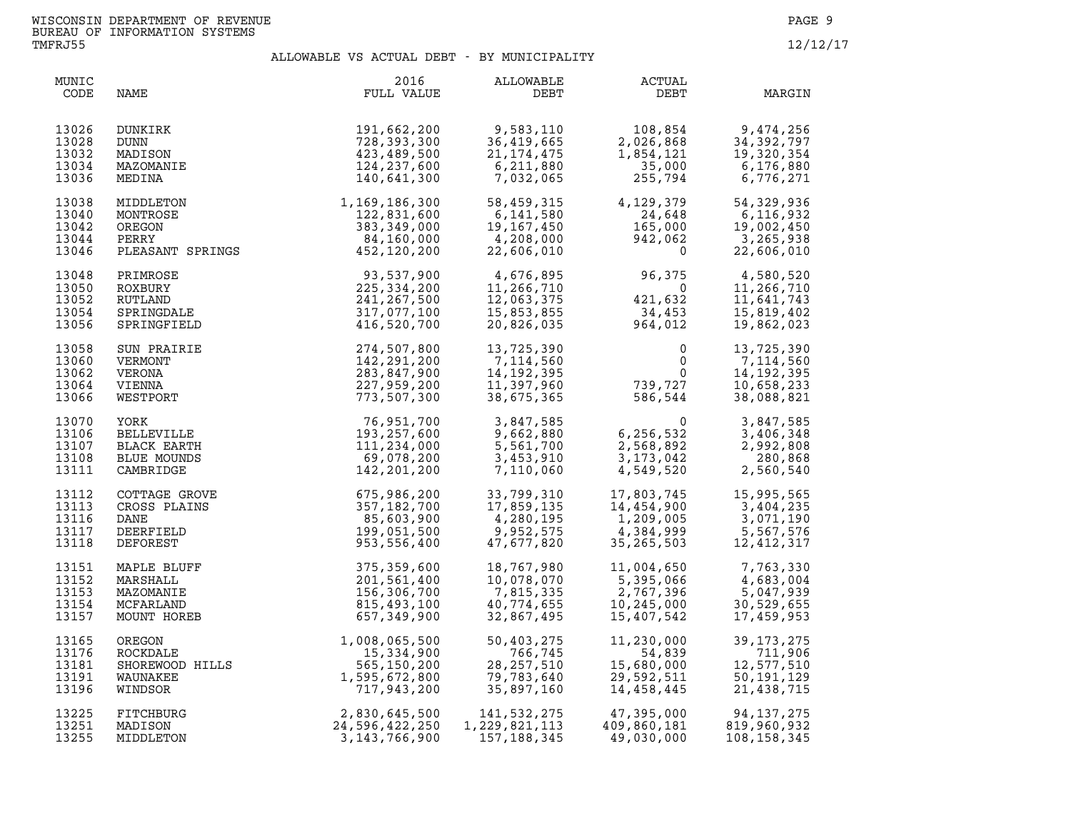WISCONSIN DEPARTMENT OF REVENUE
BUREAU OF INFORMATION SYSTEMS
TMFRJ55

12/12/17

## ALLOWABLE VS ACTUAL DEBT - BY MUNICIPALITY

| MUNIC CODE | NAME | 2016 FULL VALUE | ALLOWABLE DEBT | ACTUAL DEBT | MARGIN |
|---|---|---|---|---|---|
| 13026 | DUNKIRK | 191,662,200 | 9,583,110 | 108,854 | 9,474,256 |
| 13028 | DUNN | 728,393,300 | 36,419,665 | 2,026,868 | 34,392,797 |
| 13032 | MADISON | 423,489,500 | 21,174,475 | 1,854,121 | 19,320,354 |
| 13034 | MAZOMANIE | 124,237,600 | 6,211,880 | 35,000 | 6,176,880 |
| 13036 | MEDINA | 140,641,300 | 7,032,065 | 255,794 | 6,776,271 |
| 13038 | MIDDLETON | 1,169,186,300 | 58,459,315 | 4,129,379 | 54,329,936 |
| 13040 | MONTROSE | 122,831,600 | 6,141,580 | 24,648 | 6,116,932 |
| 13042 | OREGON | 383,349,000 | 19,167,450 | 165,000 | 19,002,450 |
| 13044 | PERRY | 84,160,000 | 4,208,000 | 942,062 | 3,265,938 |
| 13046 | PLEASANT SPRINGS | 452,120,200 | 22,606,010 | 0 | 22,606,010 |
| 13048 | PRIMROSE | 93,537,900 | 4,676,895 | 96,375 | 4,580,520 |
| 13050 | ROXBURY | 225,334,200 | 11,266,710 | 0 | 11,266,710 |
| 13052 | RUTLAND | 241,267,500 | 12,063,375 | 421,632 | 11,641,743 |
| 13054 | SPRINGDALE | 317,077,100 | 15,853,855 | 34,453 | 15,819,402 |
| 13056 | SPRINGFIELD | 416,520,700 | 20,826,035 | 964,012 | 19,862,023 |
| 13058 | SUN PRAIRIE | 274,507,800 | 13,725,390 | 0 | 13,725,390 |
| 13060 | VERMONT | 142,291,200 | 7,114,560 | 0 | 7,114,560 |
| 13062 | VERONA | 283,847,900 | 14,192,395 | 0 | 14,192,395 |
| 13064 | VIENNA | 227,959,200 | 11,397,960 | 739,727 | 10,658,233 |
| 13066 | WESTPORT | 773,507,300 | 38,675,365 | 586,544 | 38,088,821 |
| 13070 | YORK | 76,951,700 | 3,847,585 | 0 | 3,847,585 |
| 13106 | BELLEVILLE | 193,257,600 | 9,662,880 | 6,256,532 | 3,406,348 |
| 13107 | BLACK EARTH | 111,234,000 | 5,561,700 | 2,568,892 | 2,992,808 |
| 13108 | BLUE MOUNDS | 69,078,200 | 3,453,910 | 3,173,042 | 280,868 |
| 13111 | CAMBRIDGE | 142,201,200 | 7,110,060 | 4,549,520 | 2,560,540 |
| 13112 | COTTAGE GROVE | 675,986,200 | 33,799,310 | 17,803,745 | 15,995,565 |
| 13113 | CROSS PLAINS | 357,182,700 | 17,859,135 | 14,454,900 | 3,404,235 |
| 13116 | DANE | 85,603,900 | 4,280,195 | 1,209,005 | 3,071,190 |
| 13117 | DEERFIELD | 199,051,500 | 9,952,575 | 4,384,999 | 5,567,576 |
| 13118 | DEFOREST | 953,556,400 | 47,677,820 | 35,265,503 | 12,412,317 |
| 13151 | MAPLE BLUFF | 375,359,600 | 18,767,980 | 11,004,650 | 7,763,330 |
| 13152 | MARSHALL | 201,561,400 | 10,078,070 | 5,395,066 | 4,683,004 |
| 13153 | MAZOMANIE | 156,306,700 | 7,815,335 | 2,767,396 | 5,047,939 |
| 13154 | MCFARLAND | 815,493,100 | 40,774,655 | 10,245,000 | 30,529,655 |
| 13157 | MOUNT HOREB | 657,349,900 | 32,867,495 | 15,407,542 | 17,459,953 |
| 13165 | OREGON | 1,008,065,500 | 50,403,275 | 11,230,000 | 39,173,275 |
| 13176 | ROCKDALE | 15,334,900 | 766,745 | 54,839 | 711,906 |
| 13181 | SHOREWOOD HILLS | 565,150,200 | 28,257,510 | 15,680,000 | 12,577,510 |
| 13191 | WAUNAKEE | 1,595,672,800 | 79,783,640 | 29,592,511 | 50,191,129 |
| 13196 | WINDSOR | 717,943,200 | 35,897,160 | 14,458,445 | 21,438,715 |
| 13225 | FITCHBURG | 2,830,645,500 | 141,532,275 | 47,395,000 | 94,137,275 |
| 13251 | MADISON | 24,596,422,250 | 1,229,821,113 | 409,860,181 | 819,960,932 |
| 13255 | MIDDLETON | 3,143,766,900 | 157,188,345 | 49,030,000 | 108,158,345 |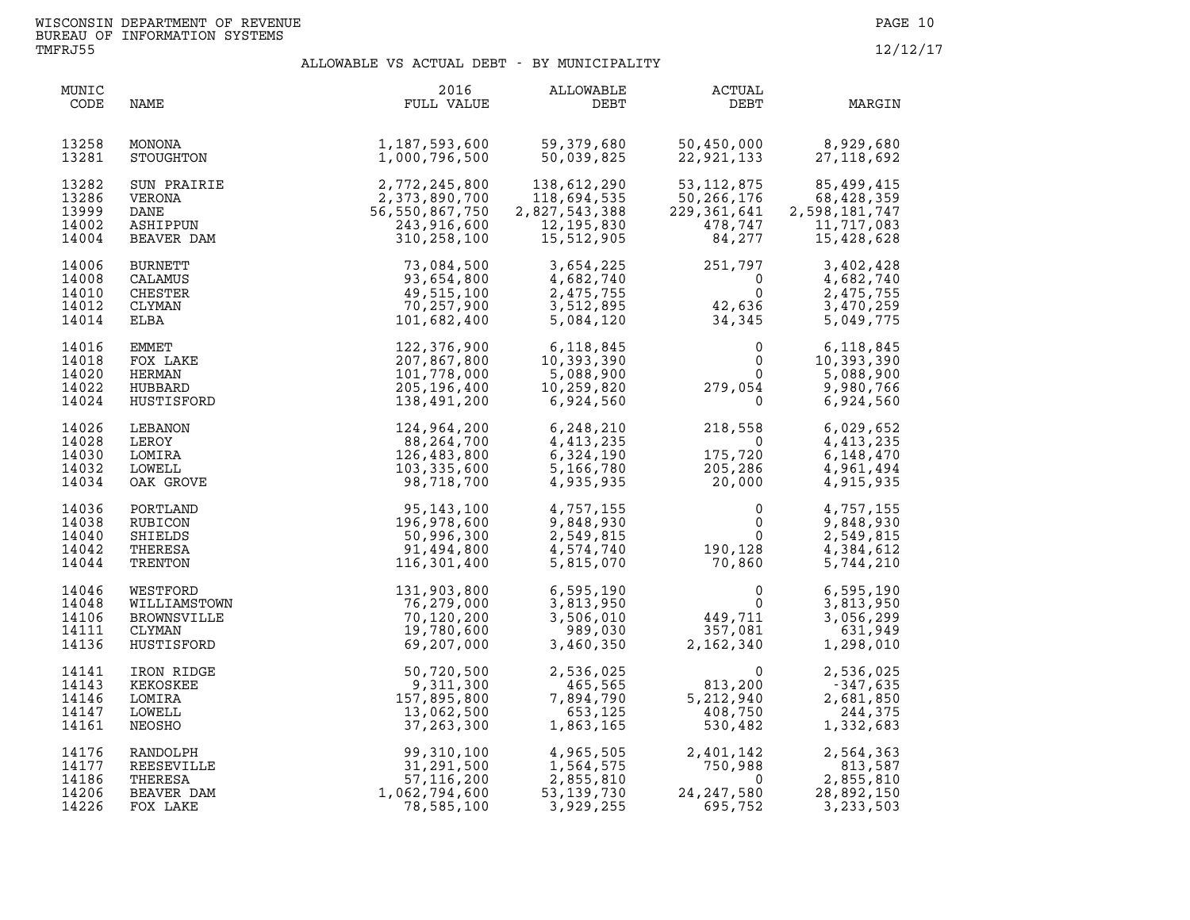WISCONSIN DEPARTMENT OF REVENUE
BUREAU OF INFORMATION SYSTEMS
TMFRJ55

12/12/17

## ALLOWABLE VS ACTUAL DEBT - BY MUNICIPALITY

| MUNIC CODE | NAME | 2016 FULL VALUE | ALLOWABLE DEBT | ACTUAL DEBT | MARGIN |
|---|---|---|---|---|---|
| 13258 | MONONA | 1,187,593,600 | 59,379,680 | 50,450,000 | 8,929,680 |
| 13281 | STOUGHTON | 1,000,796,500 | 50,039,825 | 22,921,133 | 27,118,692 |
| 13282 | SUN PRAIRIE | 2,772,245,800 | 138,612,290 | 53,112,875 | 85,499,415 |
| 13286 | VERONA | 2,373,890,700 | 118,694,535 | 50,266,176 | 68,428,359 |
| 13999 | DANE | 56,550,867,750 | 2,827,543,388 | 229,361,641 | 2,598,181,747 |
| 14002 | ASHIPPUN | 243,916,600 | 12,195,830 | 478,747 | 11,717,083 |
| 14004 | BEAVER DAM | 310,258,100 | 15,512,905 | 84,277 | 15,428,628 |
| 14006 | BURNETT | 73,084,500 | 3,654,225 | 251,797 | 3,402,428 |
| 14008 | CALAMUS | 93,654,800 | 4,682,740 | 0 | 4,682,740 |
| 14010 | CHESTER | 49,515,100 | 2,475,755 | 0 | 2,475,755 |
| 14012 | CLYMAN | 70,257,900 | 3,512,895 | 42,636 | 3,470,259 |
| 14014 | ELBA | 101,682,400 | 5,084,120 | 34,345 | 5,049,775 |
| 14016 | EMMET | 122,376,900 | 6,118,845 | 0 | 6,118,845 |
| 14018 | FOX LAKE | 207,867,800 | 10,393,390 | 0 | 10,393,390 |
| 14020 | HERMAN | 101,778,000 | 5,088,900 | 0 | 5,088,900 |
| 14022 | HUBBARD | 205,196,400 | 10,259,820 | 279,054 | 9,980,766 |
| 14024 | HUSTISFORD | 138,491,200 | 6,924,560 | 0 | 6,924,560 |
| 14026 | LEBANON | 124,964,200 | 6,248,210 | 218,558 | 6,029,652 |
| 14028 | LEROY | 88,264,700 | 4,413,235 | 0 | 4,413,235 |
| 14030 | LOMIRA | 126,483,800 | 6,324,190 | 175,720 | 6,148,470 |
| 14032 | LOWELL | 103,335,600 | 5,166,780 | 205,286 | 4,961,494 |
| 14034 | OAK GROVE | 98,718,700 | 4,935,935 | 20,000 | 4,915,935 |
| 14036 | PORTLAND | 95,143,100 | 4,757,155 | 0 | 4,757,155 |
| 14038 | RUBICON | 196,978,600 | 9,848,930 | 0 | 9,848,930 |
| 14040 | SHIELDS | 50,996,300 | 2,549,815 | 0 | 2,549,815 |
| 14042 | THERESA | 91,494,800 | 4,574,740 | 190,128 | 4,384,612 |
| 14044 | TRENTON | 116,301,400 | 5,815,070 | 70,860 | 5,744,210 |
| 14046 | WESTFORD | 131,903,800 | 6,595,190 | 0 | 6,595,190 |
| 14048 | WILLIAMSTOWN | 76,279,000 | 3,813,950 | 0 | 3,813,950 |
| 14106 | BROWNSVILLE | 70,120,200 | 3,506,010 | 449,711 | 3,056,299 |
| 14111 | CLYMAN | 19,780,600 | 989,030 | 357,081 | 631,949 |
| 14136 | HUSTISFORD | 69,207,000 | 3,460,350 | 2,162,340 | 1,298,010 |
| 14141 | IRON RIDGE | 50,720,500 | 2,536,025 | 0 | 2,536,025 |
| 14143 | KEKOSKEE | 9,311,300 | 465,565 | 813,200 | -347,635 |
| 14146 | LOMIRA | 157,895,800 | 7,894,790 | 5,212,940 | 2,681,850 |
| 14147 | LOWELL | 13,062,500 | 653,125 | 408,750 | 244,375 |
| 14161 | NEOSHO | 37,263,300 | 1,863,165 | 530,482 | 1,332,683 |
| 14176 | RANDOLPH | 99,310,100 | 4,965,505 | 2,401,142 | 2,564,363 |
| 14177 | REESEVILLE | 31,291,500 | 1,564,575 | 750,988 | 813,587 |
| 14186 | THERESA | 57,116,200 | 2,855,810 | 0 | 2,855,810 |
| 14206 | BEAVER DAM | 1,062,794,600 | 53,139,730 | 24,247,580 | 28,892,150 |
| 14226 | FOX LAKE | 78,585,100 | 3,929,255 | 695,752 | 3,233,503 |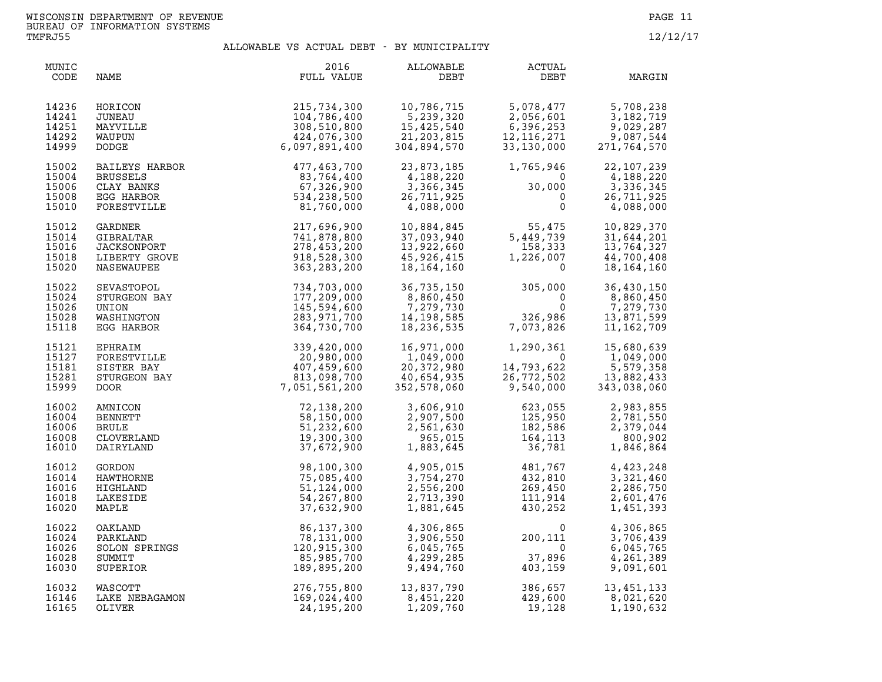WISCONSIN DEPARTMENT OF REVENUE
BUREAU OF INFORMATION SYSTEMS
TMFRJ55

12/12/17

## ALLOWABLE VS ACTUAL DEBT - BY MUNICIPALITY

| MUNIC CODE | NAME | 2016 FULL VALUE | ALLOWABLE DEBT | ACTUAL DEBT | MARGIN |
|---|---|---|---|---|---|
| 14236 | HORICON | 215,734,300 | 10,786,715 | 5,078,477 | 5,708,238 |
| 14241 | JUNEAU | 104,786,400 | 5,239,320 | 2,056,601 | 3,182,719 |
| 14251 | MAYVILLE | 308,510,800 | 15,425,540 | 6,396,253 | 9,029,287 |
| 14292 | WAUPUN | 424,076,300 | 21,203,815 | 12,116,271 | 9,087,544 |
| 14999 | DODGE | 6,097,891,400 | 304,894,570 | 33,130,000 | 271,764,570 |
| 15002 | BAILEYS HARBOR | 477,463,700 | 23,873,185 | 1,765,946 | 22,107,239 |
| 15004 | BRUSSELS | 83,764,400 | 4,188,220 | 0 | 4,188,220 |
| 15006 | CLAY BANKS | 67,326,900 | 3,366,345 | 30,000 | 3,336,345 |
| 15008 | EGG HARBOR | 534,238,500 | 26,711,925 | 0 | 26,711,925 |
| 15010 | FORESTVILLE | 81,760,000 | 4,088,000 | 0 | 4,088,000 |
| 15012 | GARDNER | 217,696,900 | 10,884,845 | 55,475 | 10,829,370 |
| 15014 | GIBRALTAR | 741,878,800 | 37,093,940 | 5,449,739 | 31,644,201 |
| 15016 | JACKSONPORT | 278,453,200 | 13,922,660 | 158,333 | 13,764,327 |
| 15018 | LIBERTY GROVE | 918,528,300 | 45,926,415 | 1,226,007 | 44,700,408 |
| 15020 | NASEWAUPEE | 363,283,200 | 18,164,160 | 0 | 18,164,160 |
| 15022 | SEVASTOPOL | 734,703,000 | 36,735,150 | 305,000 | 36,430,150 |
| 15024 | STURGEON BAY | 177,209,000 | 8,860,450 | 0 | 8,860,450 |
| 15026 | UNION | 145,594,600 | 7,279,730 | 0 | 7,279,730 |
| 15028 | WASHINGTON | 283,971,700 | 14,198,585 | 326,986 | 13,871,599 |
| 15118 | EGG HARBOR | 364,730,700 | 18,236,535 | 7,073,826 | 11,162,709 |
| 15121 | EPHRAIM | 339,420,000 | 16,971,000 | 1,290,361 | 15,680,639 |
| 15127 | FORESTVILLE | 20,980,000 | 1,049,000 | 0 | 1,049,000 |
| 15181 | SISTER BAY | 407,459,600 | 20,372,980 | 14,793,622 | 5,579,358 |
| 15281 | STURGEON BAY | 813,098,700 | 40,654,935 | 26,772,502 | 13,882,433 |
| 15999 | DOOR | 7,051,561,200 | 352,578,060 | 9,540,000 | 343,038,060 |
| 16002 | AMNICON | 72,138,200 | 3,606,910 | 623,055 | 2,983,855 |
| 16004 | BENNETT | 58,150,000 | 2,907,500 | 125,950 | 2,781,550 |
| 16006 | BRULE | 51,232,600 | 2,561,630 | 182,586 | 2,379,044 |
| 16008 | CLOVERLAND | 19,300,300 | 965,015 | 164,113 | 800,902 |
| 16010 | DAIRYLAND | 37,672,900 | 1,883,645 | 36,781 | 1,846,864 |
| 16012 | GORDON | 98,100,300 | 4,905,015 | 481,767 | 4,423,248 |
| 16014 | HAWTHORNE | 75,085,400 | 3,754,270 | 432,810 | 3,321,460 |
| 16016 | HIGHLAND | 51,124,000 | 2,556,200 | 269,450 | 2,286,750 |
| 16018 | LAKESIDE | 54,267,800 | 2,713,390 | 111,914 | 2,601,476 |
| 16020 | MAPLE | 37,632,900 | 1,881,645 | 430,252 | 1,451,393 |
| 16022 | OAKLAND | 86,137,300 | 4,306,865 | 0 | 4,306,865 |
| 16024 | PARKLAND | 78,131,000 | 3,906,550 | 200,111 | 3,706,439 |
| 16026 | SOLON SPRINGS | 120,915,300 | 6,045,765 | 0 | 6,045,765 |
| 16028 | SUMMIT | 85,985,700 | 4,299,285 | 37,896 | 4,261,389 |
| 16030 | SUPERIOR | 189,895,200 | 9,494,760 | 403,159 | 9,091,601 |
| 16032 | WASCOTT | 276,755,800 | 13,837,790 | 386,657 | 13,451,133 |
| 16146 | LAKE NEBAGAMON | 169,024,400 | 8,451,220 | 429,600 | 8,021,620 |
| 16165 | OLIVER | 24,195,200 | 1,209,760 | 19,128 | 1,190,632 |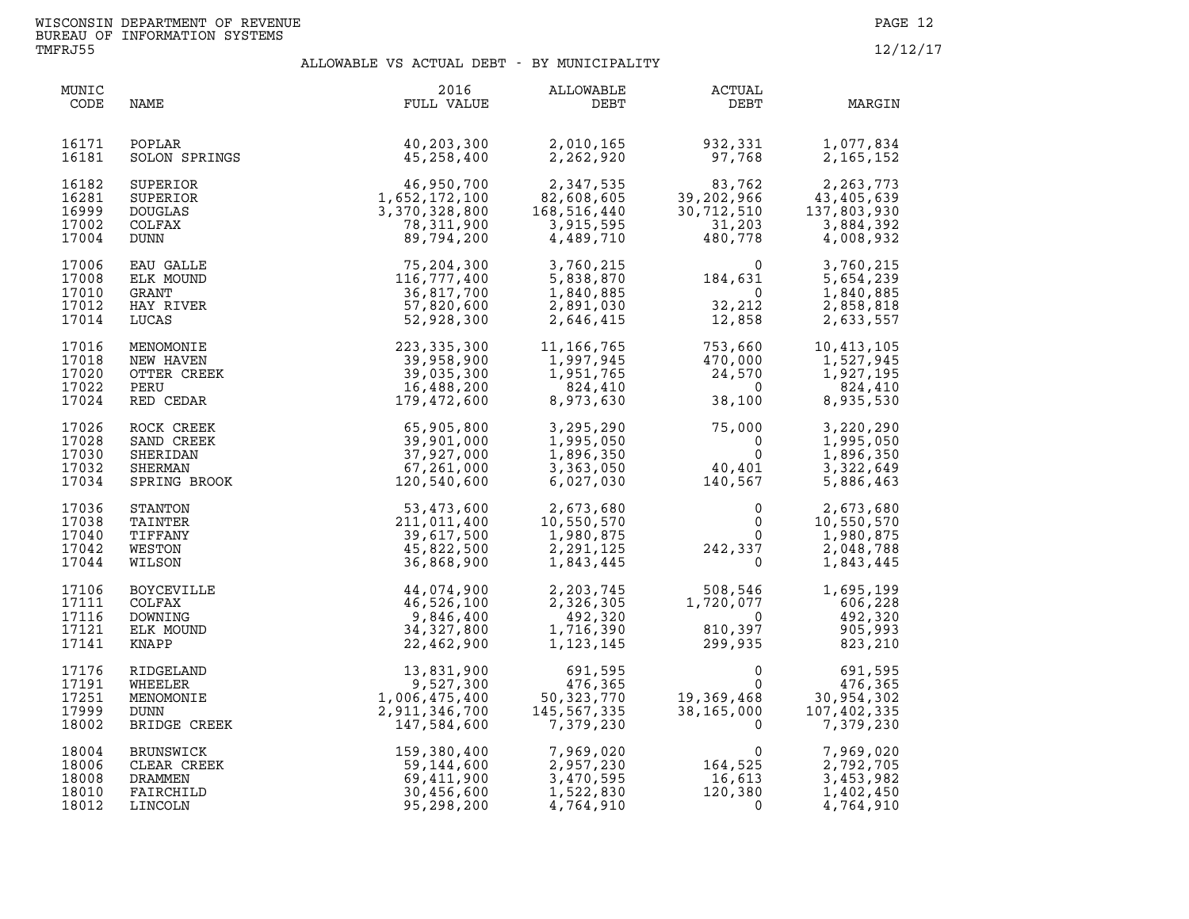WISCONSIN DEPARTMENT OF REVENUE
BUREAU OF INFORMATION SYSTEMS
TMFRJ55

12/12/17

## ALLOWABLE VS ACTUAL DEBT - BY MUNICIPALITY

| MUNIC CODE | NAME | 2016 FULL VALUE | ALLOWABLE DEBT | ACTUAL DEBT | MARGIN |
|---|---|---|---|---|---|
| 16171 | POPLAR | 40,203,300 | 2,010,165 | 932,331 | 1,077,834 |
| 16181 | SOLON SPRINGS | 45,258,400 | 2,262,920 | 97,768 | 2,165,152 |
| 16182 | SUPERIOR | 46,950,700 | 2,347,535 | 83,762 | 2,263,773 |
| 16281 | SUPERIOR | 1,652,172,100 | 82,608,605 | 39,202,966 | 43,405,639 |
| 16999 | DOUGLAS | 3,370,328,800 | 168,516,440 | 30,712,510 | 137,803,930 |
| 17002 | COLFAX | 78,311,900 | 3,915,595 | 31,203 | 3,884,392 |
| 17004 | DUNN | 89,794,200 | 4,489,710 | 480,778 | 4,008,932 |
| 17006 | EAU GALLE | 75,204,300 | 3,760,215 | 0 | 3,760,215 |
| 17008 | ELK MOUND | 116,777,400 | 5,838,870 | 184,631 | 5,654,239 |
| 17010 | GRANT | 36,817,700 | 1,840,885 | 0 | 1,840,885 |
| 17012 | HAY RIVER | 57,820,600 | 2,891,030 | 32,212 | 2,858,818 |
| 17014 | LUCAS | 52,928,300 | 2,646,415 | 12,858 | 2,633,557 |
| 17016 | MENOMONIE | 223,335,300 | 11,166,765 | 753,660 | 10,413,105 |
| 17018 | NEW HAVEN | 39,958,900 | 1,997,945 | 470,000 | 1,527,945 |
| 17020 | OTTER CREEK | 39,035,300 | 1,951,765 | 24,570 | 1,927,195 |
| 17022 | PERU | 16,488,200 | 824,410 | 0 | 824,410 |
| 17024 | RED CEDAR | 179,472,600 | 8,973,630 | 38,100 | 8,935,530 |
| 17026 | ROCK CREEK | 65,905,800 | 3,295,290 | 75,000 | 3,220,290 |
| 17028 | SAND CREEK | 39,901,000 | 1,995,050 | 0 | 1,995,050 |
| 17030 | SHERIDAN | 37,927,000 | 1,896,350 | 0 | 1,896,350 |
| 17032 | SHERMAN | 67,261,000 | 3,363,050 | 40,401 | 3,322,649 |
| 17034 | SPRING BROOK | 120,540,600 | 6,027,030 | 140,567 | 5,886,463 |
| 17036 | STANTON | 53,473,600 | 2,673,680 | 0 | 2,673,680 |
| 17038 | TAINTER | 211,011,400 | 10,550,570 | 0 | 10,550,570 |
| 17040 | TIFFANY | 39,617,500 | 1,980,875 | 0 | 1,980,875 |
| 17042 | WESTON | 45,822,500 | 2,291,125 | 242,337 | 2,048,788 |
| 17044 | WILSON | 36,868,900 | 1,843,445 | 0 | 1,843,445 |
| 17106 | BOYCEVILLE | 44,074,900 | 2,203,745 | 508,546 | 1,695,199 |
| 17111 | COLFAX | 46,526,100 | 2,326,305 | 1,720,077 | 606,228 |
| 17116 | DOWNING | 9,846,400 | 492,320 | 0 | 492,320 |
| 17121 | ELK MOUND | 34,327,800 | 1,716,390 | 810,397 | 905,993 |
| 17141 | KNAPP | 22,462,900 | 1,123,145 | 299,935 | 823,210 |
| 17176 | RIDGELAND | 13,831,900 | 691,595 | 0 | 691,595 |
| 17191 | WHEELER | 9,527,300 | 476,365 | 0 | 476,365 |
| 17251 | MENOMONIE | 1,006,475,400 | 50,323,770 | 19,369,468 | 30,954,302 |
| 17999 | DUNN | 2,911,346,700 | 145,567,335 | 38,165,000 | 107,402,335 |
| 18002 | BRIDGE CREEK | 147,584,600 | 7,379,230 | 0 | 7,379,230 |
| 18004 | BRUNSWICK | 159,380,400 | 7,969,020 | 0 | 7,969,020 |
| 18006 | CLEAR CREEK | 59,144,600 | 2,957,230 | 164,525 | 2,792,705 |
| 18008 | DRAMMEN | 69,411,900 | 3,470,595 | 16,613 | 3,453,982 |
| 18010 | FAIRCHILD | 30,456,600 | 1,522,830 | 120,380 | 1,402,450 |
| 18012 | LINCOLN | 95,298,200 | 4,764,910 | 0 | 4,764,910 |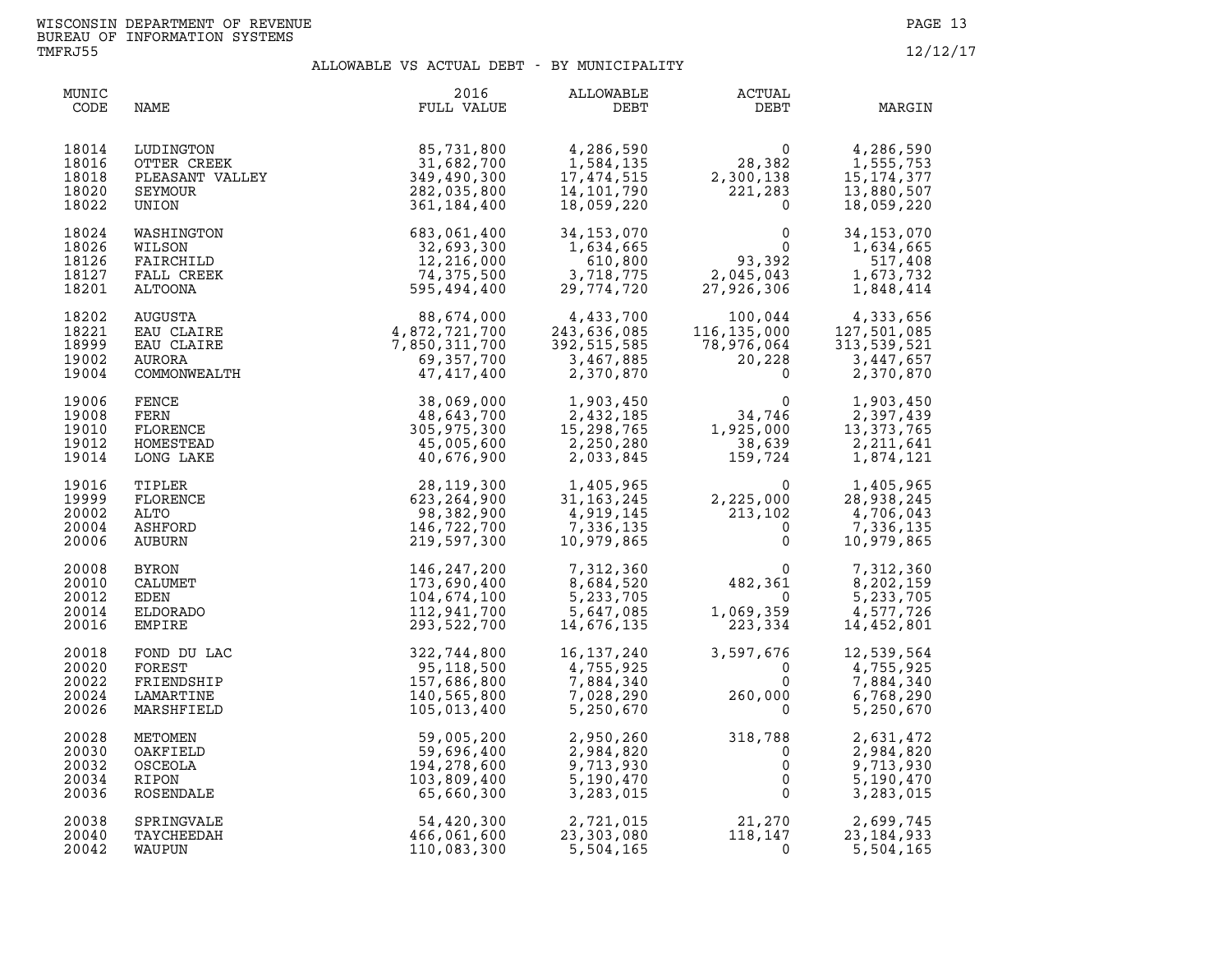WISCONSIN DEPARTMENT OF REVENUE
BUREAU OF INFORMATION SYSTEMS
TMFRJ55

12/12/17

## ALLOWABLE VS ACTUAL DEBT - BY MUNICIPALITY

| MUNIC CODE | NAME | 2016 FULL VALUE | ALLOWABLE DEBT | ACTUAL DEBT | MARGIN |
|---|---|---|---|---|---|
| 18014 | LUDINGTON | 85,731,800 | 4,286,590 | 0 | 4,286,590 |
| 18016 | OTTER CREEK | 31,682,700 | 1,584,135 | 28,382 | 1,555,753 |
| 18018 | PLEASANT VALLEY | 349,490,300 | 17,474,515 | 2,300,138 | 15,174,377 |
| 18020 | SEYMOUR | 282,035,800 | 14,101,790 | 221,283 | 13,880,507 |
| 18022 | UNION | 361,184,400 | 18,059,220 | 0 | 18,059,220 |
| 18024 | WASHINGTON | 683,061,400 | 34,153,070 | 0 | 34,153,070 |
| 18026 | WILSON | 32,693,300 | 1,634,665 | 0 | 1,634,665 |
| 18126 | FAIRCHILD | 12,216,000 | 610,800 | 93,392 | 517,408 |
| 18127 | FALL CREEK | 74,375,500 | 3,718,775 | 2,045,043 | 1,673,732 |
| 18201 | ALTOONA | 595,494,400 | 29,774,720 | 27,926,306 | 1,848,414 |
| 18202 | AUGUSTA | 88,674,000 | 4,433,700 | 100,044 | 4,333,656 |
| 18221 | EAU CLAIRE | 4,872,721,700 | 243,636,085 | 116,135,000 | 127,501,085 |
| 18999 | EAU CLAIRE | 7,850,311,700 | 392,515,585 | 78,976,064 | 313,539,521 |
| 19002 | AURORA | 69,357,700 | 3,467,885 | 20,228 | 3,447,657 |
| 19004 | COMMONWEALTH | 47,417,400 | 2,370,870 | 0 | 2,370,870 |
| 19006 | FENCE | 38,069,000 | 1,903,450 | 0 | 1,903,450 |
| 19008 | FERN | 48,643,700 | 2,432,185 | 34,746 | 2,397,439 |
| 19010 | FLORENCE | 305,975,300 | 15,298,765 | 1,925,000 | 13,373,765 |
| 19012 | HOMESTEAD | 45,005,600 | 2,250,280 | 38,639 | 2,211,641 |
| 19014 | LONG LAKE | 40,676,900 | 2,033,845 | 159,724 | 1,874,121 |
| 19016 | TIPLER | 28,119,300 | 1,405,965 | 0 | 1,405,965 |
| 19999 | FLORENCE | 623,264,900 | 31,163,245 | 2,225,000 | 28,938,245 |
| 20002 | ALTO | 98,382,900 | 4,919,145 | 213,102 | 4,706,043 |
| 20004 | ASHFORD | 146,722,700 | 7,336,135 | 0 | 7,336,135 |
| 20006 | AUBURN | 219,597,300 | 10,979,865 | 0 | 10,979,865 |
| 20008 | BYRON | 146,247,200 | 7,312,360 | 0 | 7,312,360 |
| 20010 | CALUMET | 173,690,400 | 8,684,520 | 482,361 | 8,202,159 |
| 20012 | EDEN | 104,674,100 | 5,233,705 | 0 | 5,233,705 |
| 20014 | ELDORADO | 112,941,700 | 5,647,085 | 1,069,359 | 4,577,726 |
| 20016 | EMPIRE | 293,522,700 | 14,676,135 | 223,334 | 14,452,801 |
| 20018 | FOND DU LAC | 322,744,800 | 16,137,240 | 3,597,676 | 12,539,564 |
| 20020 | FOREST | 95,118,500 | 4,755,925 | 0 | 4,755,925 |
| 20022 | FRIENDSHIP | 157,686,800 | 7,884,340 | 0 | 7,884,340 |
| 20024 | LAMARTINE | 140,565,800 | 7,028,290 | 260,000 | 6,768,290 |
| 20026 | MARSHFIELD | 105,013,400 | 5,250,670 | 0 | 5,250,670 |
| 20028 | METOMEN | 59,005,200 | 2,950,260 | 318,788 | 2,631,472 |
| 20030 | OAKFIELD | 59,696,400 | 2,984,820 | 0 | 2,984,820 |
| 20032 | OSCEOLA | 194,278,600 | 9,713,930 | 0 | 9,713,930 |
| 20034 | RIPON | 103,809,400 | 5,190,470 | 0 | 5,190,470 |
| 20036 | ROSENDALE | 65,660,300 | 3,283,015 | 0 | 3,283,015 |
| 20038 | SPRINGVALE | 54,420,300 | 2,721,015 | 21,270 | 2,699,745 |
| 20040 | TAYCHEEDAH | 466,061,600 | 23,303,080 | 118,147 | 23,184,933 |
| 20042 | WAUPUN | 110,083,300 | 5,504,165 | 0 | 5,504,165 |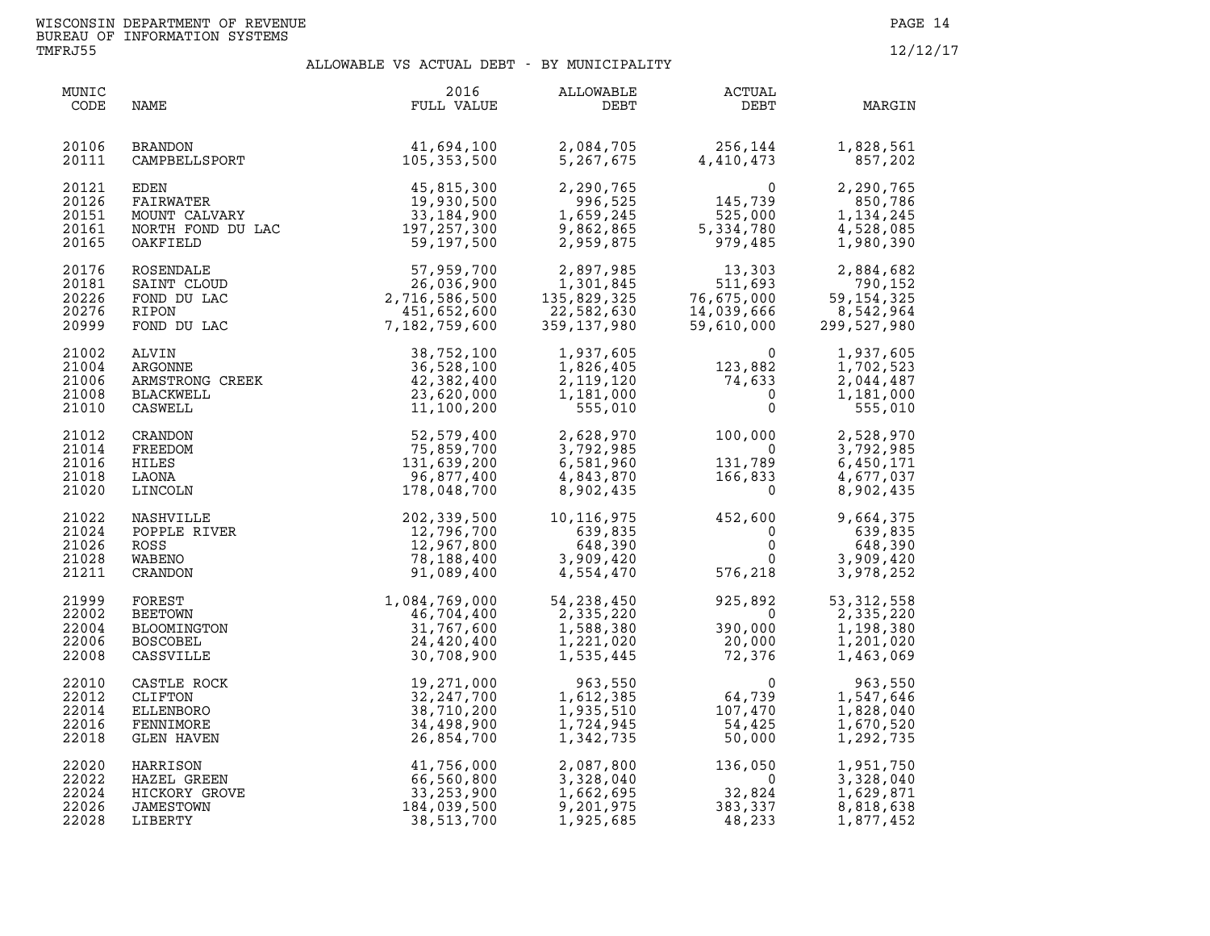WISCONSIN DEPARTMENT OF REVENUE
BUREAU OF INFORMATION SYSTEMS
TMFRJ55

12/12/17

## ALLOWABLE VS ACTUAL DEBT - BY MUNICIPALITY

| MUNIC CODE | NAME | 2016 FULL VALUE | ALLOWABLE DEBT | ACTUAL DEBT | MARGIN |
|---|---|---|---|---|---|
| 20106 | BRANDON | 41,694,100 | 2,084,705 | 256,144 | 1,828,561 |
| 20111 | CAMPBELLSPORT | 105,353,500 | 5,267,675 | 4,410,473 | 857,202 |
| 20121 | EDEN | 45,815,300 | 2,290,765 | 0 | 2,290,765 |
| 20126 | FAIRWATER | 19,930,500 | 996,525 | 145,739 | 850,786 |
| 20151 | MOUNT CALVARY | 33,184,900 | 1,659,245 | 525,000 | 1,134,245 |
| 20161 | NORTH FOND DU LAC | 197,257,300 | 9,862,865 | 5,334,780 | 4,528,085 |
| 20165 | OAKFIELD | 59,197,500 | 2,959,875 | 979,485 | 1,980,390 |
| 20176 | ROSENDALE | 57,959,700 | 2,897,985 | 13,303 | 2,884,682 |
| 20181 | SAINT CLOUD | 26,036,900 | 1,301,845 | 511,693 | 790,152 |
| 20226 | FOND DU LAC | 2,716,586,500 | 135,829,325 | 76,675,000 | 59,154,325 |
| 20276 | RIPON | 451,652,600 | 22,582,630 | 14,039,666 | 8,542,964 |
| 20999 | FOND DU LAC | 7,182,759,600 | 359,137,980 | 59,610,000 | 299,527,980 |
| 21002 | ALVIN | 38,752,100 | 1,937,605 | 0 | 1,937,605 |
| 21004 | ARGONNE | 36,528,100 | 1,826,405 | 123,882 | 1,702,523 |
| 21006 | ARMSTRONG CREEK | 42,382,400 | 2,119,120 | 74,633 | 2,044,487 |
| 21008 | BLACKWELL | 23,620,000 | 1,181,000 | 0 | 1,181,000 |
| 21010 | CASWELL | 11,100,200 | 555,010 | 0 | 555,010 |
| 21012 | CRANDON | 52,579,400 | 2,628,970 | 100,000 | 2,528,970 |
| 21014 | FREEDOM | 75,859,700 | 3,792,985 | 0 | 3,792,985 |
| 21016 | HILES | 131,639,200 | 6,581,960 | 131,789 | 6,450,171 |
| 21018 | LAONA | 96,877,400 | 4,843,870 | 166,833 | 4,677,037 |
| 21020 | LINCOLN | 178,048,700 | 8,902,435 | 0 | 8,902,435 |
| 21022 | NASHVILLE | 202,339,500 | 10,116,975 | 452,600 | 9,664,375 |
| 21024 | POPPLE RIVER | 12,796,700 | 639,835 | 0 | 639,835 |
| 21026 | ROSS | 12,967,800 | 648,390 | 0 | 648,390 |
| 21028 | WABENO | 78,188,400 | 3,909,420 | 0 | 3,909,420 |
| 21211 | CRANDON | 91,089,400 | 4,554,470 | 576,218 | 3,978,252 |
| 21999 | FOREST | 1,084,769,000 | 54,238,450 | 925,892 | 53,312,558 |
| 22002 | BEETOWN | 46,704,400 | 2,335,220 | 0 | 2,335,220 |
| 22004 | BLOOMINGTON | 31,767,600 | 1,588,380 | 390,000 | 1,198,380 |
| 22006 | BOSCOBEL | 24,420,400 | 1,221,020 | 20,000 | 1,201,020 |
| 22008 | CASSVILLE | 30,708,900 | 1,535,445 | 72,376 | 1,463,069 |
| 22010 | CASTLE ROCK | 19,271,000 | 963,550 | 0 | 963,550 |
| 22012 | CLIFTON | 32,247,700 | 1,612,385 | 64,739 | 1,547,646 |
| 22014 | ELLENBORO | 38,710,200 | 1,935,510 | 107,470 | 1,828,040 |
| 22016 | FENNIMORE | 34,498,900 | 1,724,945 | 54,425 | 1,670,520 |
| 22018 | GLEN HAVEN | 26,854,700 | 1,342,735 | 50,000 | 1,292,735 |
| 22020 | HARRISON | 41,756,000 | 2,087,800 | 136,050 | 1,951,750 |
| 22022 | HAZEL GREEN | 66,560,800 | 3,328,040 | 0 | 3,328,040 |
| 22024 | HICKORY GROVE | 33,253,900 | 1,662,695 | 32,824 | 1,629,871 |
| 22026 | JAMESTOWN | 184,039,500 | 9,201,975 | 383,337 | 8,818,638 |
| 22028 | LIBERTY | 38,513,700 | 1,925,685 | 48,233 | 1,877,452 |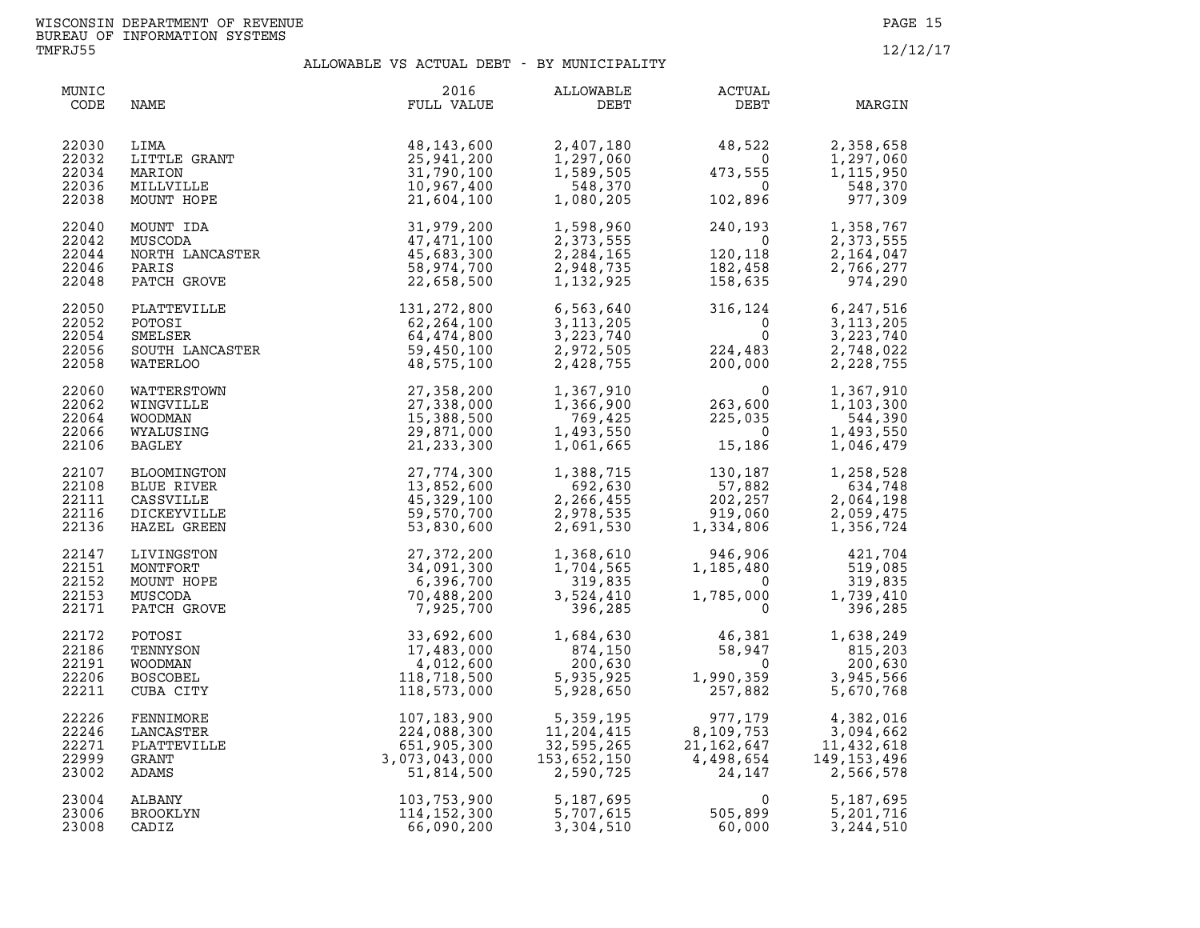WISCONSIN DEPARTMENT OF REVENUE
BUREAU OF INFORMATION SYSTEMS
TMFRJ55

12/12/17

## ALLOWABLE VS ACTUAL DEBT - BY MUNICIPALITY

| MUNIC CODE | NAME | 2016 FULL VALUE | ALLOWABLE DEBT | ACTUAL DEBT | MARGIN |
|---|---|---|---|---|---|
| 22030 | LIMA | 48,143,600 | 2,407,180 | 48,522 | 2,358,658 |
| 22032 | LITTLE GRANT | 25,941,200 | 1,297,060 | 0 | 1,297,060 |
| 22034 | MARION | 31,790,100 | 1,589,505 | 473,555 | 1,115,950 |
| 22036 | MILLVILLE | 10,967,400 | 548,370 | 0 | 548,370 |
| 22038 | MOUNT HOPE | 21,604,100 | 1,080,205 | 102,896 | 977,309 |
| 22040 | MOUNT IDA | 31,979,200 | 1,598,960 | 240,193 | 1,358,767 |
| 22042 | MUSCODA | 47,471,100 | 2,373,555 | 0 | 2,373,555 |
| 22044 | NORTH LANCASTER | 45,683,300 | 2,284,165 | 120,118 | 2,164,047 |
| 22046 | PARIS | 58,974,700 | 2,948,735 | 182,458 | 2,766,277 |
| 22048 | PATCH GROVE | 22,658,500 | 1,132,925 | 158,635 | 974,290 |
| 22050 | PLATTEVILLE | 131,272,800 | 6,563,640 | 316,124 | 6,247,516 |
| 22052 | POTOSI | 62,264,100 | 3,113,205 | 0 | 3,113,205 |
| 22054 | SMELSER | 64,474,800 | 3,223,740 | 0 | 3,223,740 |
| 22056 | SOUTH LANCASTER | 59,450,100 | 2,972,505 | 224,483 | 2,748,022 |
| 22058 | WATERLOO | 48,575,100 | 2,428,755 | 200,000 | 2,228,755 |
| 22060 | WATTERSTOWN | 27,358,200 | 1,367,910 | 0 | 1,367,910 |
| 22062 | WINGVILLE | 27,338,000 | 1,366,900 | 263,600 | 1,103,300 |
| 22064 | WOODMAN | 15,388,500 | 769,425 | 225,035 | 544,390 |
| 22066 | WYALUSING | 29,871,000 | 1,493,550 | 0 | 1,493,550 |
| 22106 | BAGLEY | 21,233,300 | 1,061,665 | 15,186 | 1,046,479 |
| 22107 | BLOOMINGTON | 27,774,300 | 1,388,715 | 130,187 | 1,258,528 |
| 22108 | BLUE RIVER | 13,852,600 | 692,630 | 57,882 | 634,748 |
| 22111 | CASSVILLE | 45,329,100 | 2,266,455 | 202,257 | 2,064,198 |
| 22116 | DICKEYVILLE | 59,570,700 | 2,978,535 | 919,060 | 2,059,475 |
| 22136 | HAZEL GREEN | 53,830,600 | 2,691,530 | 1,334,806 | 1,356,724 |
| 22147 | LIVINGSTON | 27,372,200 | 1,368,610 | 946,906 | 421,704 |
| 22151 | MONTFORT | 34,091,300 | 1,704,565 | 1,185,480 | 519,085 |
| 22152 | MOUNT HOPE | 6,396,700 | 319,835 | 0 | 319,835 |
| 22153 | MUSCODA | 70,488,200 | 3,524,410 | 1,785,000 | 1,739,410 |
| 22171 | PATCH GROVE | 7,925,700 | 396,285 | 0 | 396,285 |
| 22172 | POTOSI | 33,692,600 | 1,684,630 | 46,381 | 1,638,249 |
| 22186 | TENNYSON | 17,483,000 | 874,150 | 58,947 | 815,203 |
| 22191 | WOODMAN | 4,012,600 | 200,630 | 0 | 200,630 |
| 22206 | BOSCOBEL | 118,718,500 | 5,935,925 | 1,990,359 | 3,945,566 |
| 22211 | CUBA CITY | 118,573,000 | 5,928,650 | 257,882 | 5,670,768 |
| 22226 | FENNIMORE | 107,183,900 | 5,359,195 | 977,179 | 4,382,016 |
| 22246 | LANCASTER | 224,088,300 | 11,204,415 | 8,109,753 | 3,094,662 |
| 22271 | PLATTEVILLE | 651,905,300 | 32,595,265 | 21,162,647 | 11,432,618 |
| 22999 | GRANT | 3,073,043,000 | 153,652,150 | 4,498,654 | 149,153,496 |
| 23002 | ADAMS | 51,814,500 | 2,590,725 | 24,147 | 2,566,578 |
| 23004 | ALBANY | 103,753,900 | 5,187,695 | 0 | 5,187,695 |
| 23006 | BROOKLYN | 114,152,300 | 5,707,615 | 505,899 | 5,201,716 |
| 23008 | CADIZ | 66,090,200 | 3,304,510 | 60,000 | 3,244,510 |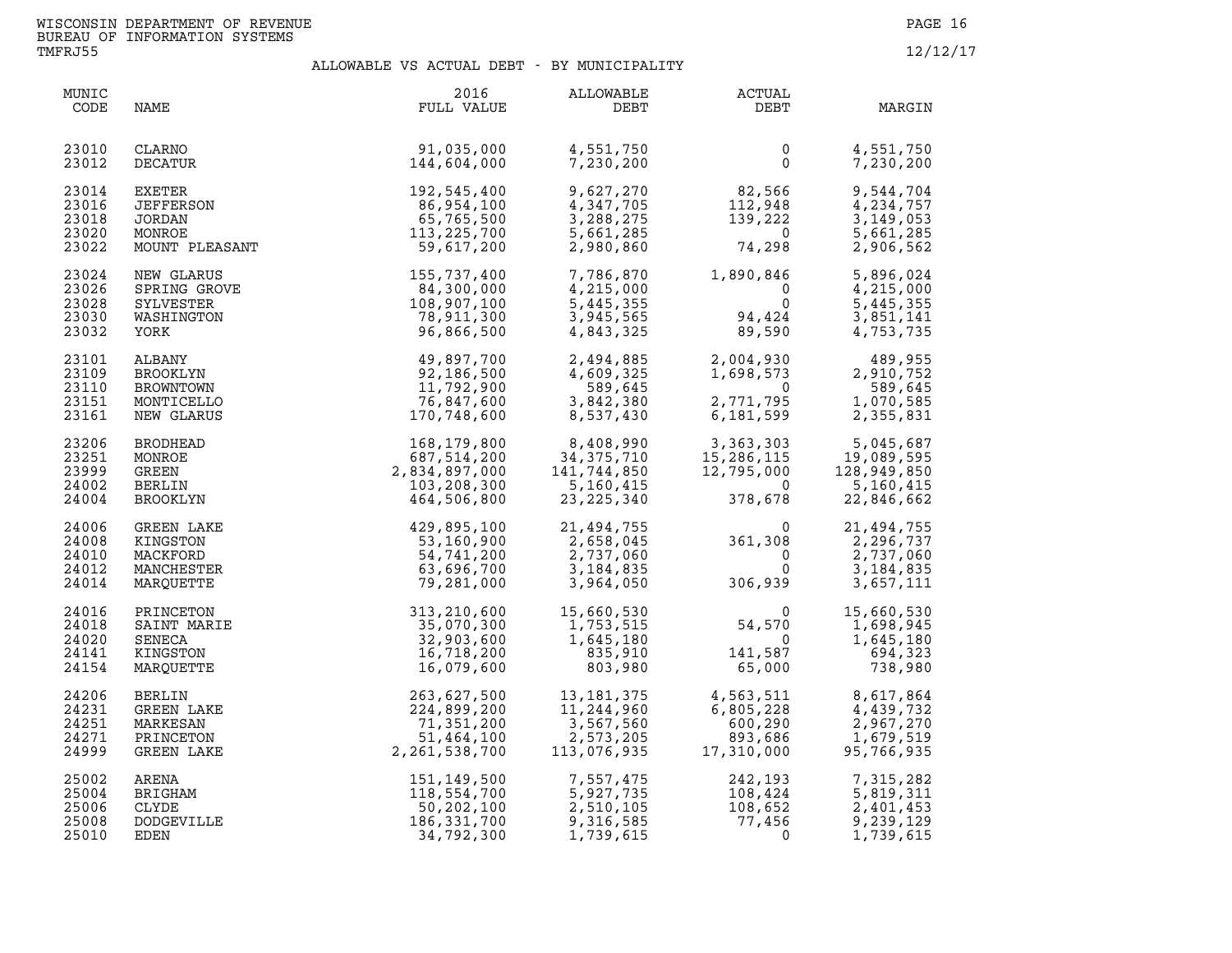WISCONSIN DEPARTMENT OF REVENUE
BUREAU OF INFORMATION SYSTEMS
TMFRJ55

12/12/17

## ALLOWABLE VS ACTUAL DEBT - BY MUNICIPALITY

| MUNIC CODE | NAME | 2016 FULL VALUE | ALLOWABLE DEBT | ACTUAL DEBT | MARGIN |
|---|---|---|---|---|---|
| 23010 | CLARNO | 91,035,000 | 4,551,750 | 0 | 4,551,750 |
| 23012 | DECATUR | 144,604,000 | 7,230,200 | 0 | 7,230,200 |
| 23014 | EXETER | 192,545,400 | 9,627,270 | 82,566 | 9,544,704 |
| 23016 | JEFFERSON | 86,954,100 | 4,347,705 | 112,948 | 4,234,757 |
| 23018 | JORDAN | 65,765,500 | 3,288,275 | 139,222 | 3,149,053 |
| 23020 | MONROE | 113,225,700 | 5,661,285 | 0 | 5,661,285 |
| 23022 | MOUNT PLEASANT | 59,617,200 | 2,980,860 | 74,298 | 2,906,562 |
| 23024 | NEW GLARUS | 155,737,400 | 7,786,870 | 1,890,846 | 5,896,024 |
| 23026 | SPRING GROVE | 84,300,000 | 4,215,000 | 0 | 4,215,000 |
| 23028 | SYLVESTER | 108,907,100 | 5,445,355 | 0 | 5,445,355 |
| 23030 | WASHINGTON | 78,911,300 | 3,945,565 | 94,424 | 3,851,141 |
| 23032 | YORK | 96,866,500 | 4,843,325 | 89,590 | 4,753,735 |
| 23101 | ALBANY | 49,897,700 | 2,494,885 | 2,004,930 | 489,955 |
| 23109 | BROOKLYN | 92,186,500 | 4,609,325 | 1,698,573 | 2,910,752 |
| 23110 | BROWNTOWN | 11,792,900 | 589,645 | 0 | 589,645 |
| 23151 | MONTICELLO | 76,847,600 | 3,842,380 | 2,771,795 | 1,070,585 |
| 23161 | NEW GLARUS | 170,748,600 | 8,537,430 | 6,181,599 | 2,355,831 |
| 23206 | BRODHEAD | 168,179,800 | 8,408,990 | 3,363,303 | 5,045,687 |
| 23251 | MONROE | 687,514,200 | 34,375,710 | 15,286,115 | 19,089,595 |
| 23999 | GREEN | 2,834,897,000 | 141,744,850 | 12,795,000 | 128,949,850 |
| 24002 | BERLIN | 103,208,300 | 5,160,415 | 0 | 5,160,415 |
| 24004 | BROOKLYN | 464,506,800 | 23,225,340 | 378,678 | 22,846,662 |
| 24006 | GREEN LAKE | 429,895,100 | 21,494,755 | 0 | 21,494,755 |
| 24008 | KINGSTON | 53,160,900 | 2,658,045 | 361,308 | 2,296,737 |
| 24010 | MACKFORD | 54,741,200 | 2,737,060 | 0 | 2,737,060 |
| 24012 | MANCHESTER | 63,696,700 | 3,184,835 | 0 | 3,184,835 |
| 24014 | MARQUETTE | 79,281,000 | 3,964,050 | 306,939 | 3,657,111 |
| 24016 | PRINCETON | 313,210,600 | 15,660,530 | 0 | 15,660,530 |
| 24018 | SAINT MARIE | 35,070,300 | 1,753,515 | 54,570 | 1,698,945 |
| 24020 | SENECA | 32,903,600 | 1,645,180 | 0 | 1,645,180 |
| 24141 | KINGSTON | 16,718,200 | 835,910 | 141,587 | 694,323 |
| 24154 | MARQUETTE | 16,079,600 | 803,980 | 65,000 | 738,980 |
| 24206 | BERLIN | 263,627,500 | 13,181,375 | 4,563,511 | 8,617,864 |
| 24231 | GREEN LAKE | 224,899,200 | 11,244,960 | 6,805,228 | 4,439,732 |
| 24251 | MARKESAN | 71,351,200 | 3,567,560 | 600,290 | 2,967,270 |
| 24271 | PRINCETON | 51,464,100 | 2,573,205 | 893,686 | 1,679,519 |
| 24999 | GREEN LAKE | 2,261,538,700 | 113,076,935 | 17,310,000 | 95,766,935 |
| 25002 | ARENA | 151,149,500 | 7,557,475 | 242,193 | 7,315,282 |
| 25004 | BRIGHAM | 118,554,700 | 5,927,735 | 108,424 | 5,819,311 |
| 25006 | CLYDE | 50,202,100 | 2,510,105 | 108,652 | 2,401,453 |
| 25008 | DODGEVILLE | 186,331,700 | 9,316,585 | 77,456 | 9,239,129 |
| 25010 | EDEN | 34,792,300 | 1,739,615 | 0 | 1,739,615 |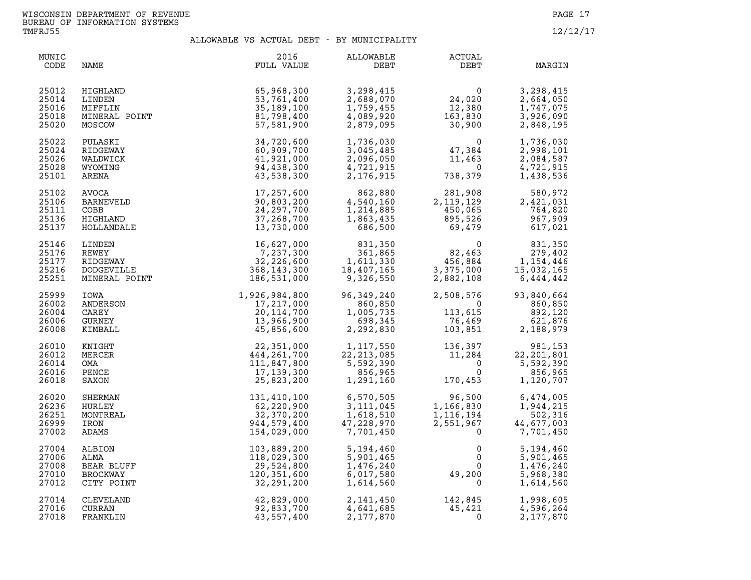WISCONSIN DEPARTMENT OF REVENUE
BUREAU OF INFORMATION SYSTEMS
TMFRJ55

12/12/17

## ALLOWABLE VS ACTUAL DEBT - BY MUNICIPALITY

| MUNIC CODE | NAME | 2016 FULL VALUE | ALLOWABLE DEBT | ACTUAL DEBT | MARGIN |
|---|---|---|---|---|---|
| 25012 | HIGHLAND | 65,968,300 | 3,298,415 | 0 | 3,298,415 |
| 25014 | LINDEN | 53,761,400 | 2,688,070 | 24,020 | 2,664,050 |
| 25016 | MIFFLIN | 35,189,100 | 1,759,455 | 12,380 | 1,747,075 |
| 25018 | MINERAL POINT | 81,798,400 | 4,089,920 | 163,830 | 3,926,090 |
| 25020 | MOSCOW | 57,581,900 | 2,879,095 | 30,900 | 2,848,195 |
| 25022 | PULASKI | 34,720,600 | 1,736,030 | 0 | 1,736,030 |
| 25024 | RIDGEWAY | 60,909,700 | 3,045,485 | 47,384 | 2,998,101 |
| 25026 | WALDWICK | 41,921,000 | 2,096,050 | 11,463 | 2,084,587 |
| 25028 | WYOMING | 94,438,300 | 4,721,915 | 0 | 4,721,915 |
| 25101 | ARENA | 43,538,300 | 2,176,915 | 738,379 | 1,438,536 |
| 25102 | AVOCA | 17,257,600 | 862,880 | 281,908 | 580,972 |
| 25106 | BARNEVELD | 90,803,200 | 4,540,160 | 2,119,129 | 2,421,031 |
| 25111 | COBB | 24,297,700 | 1,214,885 | 450,065 | 764,820 |
| 25136 | HIGHLAND | 37,268,700 | 1,863,435 | 895,526 | 967,909 |
| 25137 | HOLLANDALE | 13,730,000 | 686,500 | 69,479 | 617,021 |
| 25146 | LINDEN | 16,627,000 | 831,350 | 0 | 831,350 |
| 25176 | REWEY | 7,237,300 | 361,865 | 82,463 | 279,402 |
| 25177 | RIDGEWAY | 32,226,600 | 1,611,330 | 456,884 | 1,154,446 |
| 25216 | DODGEVILLE | 368,143,300 | 18,407,165 | 3,375,000 | 15,032,165 |
| 25251 | MINERAL POINT | 186,531,000 | 9,326,550 | 2,882,108 | 6,444,442 |
| 25999 | IOWA | 1,926,984,800 | 96,349,240 | 2,508,576 | 93,840,664 |
| 26002 | ANDERSON | 17,217,000 | 860,850 | 0 | 860,850 |
| 26004 | CAREY | 20,114,700 | 1,005,735 | 113,615 | 892,120 |
| 26006 | GURNEY | 13,966,900 | 698,345 | 76,469 | 621,876 |
| 26008 | KIMBALL | 45,856,600 | 2,292,830 | 103,851 | 2,188,979 |
| 26010 | KNIGHT | 22,351,000 | 1,117,550 | 136,397 | 981,153 |
| 26012 | MERCER | 444,261,700 | 22,213,085 | 11,284 | 22,201,801 |
| 26014 | OMA | 111,847,800 | 5,592,390 | 0 | 5,592,390 |
| 26016 | PENCE | 17,139,300 | 856,965 | 0 | 856,965 |
| 26018 | SAXON | 25,823,200 | 1,291,160 | 170,453 | 1,120,707 |
| 26020 | SHERMAN | 131,410,100 | 6,570,505 | 96,500 | 6,474,005 |
| 26236 | HURLEY | 62,220,900 | 3,111,045 | 1,166,830 | 1,944,215 |
| 26251 | MONTREAL | 32,370,200 | 1,618,510 | 1,116,194 | 502,316 |
| 26999 | IRON | 944,579,400 | 47,228,970 | 2,551,967 | 44,677,003 |
| 27002 | ADAMS | 154,029,000 | 7,701,450 | 0 | 7,701,450 |
| 27004 | ALBION | 103,889,200 | 5,194,460 | 0 | 5,194,460 |
| 27006 | ALMA | 118,029,300 | 5,901,465 | 0 | 5,901,465 |
| 27008 | BEAR BLUFF | 29,524,800 | 1,476,240 | 0 | 1,476,240 |
| 27010 | BROCKWAY | 120,351,600 | 6,017,580 | 49,200 | 5,968,380 |
| 27012 | CITY POINT | 32,291,200 | 1,614,560 | 0 | 1,614,560 |
| 27014 | CLEVELAND | 42,829,000 | 2,141,450 | 142,845 | 1,998,605 |
| 27016 | CURRAN | 92,833,700 | 4,641,685 | 45,421 | 4,596,264 |
| 27018 | FRANKLIN | 43,557,400 | 2,177,870 | 0 | 2,177,870 |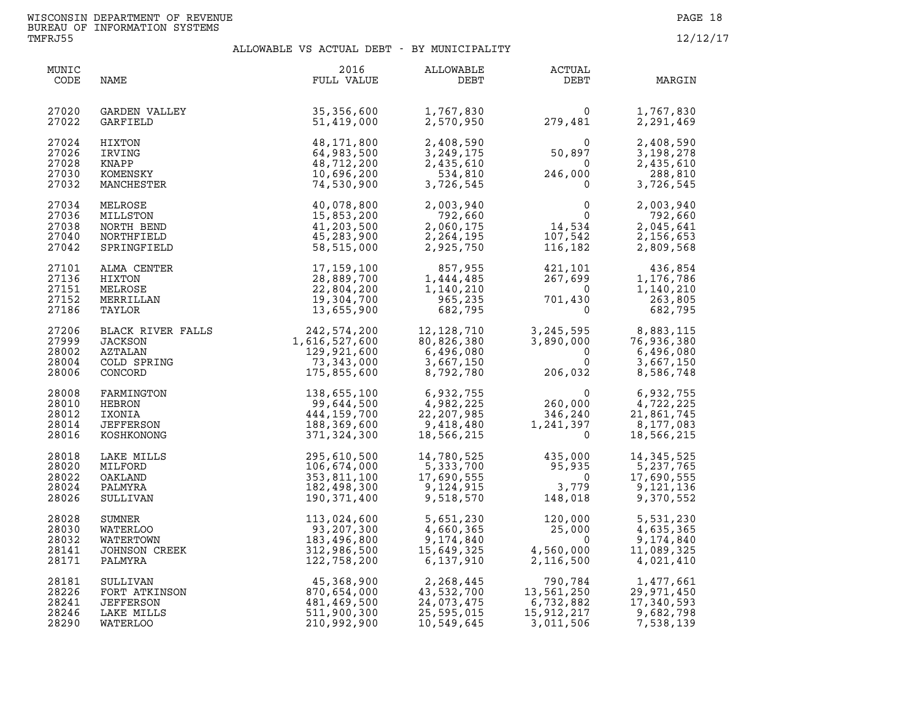WISCONSIN DEPARTMENT OF REVENUE
BUREAU OF INFORMATION SYSTEMS
TMFRJ55

12/12/17

## ALLOWABLE VS ACTUAL DEBT - BY MUNICIPALITY

| MUNIC CODE | NAME | 2016 FULL VALUE | ALLOWABLE DEBT | ACTUAL DEBT | MARGIN |
|---|---|---|---|---|---|
| 27020 | GARDEN VALLEY | 35,356,600 | 1,767,830 | 0 | 1,767,830 |
| 27022 | GARFIELD | 51,419,000 | 2,570,950 | 279,481 | 2,291,469 |
| 27024 | HIXTON | 48,171,800 | 2,408,590 | 0 | 2,408,590 |
| 27026 | IRVING | 64,983,500 | 3,249,175 | 50,897 | 3,198,278 |
| 27028 | KNAPP | 48,712,200 | 2,435,610 | 0 | 2,435,610 |
| 27030 | KOMENSKY | 10,696,200 | 534,810 | 246,000 | 288,810 |
| 27032 | MANCHESTER | 74,530,900 | 3,726,545 | 0 | 3,726,545 |
| 27034 | MELROSE | 40,078,800 | 2,003,940 | 0 | 2,003,940 |
| 27036 | MILLSTON | 15,853,200 | 792,660 | 0 | 792,660 |
| 27038 | NORTH BEND | 41,203,500 | 2,060,175 | 14,534 | 2,045,641 |
| 27040 | NORTHFIELD | 45,283,900 | 2,264,195 | 107,542 | 2,156,653 |
| 27042 | SPRINGFIELD | 58,515,000 | 2,925,750 | 116,182 | 2,809,568 |
| 27101 | ALMA CENTER | 17,159,100 | 857,955 | 421,101 | 436,854 |
| 27136 | HIXTON | 28,889,700 | 1,444,485 | 267,699 | 1,176,786 |
| 27151 | MELROSE | 22,804,200 | 1,140,210 | 0 | 1,140,210 |
| 27152 | MERRILLAN | 19,304,700 | 965,235 | 701,430 | 263,805 |
| 27186 | TAYLOR | 13,655,900 | 682,795 | 0 | 682,795 |
| 27206 | BLACK RIVER FALLS | 242,574,200 | 12,128,710 | 3,245,595 | 8,883,115 |
| 27999 | JACKSON | 1,616,527,600 | 80,826,380 | 3,890,000 | 76,936,380 |
| 28002 | AZTALAN | 129,921,600 | 6,496,080 | 0 | 6,496,080 |
| 28004 | COLD SPRING | 73,343,000 | 3,667,150 | 0 | 3,667,150 |
| 28006 | CONCORD | 175,855,600 | 8,792,780 | 206,032 | 8,586,748 |
| 28008 | FARMINGTON | 138,655,100 | 6,932,755 | 0 | 6,932,755 |
| 28010 | HEBRON | 99,644,500 | 4,982,225 | 260,000 | 4,722,225 |
| 28012 | IXONIA | 444,159,700 | 22,207,985 | 346,240 | 21,861,745 |
| 28014 | JEFFERSON | 188,369,600 | 9,418,480 | 1,241,397 | 8,177,083 |
| 28016 | KOSHKONONG | 371,324,300 | 18,566,215 | 0 | 18,566,215 |
| 28018 | LAKE MILLS | 295,610,500 | 14,780,525 | 435,000 | 14,345,525 |
| 28020 | MILFORD | 106,674,000 | 5,333,700 | 95,935 | 5,237,765 |
| 28022 | OAKLAND | 353,811,100 | 17,690,555 | 0 | 17,690,555 |
| 28024 | PALMYRA | 182,498,300 | 9,124,915 | 3,779 | 9,121,136 |
| 28026 | SULLIVAN | 190,371,400 | 9,518,570 | 148,018 | 9,370,552 |
| 28028 | SUMNER | 113,024,600 | 5,651,230 | 120,000 | 5,531,230 |
| 28030 | WATERLOO | 93,207,300 | 4,660,365 | 25,000 | 4,635,365 |
| 28032 | WATERTOWN | 183,496,800 | 9,174,840 | 0 | 9,174,840 |
| 28141 | JOHNSON CREEK | 312,986,500 | 15,649,325 | 4,560,000 | 11,089,325 |
| 28171 | PALMYRA | 122,758,200 | 6,137,910 | 2,116,500 | 4,021,410 |
| 28181 | SULLIVAN | 45,368,900 | 2,268,445 | 790,784 | 1,477,661 |
| 28226 | FORT ATKINSON | 870,654,000 | 43,532,700 | 13,561,250 | 29,971,450 |
| 28241 | JEFFERSON | 481,469,500 | 24,073,475 | 6,732,882 | 17,340,593 |
| 28246 | LAKE MILLS | 511,900,300 | 25,595,015 | 15,912,217 | 9,682,798 |
| 28290 | WATERLOO | 210,992,900 | 10,549,645 | 3,011,506 | 7,538,139 |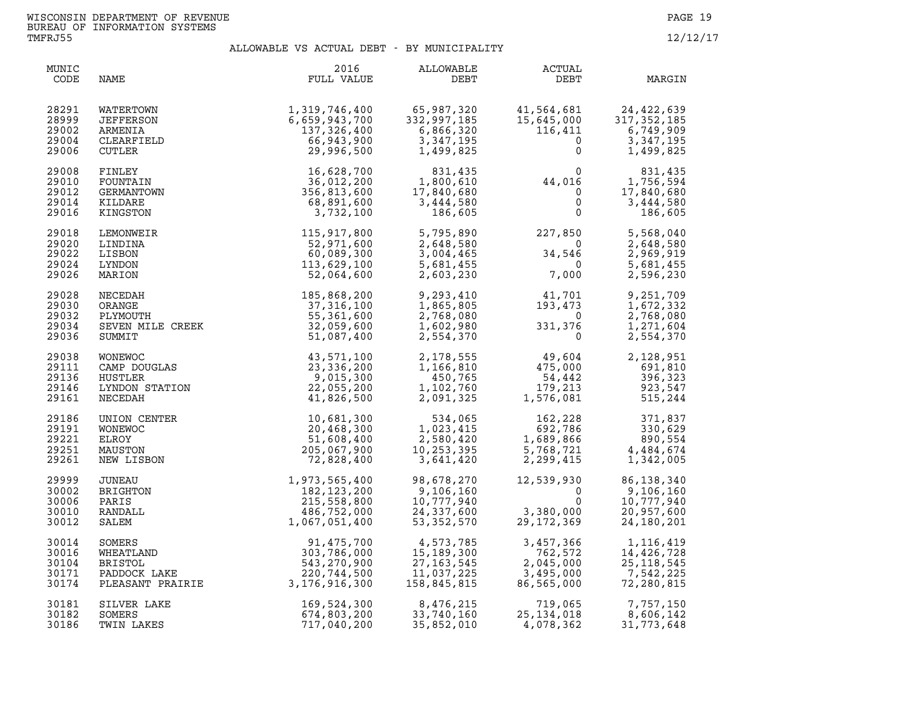WISCONSIN DEPARTMENT OF REVENUE
BUREAU OF INFORMATION SYSTEMS
TMFRJ55

12/12/17

## ALLOWABLE VS ACTUAL DEBT - BY MUNICIPALITY

| MUNIC CODE | NAME | 2016 FULL VALUE | ALLOWABLE DEBT | ACTUAL DEBT | MARGIN |
|---|---|---|---|---|---|
| 28291 | WATERTOWN | 1,319,746,400 | 65,987,320 | 41,564,681 | 24,422,639 |
| 28999 | JEFFERSON | 6,659,943,700 | 332,997,185 | 15,645,000 | 317,352,185 |
| 29002 | ARMENIA | 137,326,400 | 6,866,320 | 116,411 | 6,749,909 |
| 29004 | CLEARFIELD | 66,943,900 | 3,347,195 | 0 | 3,347,195 |
| 29006 | CUTLER | 29,996,500 | 1,499,825 | 0 | 1,499,825 |
| 29008 | FINLEY | 16,628,700 | 831,435 | 0 | 831,435 |
| 29010 | FOUNTAIN | 36,012,200 | 1,800,610 | 44,016 | 1,756,594 |
| 29012 | GERMANTOWN | 356,813,600 | 17,840,680 | 0 | 17,840,680 |
| 29014 | KILDARE | 68,891,600 | 3,444,580 | 0 | 3,444,580 |
| 29016 | KINGSTON | 3,732,100 | 186,605 | 0 | 186,605 |
| 29018 | LEMONWEIR | 115,917,800 | 5,795,890 | 227,850 | 5,568,040 |
| 29020 | LINDINA | 52,971,600 | 2,648,580 | 0 | 2,648,580 |
| 29022 | LISBON | 60,089,300 | 3,004,465 | 34,546 | 2,969,919 |
| 29024 | LYNDON | 113,629,100 | 5,681,455 | 0 | 5,681,455 |
| 29026 | MARION | 52,064,600 | 2,603,230 | 7,000 | 2,596,230 |
| 29028 | NECEDAH | 185,868,200 | 9,293,410 | 41,701 | 9,251,709 |
| 29030 | ORANGE | 37,316,100 | 1,865,805 | 193,473 | 1,672,332 |
| 29032 | PLYMOUTH | 55,361,600 | 2,768,080 | 0 | 2,768,080 |
| 29034 | SEVEN MILE CREEK | 32,059,600 | 1,602,980 | 331,376 | 1,271,604 |
| 29036 | SUMMIT | 51,087,400 | 2,554,370 | 0 | 2,554,370 |
| 29038 | WONEWOC | 43,571,100 | 2,178,555 | 49,604 | 2,128,951 |
| 29111 | CAMP DOUGLAS | 23,336,200 | 1,166,810 | 475,000 | 691,810 |
| 29136 | HUSTLER | 9,015,300 | 450,765 | 54,442 | 396,323 |
| 29146 | LYNDON STATION | 22,055,200 | 1,102,760 | 179,213 | 923,547 |
| 29161 | NECEDAH | 41,826,500 | 2,091,325 | 1,576,081 | 515,244 |
| 29186 | UNION CENTER | 10,681,300 | 534,065 | 162,228 | 371,837 |
| 29191 | WONEWOC | 20,468,300 | 1,023,415 | 692,786 | 330,629 |
| 29221 | ELROY | 51,608,400 | 2,580,420 | 1,689,866 | 890,554 |
| 29251 | MAUSTON | 205,067,900 | 10,253,395 | 5,768,721 | 4,484,674 |
| 29261 | NEW LISBON | 72,828,400 | 3,641,420 | 2,299,415 | 1,342,005 |
| 29999 | JUNEAU | 1,973,565,400 | 98,678,270 | 12,539,930 | 86,138,340 |
| 30002 | BRIGHTON | 182,123,200 | 9,106,160 | 0 | 9,106,160 |
| 30006 | PARIS | 215,558,800 | 10,777,940 | 0 | 10,777,940 |
| 30010 | RANDALL | 486,752,000 | 24,337,600 | 3,380,000 | 20,957,600 |
| 30012 | SALEM | 1,067,051,400 | 53,352,570 | 29,172,369 | 24,180,201 |
| 30014 | SOMERS | 91,475,700 | 4,573,785 | 3,457,366 | 1,116,419 |
| 30016 | WHEATLAND | 303,786,000 | 15,189,300 | 762,572 | 14,426,728 |
| 30104 | BRISTOL | 543,270,900 | 27,163,545 | 2,045,000 | 25,118,545 |
| 30171 | PADDOCK LAKE | 220,744,500 | 11,037,225 | 3,495,000 | 7,542,225 |
| 30174 | PLEASANT PRAIRIE | 3,176,916,300 | 158,845,815 | 86,565,000 | 72,280,815 |
| 30181 | SILVER LAKE | 169,524,300 | 8,476,215 | 719,065 | 7,757,150 |
| 30182 | SOMERS | 674,803,200 | 33,740,160 | 25,134,018 | 8,606,142 |
| 30186 | TWIN LAKES | 717,040,200 | 35,852,010 | 4,078,362 | 31,773,648 |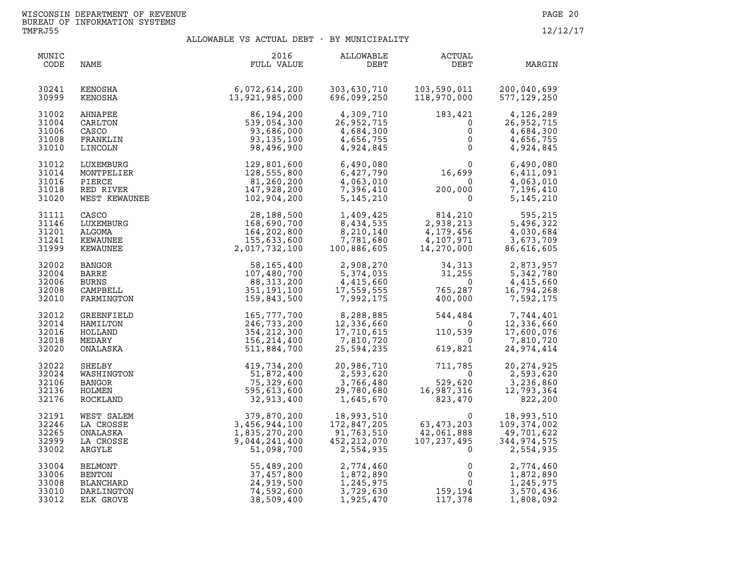WISCONSIN DEPARTMENT OF REVENUE
BUREAU OF INFORMATION SYSTEMS
TMFRJ55

12/12/17

## ALLOWABLE VS ACTUAL DEBT - BY MUNICIPALITY

| MUNIC CODE | NAME | 2016 FULL VALUE | ALLOWABLE DEBT | ACTUAL DEBT | MARGIN |
|---|---|---|---|---|---|
| 30241 | KENOSHA | 6,072,614,200 | 303,630,710 | 103,590,011 | 200,040,699 |
| 30999 | KENOSHA | 13,921,985,000 | 696,099,250 | 118,970,000 | 577,129,250 |
| 31002 | AHNAPEE | 86,194,200 | 4,309,710 | 183,421 | 4,126,289 |
| 31004 | CARLTON | 539,054,300 | 26,952,715 | 0 | 26,952,715 |
| 31006 | CASCO | 93,686,000 | 4,684,300 | 0 | 4,684,300 |
| 31008 | FRANKLIN | 93,135,100 | 4,656,755 | 0 | 4,656,755 |
| 31010 | LINCOLN | 98,496,900 | 4,924,845 | 0 | 4,924,845 |
| 31012 | LUXEMBURG | 129,801,600 | 6,490,080 | 0 | 6,490,080 |
| 31014 | MONTPELIER | 128,555,800 | 6,427,790 | 16,699 | 6,411,091 |
| 31016 | PIERCE | 81,260,200 | 4,063,010 | 0 | 4,063,010 |
| 31018 | RED RIVER | 147,928,200 | 7,396,410 | 200,000 | 7,196,410 |
| 31020 | WEST KEWAUNEE | 102,904,200 | 5,145,210 | 0 | 5,145,210 |
| 31111 | CASCO | 28,188,500 | 1,409,425 | 814,210 | 595,215 |
| 31146 | LUXEMBURG | 168,690,700 | 8,434,535 | 2,938,213 | 5,496,322 |
| 31201 | ALGOMA | 164,202,800 | 8,210,140 | 4,179,456 | 4,030,684 |
| 31241 | KEWAUNEE | 155,633,600 | 7,781,680 | 4,107,971 | 3,673,709 |
| 31999 | KEWAUNEE | 2,017,732,100 | 100,886,605 | 14,270,000 | 86,616,605 |
| 32002 | BANGOR | 58,165,400 | 2,908,270 | 34,313 | 2,873,957 |
| 32004 | BARRE | 107,480,700 | 5,374,035 | 31,255 | 5,342,780 |
| 32006 | BURNS | 88,313,200 | 4,415,660 | 0 | 4,415,660 |
| 32008 | CAMPBELL | 351,191,100 | 17,559,555 | 765,287 | 16,794,268 |
| 32010 | FARMINGTON | 159,843,500 | 7,992,175 | 400,000 | 7,592,175 |
| 32012 | GREENFIELD | 165,777,700 | 8,288,885 | 544,484 | 7,744,401 |
| 32014 | HAMILTON | 246,733,200 | 12,336,660 | 0 | 12,336,660 |
| 32016 | HOLLAND | 354,212,300 | 17,710,615 | 110,539 | 17,600,076 |
| 32018 | MEDARY | 156,214,400 | 7,810,720 | 0 | 7,810,720 |
| 32020 | ONALASKA | 511,884,700 | 25,594,235 | 619,821 | 24,974,414 |
| 32022 | SHELBY | 419,734,200 | 20,986,710 | 711,785 | 20,274,925 |
| 32024 | WASHINGTON | 51,872,400 | 2,593,620 | 0 | 2,593,620 |
| 32106 | BANGOR | 75,329,600 | 3,766,480 | 529,620 | 3,236,860 |
| 32136 | HOLMEN | 595,613,600 | 29,780,680 | 16,987,316 | 12,793,364 |
| 32176 | ROCKLAND | 32,913,400 | 1,645,670 | 823,470 | 822,200 |
| 32191 | WEST SALEM | 379,870,200 | 18,993,510 | 0 | 18,993,510 |
| 32246 | LA CROSSE | 3,456,944,100 | 172,847,205 | 63,473,203 | 109,374,002 |
| 32265 | ONALASKA | 1,835,270,200 | 91,763,510 | 42,061,888 | 49,701,622 |
| 32999 | LA CROSSE | 9,044,241,400 | 452,212,070 | 107,237,495 | 344,974,575 |
| 33002 | ARGYLE | 51,098,700 | 2,554,935 | 0 | 2,554,935 |
| 33004 | BELMONT | 55,489,200 | 2,774,460 | 0 | 2,774,460 |
| 33006 | BENTON | 37,457,800 | 1,872,890 | 0 | 1,872,890 |
| 33008 | BLANCHARD | 24,919,500 | 1,245,975 | 0 | 1,245,975 |
| 33010 | DARLINGTON | 74,592,600 | 3,729,630 | 159,194 | 3,570,436 |
| 33012 | ELK GROVE | 38,509,400 | 1,925,470 | 117,378 | 1,808,092 |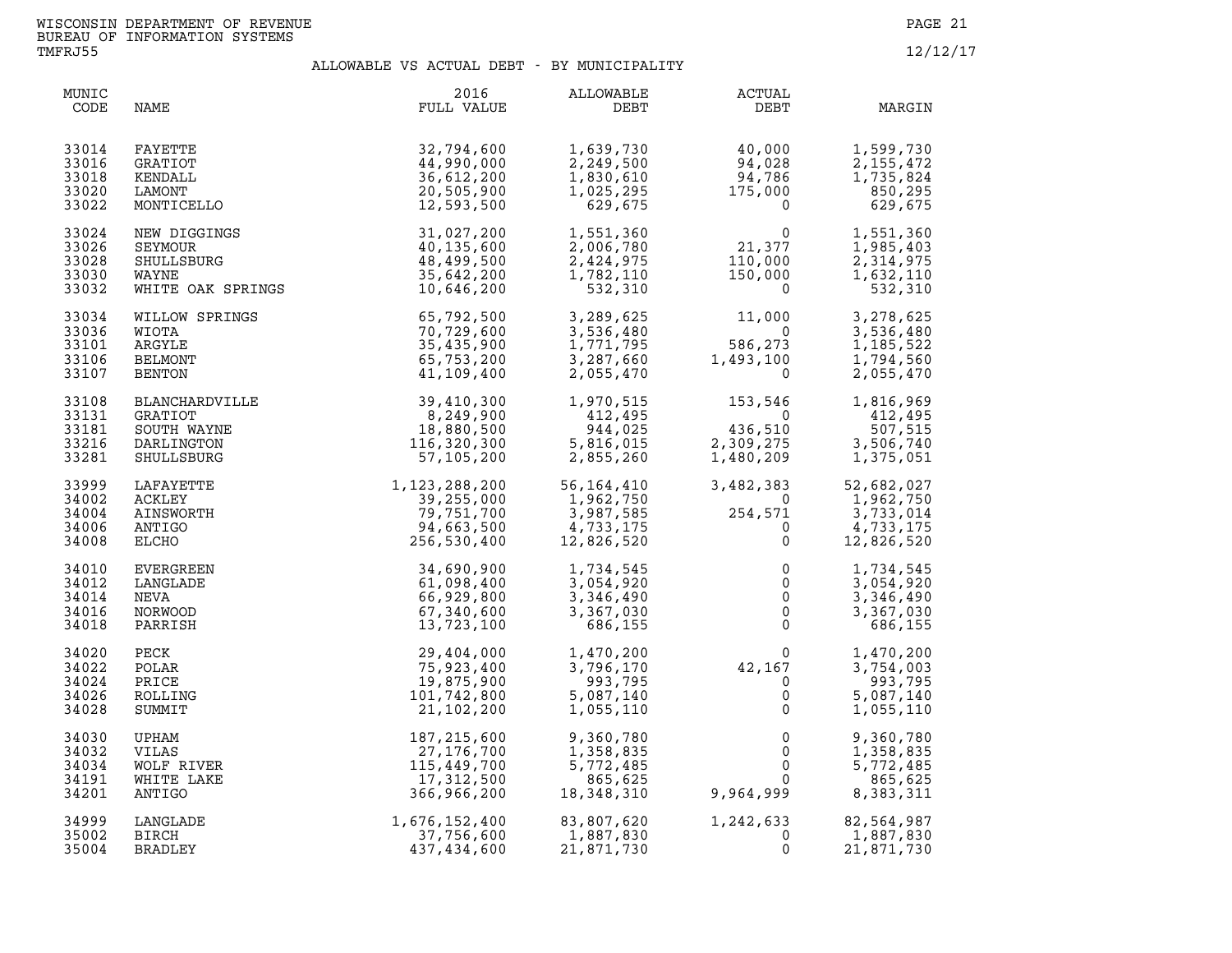WISCONSIN DEPARTMENT OF REVENUE
BUREAU OF INFORMATION SYSTEMS
TMFRJ55

12/12/17

## ALLOWABLE VS ACTUAL DEBT - BY MUNICIPALITY

| MUNIC CODE | NAME | 2016 FULL VALUE | ALLOWABLE DEBT | ACTUAL DEBT | MARGIN |
|---|---|---|---|---|---|
| 33014 | FAYETTE | 32,794,600 | 1,639,730 | 40,000 | 1,599,730 |
| 33016 | GRATIOT | 44,990,000 | 2,249,500 | 94,028 | 2,155,472 |
| 33018 | KENDALL | 36,612,200 | 1,830,610 | 94,786 | 1,735,824 |
| 33020 | LAMONT | 20,505,900 | 1,025,295 | 175,000 | 850,295 |
| 33022 | MONTICELLO | 12,593,500 | 629,675 | 0 | 629,675 |
| 33024 | NEW DIGGINGS | 31,027,200 | 1,551,360 | 0 | 1,551,360 |
| 33026 | SEYMOUR | 40,135,600 | 2,006,780 | 21,377 | 1,985,403 |
| 33028 | SHULLSBURG | 48,499,500 | 2,424,975 | 110,000 | 2,314,975 |
| 33030 | WAYNE | 35,642,200 | 1,782,110 | 150,000 | 1,632,110 |
| 33032 | WHITE OAK SPRINGS | 10,646,200 | 532,310 | 0 | 532,310 |
| 33034 | WILLOW SPRINGS | 65,792,500 | 3,289,625 | 11,000 | 3,278,625 |
| 33036 | WIOTA | 70,729,600 | 3,536,480 | 0 | 3,536,480 |
| 33101 | ARGYLE | 35,435,900 | 1,771,795 | 586,273 | 1,185,522 |
| 33106 | BELMONT | 65,753,200 | 3,287,660 | 1,493,100 | 1,794,560 |
| 33107 | BENTON | 41,109,400 | 2,055,470 | 0 | 2,055,470 |
| 33108 | BLANCHARDVILLE | 39,410,300 | 1,970,515 | 153,546 | 1,816,969 |
| 33131 | GRATIOT | 8,249,900 | 412,495 | 0 | 412,495 |
| 33181 | SOUTH WAYNE | 18,880,500 | 944,025 | 436,510 | 507,515 |
| 33216 | DARLINGTON | 116,320,300 | 5,816,015 | 2,309,275 | 3,506,740 |
| 33281 | SHULLSBURG | 57,105,200 | 2,855,260 | 1,480,209 | 1,375,051 |
| 33999 | LAFAYETTE | 1,123,288,200 | 56,164,410 | 3,482,383 | 52,682,027 |
| 34002 | ACKLEY | 39,255,000 | 1,962,750 | 0 | 1,962,750 |
| 34004 | AINSWORTH | 79,751,700 | 3,987,585 | 254,571 | 3,733,014 |
| 34006 | ANTIGO | 94,663,500 | 4,733,175 | 0 | 4,733,175 |
| 34008 | ELCHO | 256,530,400 | 12,826,520 | 0 | 12,826,520 |
| 34010 | EVERGREEN | 34,690,900 | 1,734,545 | 0 | 1,734,545 |
| 34012 | LANGLADE | 61,098,400 | 3,054,920 | 0 | 3,054,920 |
| 34014 | NEVA | 66,929,800 | 3,346,490 | 0 | 3,346,490 |
| 34016 | NORWOOD | 67,340,600 | 3,367,030 | 0 | 3,367,030 |
| 34018 | PARRISH | 13,723,100 | 686,155 | 0 | 686,155 |
| 34020 | PECK | 29,404,000 | 1,470,200 | 0 | 1,470,200 |
| 34022 | POLAR | 75,923,400 | 3,796,170 | 42,167 | 3,754,003 |
| 34024 | PRICE | 19,875,900 | 993,795 | 0 | 993,795 |
| 34026 | ROLLING | 101,742,800 | 5,087,140 | 0 | 5,087,140 |
| 34028 | SUMMIT | 21,102,200 | 1,055,110 | 0 | 1,055,110 |
| 34030 | UPHAM | 187,215,600 | 9,360,780 | 0 | 9,360,780 |
| 34032 | VILAS | 27,176,700 | 1,358,835 | 0 | 1,358,835 |
| 34034 | WOLF RIVER | 115,449,700 | 5,772,485 | 0 | 5,772,485 |
| 34191 | WHITE LAKE | 17,312,500 | 865,625 | 0 | 865,625 |
| 34201 | ANTIGO | 366,966,200 | 18,348,310 | 9,964,999 | 8,383,311 |
| 34999 | LANGLADE | 1,676,152,400 | 83,807,620 | 1,242,633 | 82,564,987 |
| 35002 | BIRCH | 37,756,600 | 1,887,830 | 0 | 1,887,830 |
| 35004 | BRADLEY | 437,434,600 | 21,871,730 | 0 | 21,871,730 |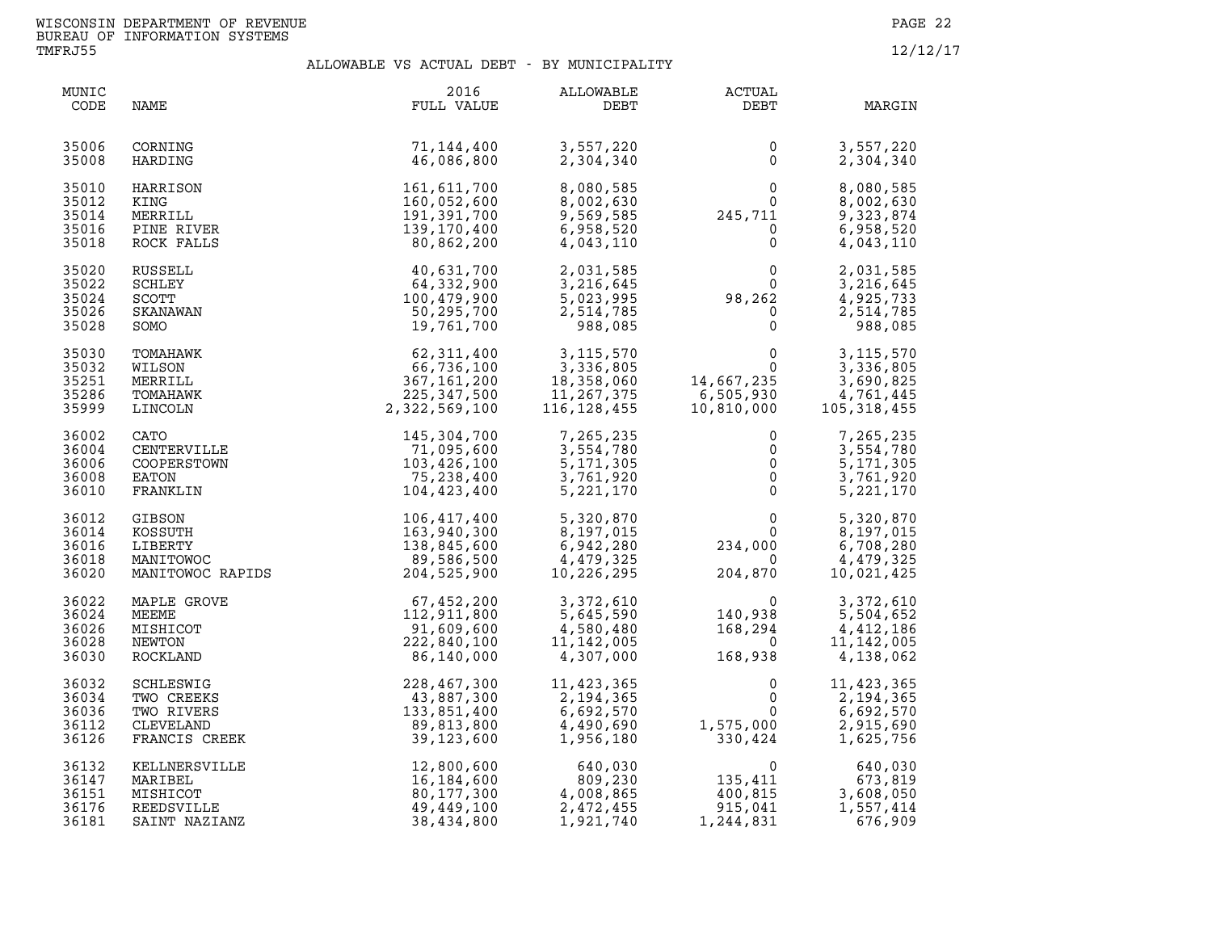WISCONSIN DEPARTMENT OF REVENUE
BUREAU OF INFORMATION SYSTEMS
TMFRJ55

12/12/17

## ALLOWABLE VS ACTUAL DEBT - BY MUNICIPALITY

| MUNIC CODE | NAME | 2016 FULL VALUE | ALLOWABLE DEBT | ACTUAL DEBT | MARGIN |
|---|---|---|---|---|---|
| 35006 | CORNING | 71,144,400 | 3,557,220 | 0 | 3,557,220 |
| 35008 | HARDING | 46,086,800 | 2,304,340 | 0 | 2,304,340 |
| 35010 | HARRISON | 161,611,700 | 8,080,585 | 0 | 8,080,585 |
| 35012 | KING | 160,052,600 | 8,002,630 | 0 | 8,002,630 |
| 35014 | MERRILL | 191,391,700 | 9,569,585 | 245,711 | 9,323,874 |
| 35016 | PINE RIVER | 139,170,400 | 6,958,520 | 0 | 6,958,520 |
| 35018 | ROCK FALLS | 80,862,200 | 4,043,110 | 0 | 4,043,110 |
| 35020 | RUSSELL | 40,631,700 | 2,031,585 | 0 | 2,031,585 |
| 35022 | SCHLEY | 64,332,900 | 3,216,645 | 0 | 3,216,645 |
| 35024 | SCOTT | 100,479,900 | 5,023,995 | 98,262 | 4,925,733 |
| 35026 | SKANAWAN | 50,295,700 | 2,514,785 | 0 | 2,514,785 |
| 35028 | SOMO | 19,761,700 | 988,085 | 0 | 988,085 |
| 35030 | TOMAHAWK | 62,311,400 | 3,115,570 | 0 | 3,115,570 |
| 35032 | WILSON | 66,736,100 | 3,336,805 | 0 | 3,336,805 |
| 35251 | MERRILL | 367,161,200 | 18,358,060 | 14,667,235 | 3,690,825 |
| 35286 | TOMAHAWK | 225,347,500 | 11,267,375 | 6,505,930 | 4,761,445 |
| 35999 | LINCOLN | 2,322,569,100 | 116,128,455 | 10,810,000 | 105,318,455 |
| 36002 | CATO | 145,304,700 | 7,265,235 | 0 | 7,265,235 |
| 36004 | CENTERVILLE | 71,095,600 | 3,554,780 | 0 | 3,554,780 |
| 36006 | COOPERSTOWN | 103,426,100 | 5,171,305 | 0 | 5,171,305 |
| 36008 | EATON | 75,238,400 | 3,761,920 | 0 | 3,761,920 |
| 36010 | FRANKLIN | 104,423,400 | 5,221,170 | 0 | 5,221,170 |
| 36012 | GIBSON | 106,417,400 | 5,320,870 | 0 | 5,320,870 |
| 36014 | KOSSUTH | 163,940,300 | 8,197,015 | 0 | 8,197,015 |
| 36016 | LIBERTY | 138,845,600 | 6,942,280 | 234,000 | 6,708,280 |
| 36018 | MANITOWOC | 89,586,500 | 4,479,325 | 0 | 4,479,325 |
| 36020 | MANITOWOC RAPIDS | 204,525,900 | 10,226,295 | 204,870 | 10,021,425 |
| 36022 | MAPLE GROVE | 67,452,200 | 3,372,610 | 0 | 3,372,610 |
| 36024 | MEEME | 112,911,800 | 5,645,590 | 140,938 | 5,504,652 |
| 36026 | MISHICOT | 91,609,600 | 4,580,480 | 168,294 | 4,412,186 |
| 36028 | NEWTON | 222,840,100 | 11,142,005 | 0 | 11,142,005 |
| 36030 | ROCKLAND | 86,140,000 | 4,307,000 | 168,938 | 4,138,062 |
| 36032 | SCHLESWIG | 228,467,300 | 11,423,365 | 0 | 11,423,365 |
| 36034 | TWO CREEKS | 43,887,300 | 2,194,365 | 0 | 2,194,365 |
| 36036 | TWO RIVERS | 133,851,400 | 6,692,570 | 0 | 6,692,570 |
| 36112 | CLEVELAND | 89,813,800 | 4,490,690 | 1,575,000 | 2,915,690 |
| 36126 | FRANCIS CREEK | 39,123,600 | 1,956,180 | 330,424 | 1,625,756 |
| 36132 | KELLNERSVILLE | 12,800,600 | 640,030 | 0 | 640,030 |
| 36147 | MARIBEL | 16,184,600 | 809,230 | 135,411 | 673,819 |
| 36151 | MISHICOT | 80,177,300 | 4,008,865 | 400,815 | 3,608,050 |
| 36176 | REEDSVILLE | 49,449,100 | 2,472,455 | 915,041 | 1,557,414 |
| 36181 | SAINT NAZIANZ | 38,434,800 | 1,921,740 | 1,244,831 | 676,909 |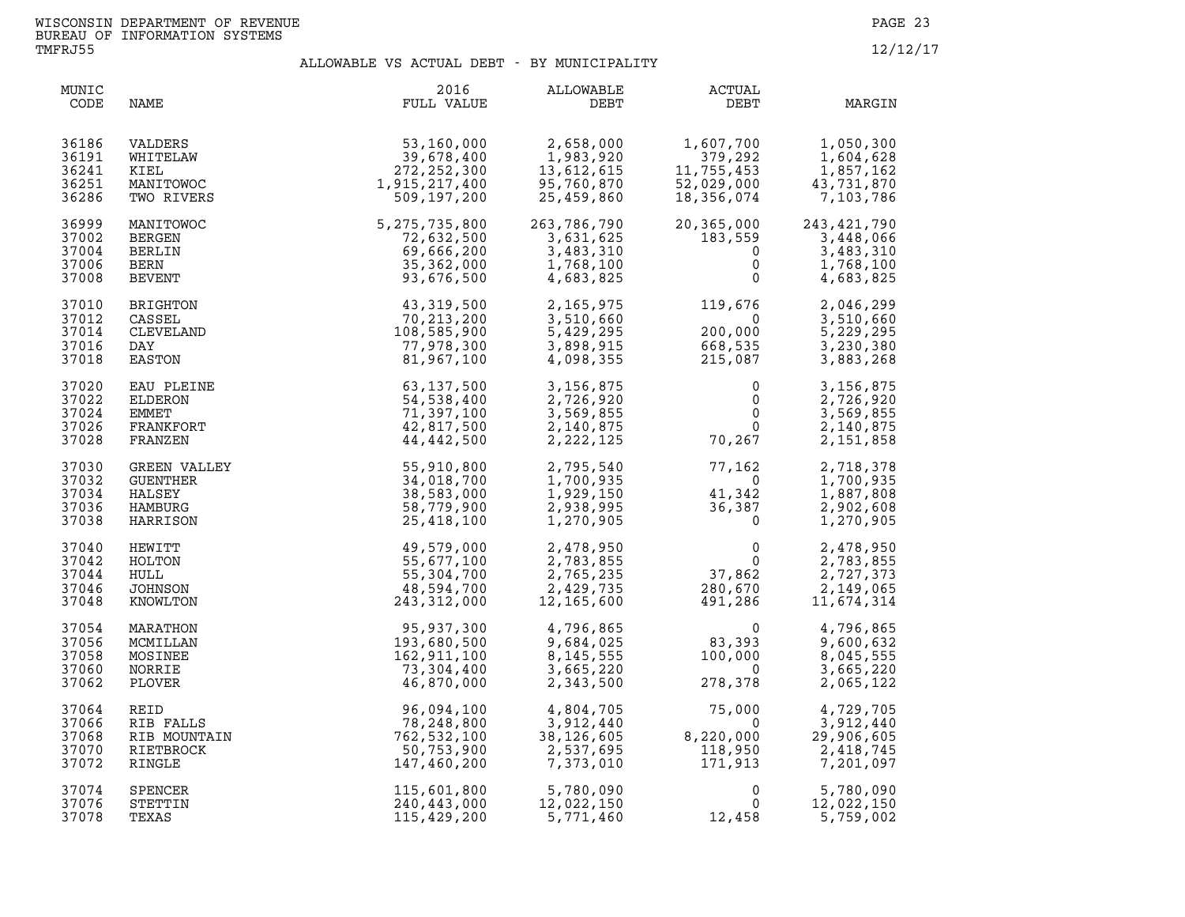WISCONSIN DEPARTMENT OF REVENUE
BUREAU OF INFORMATION SYSTEMS
TMFRJ55

12/12/17

## ALLOWABLE VS ACTUAL DEBT - BY MUNICIPALITY

| MUNIC CODE | NAME | 2016 FULL VALUE | ALLOWABLE DEBT | ACTUAL DEBT | MARGIN |
|---|---|---|---|---|---|
| 36186 | VALDERS | 53,160,000 | 2,658,000 | 1,607,700 | 1,050,300 |
| 36191 | WHITELAW | 39,678,400 | 1,983,920 | 379,292 | 1,604,628 |
| 36241 | KIEL | 272,252,300 | 13,612,615 | 11,755,453 | 1,857,162 |
| 36251 | MANITOWOC | 1,915,217,400 | 95,760,870 | 52,029,000 | 43,731,870 |
| 36286 | TWO RIVERS | 509,197,200 | 25,459,860 | 18,356,074 | 7,103,786 |
| 36999 | MANITOWOC | 5,275,735,800 | 263,786,790 | 20,365,000 | 243,421,790 |
| 37002 | BERGEN | 72,632,500 | 3,631,625 | 183,559 | 3,448,066 |
| 37004 | BERLIN | 69,666,200 | 3,483,310 | 0 | 3,483,310 |
| 37006 | BERN | 35,362,000 | 1,768,100 | 0 | 1,768,100 |
| 37008 | BEVENT | 93,676,500 | 4,683,825 | 0 | 4,683,825 |
| 37010 | BRIGHTON | 43,319,500 | 2,165,975 | 119,676 | 2,046,299 |
| 37012 | CASSEL | 70,213,200 | 3,510,660 | 0 | 3,510,660 |
| 37014 | CLEVELAND | 108,585,900 | 5,429,295 | 200,000 | 5,229,295 |
| 37016 | DAY | 77,978,300 | 3,898,915 | 668,535 | 3,230,380 |
| 37018 | EASTON | 81,967,100 | 4,098,355 | 215,087 | 3,883,268 |
| 37020 | EAU PLEINE | 63,137,500 | 3,156,875 | 0 | 3,156,875 |
| 37022 | ELDERON | 54,538,400 | 2,726,920 | 0 | 2,726,920 |
| 37024 | EMMET | 71,397,100 | 3,569,855 | 0 | 3,569,855 |
| 37026 | FRANKFORT | 42,817,500 | 2,140,875 | 0 | 2,140,875 |
| 37028 | FRANZEN | 44,442,500 | 2,222,125 | 70,267 | 2,151,858 |
| 37030 | GREEN VALLEY | 55,910,800 | 2,795,540 | 77,162 | 2,718,378 |
| 37032 | GUENTHER | 34,018,700 | 1,700,935 | 0 | 1,700,935 |
| 37034 | HALSEY | 38,583,000 | 1,929,150 | 41,342 | 1,887,808 |
| 37036 | HAMBURG | 58,779,900 | 2,938,995 | 36,387 | 2,902,608 |
| 37038 | HARRISON | 25,418,100 | 1,270,905 | 0 | 1,270,905 |
| 37040 | HEWITT | 49,579,000 | 2,478,950 | 0 | 2,478,950 |
| 37042 | HOLTON | 55,677,100 | 2,783,855 | 0 | 2,783,855 |
| 37044 | HULL | 55,304,700 | 2,765,235 | 37,862 | 2,727,373 |
| 37046 | JOHNSON | 48,594,700 | 2,429,735 | 280,670 | 2,149,065 |
| 37048 | KNOWLTON | 243,312,000 | 12,165,600 | 491,286 | 11,674,314 |
| 37054 | MARATHON | 95,937,300 | 4,796,865 | 0 | 4,796,865 |
| 37056 | MCMILLAN | 193,680,500 | 9,684,025 | 83,393 | 9,600,632 |
| 37058 | MOSINEE | 162,911,100 | 8,145,555 | 100,000 | 8,045,555 |
| 37060 | NORRIE | 73,304,400 | 3,665,220 | 0 | 3,665,220 |
| 37062 | PLOVER | 46,870,000 | 2,343,500 | 278,378 | 2,065,122 |
| 37064 | REID | 96,094,100 | 4,804,705 | 75,000 | 4,729,705 |
| 37066 | RIB FALLS | 78,248,800 | 3,912,440 | 0 | 3,912,440 |
| 37068 | RIB MOUNTAIN | 762,532,100 | 38,126,605 | 8,220,000 | 29,906,605 |
| 37070 | RIETBROCK | 50,753,900 | 2,537,695 | 118,950 | 2,418,745 |
| 37072 | RINGLE | 147,460,200 | 7,373,010 | 171,913 | 7,201,097 |
| 37074 | SPENCER | 115,601,800 | 5,780,090 | 0 | 5,780,090 |
| 37076 | STETTIN | 240,443,000 | 12,022,150 | 0 | 12,022,150 |
| 37078 | TEXAS | 115,429,200 | 5,771,460 | 12,458 | 5,759,002 |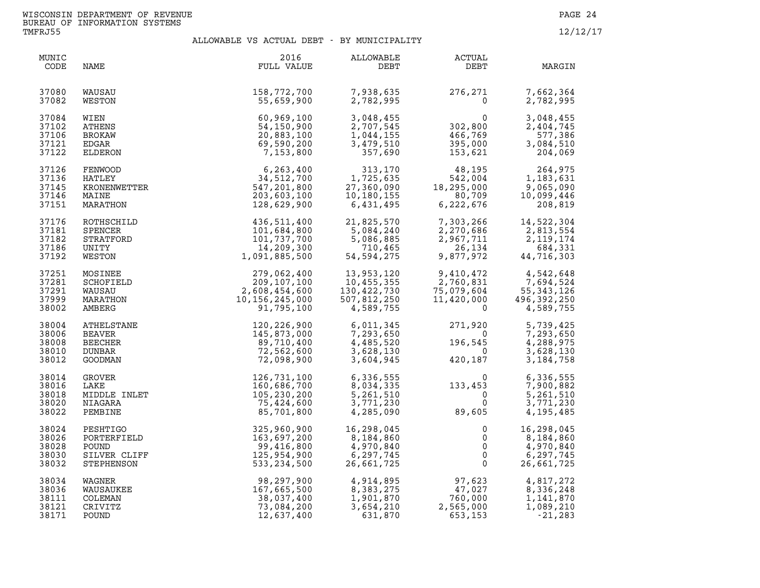WISCONSIN DEPARTMENT OF REVENUE
BUREAU OF INFORMATION SYSTEMS
TMFRJ55

12/12/17

## ALLOWABLE VS ACTUAL DEBT - BY MUNICIPALITY

| MUNIC CODE | NAME | 2016 FULL VALUE | ALLOWABLE DEBT | ACTUAL DEBT | MARGIN |
|---|---|---|---|---|---|
| 37080 | WAUSAU | 158,772,700 | 7,938,635 | 276,271 | 7,662,364 |
| 37082 | WESTON | 55,659,900 | 2,782,995 | 0 | 2,782,995 |
| 37084 | WIEN | 60,969,100 | 3,048,455 | 0 | 3,048,455 |
| 37102 | ATHENS | 54,150,900 | 2,707,545 | 302,800 | 2,404,745 |
| 37106 | BROKAW | 20,883,100 | 1,044,155 | 466,769 | 577,386 |
| 37121 | EDGAR | 69,590,200 | 3,479,510 | 395,000 | 3,084,510 |
| 37122 | ELDERON | 7,153,800 | 357,690 | 153,621 | 204,069 |
| 37126 | FENWOOD | 6,263,400 | 313,170 | 48,195 | 264,975 |
| 37136 | HATLEY | 34,512,700 | 1,725,635 | 542,004 | 1,183,631 |
| 37145 | KRONENWETTER | 547,201,800 | 27,360,090 | 18,295,000 | 9,065,090 |
| 37146 | MAINE | 203,603,100 | 10,180,155 | 80,709 | 10,099,446 |
| 37151 | MARATHON | 128,629,900 | 6,431,495 | 6,222,676 | 208,819 |
| 37176 | ROTHSCHILD | 436,511,400 | 21,825,570 | 7,303,266 | 14,522,304 |
| 37181 | SPENCER | 101,684,800 | 5,084,240 | 2,270,686 | 2,813,554 |
| 37182 | STRATFORD | 101,737,700 | 5,086,885 | 2,967,711 | 2,119,174 |
| 37186 | UNITY | 14,209,300 | 710,465 | 26,134 | 684,331 |
| 37192 | WESTON | 1,091,885,500 | 54,594,275 | 9,877,972 | 44,716,303 |
| 37251 | MOSINEE | 279,062,400 | 13,953,120 | 9,410,472 | 4,542,648 |
| 37281 | SCHOFIELD | 209,107,100 | 10,455,355 | 2,760,831 | 7,694,524 |
| 37291 | WAUSAU | 2,608,454,600 | 130,422,730 | 75,079,604 | 55,343,126 |
| 37999 | MARATHON | 10,156,245,000 | 507,812,250 | 11,420,000 | 496,392,250 |
| 38002 | AMBERG | 91,795,100 | 4,589,755 | 0 | 4,589,755 |
| 38004 | ATHELSTANE | 120,226,900 | 6,011,345 | 271,920 | 5,739,425 |
| 38006 | BEAVER | 145,873,000 | 7,293,650 | 0 | 7,293,650 |
| 38008 | BEECHER | 89,710,400 | 4,485,520 | 196,545 | 4,288,975 |
| 38010 | DUNBAR | 72,562,600 | 3,628,130 | 0 | 3,628,130 |
| 38012 | GOODMAN | 72,098,900 | 3,604,945 | 420,187 | 3,184,758 |
| 38014 | GROVER | 126,731,100 | 6,336,555 | 0 | 6,336,555 |
| 38016 | LAKE | 160,686,700 | 8,034,335 | 133,453 | 7,900,882 |
| 38018 | MIDDLE INLET | 105,230,200 | 5,261,510 | 0 | 5,261,510 |
| 38020 | NIAGARA | 75,424,600 | 3,771,230 | 0 | 3,771,230 |
| 38022 | PEMBINE | 85,701,800 | 4,285,090 | 89,605 | 4,195,485 |
| 38024 | PESHTIGO | 325,960,900 | 16,298,045 | 0 | 16,298,045 |
| 38026 | PORTERFIELD | 163,697,200 | 8,184,860 | 0 | 8,184,860 |
| 38028 | POUND | 99,416,800 | 4,970,840 | 0 | 4,970,840 |
| 38030 | SILVER CLIFF | 125,954,900 | 6,297,745 | 0 | 6,297,745 |
| 38032 | STEPHENSON | 533,234,500 | 26,661,725 | 0 | 26,661,725 |
| 38034 | WAGNER | 98,297,900 | 4,914,895 | 97,623 | 4,817,272 |
| 38036 | WAUSAUKEE | 167,665,500 | 8,383,275 | 47,027 | 8,336,248 |
| 38111 | COLEMAN | 38,037,400 | 1,901,870 | 760,000 | 1,141,870 |
| 38121 | CRIVITZ | 73,084,200 | 3,654,210 | 2,565,000 | 1,089,210 |
| 38171 | POUND | 12,637,400 | 631,870 | 653,153 | -21,283 |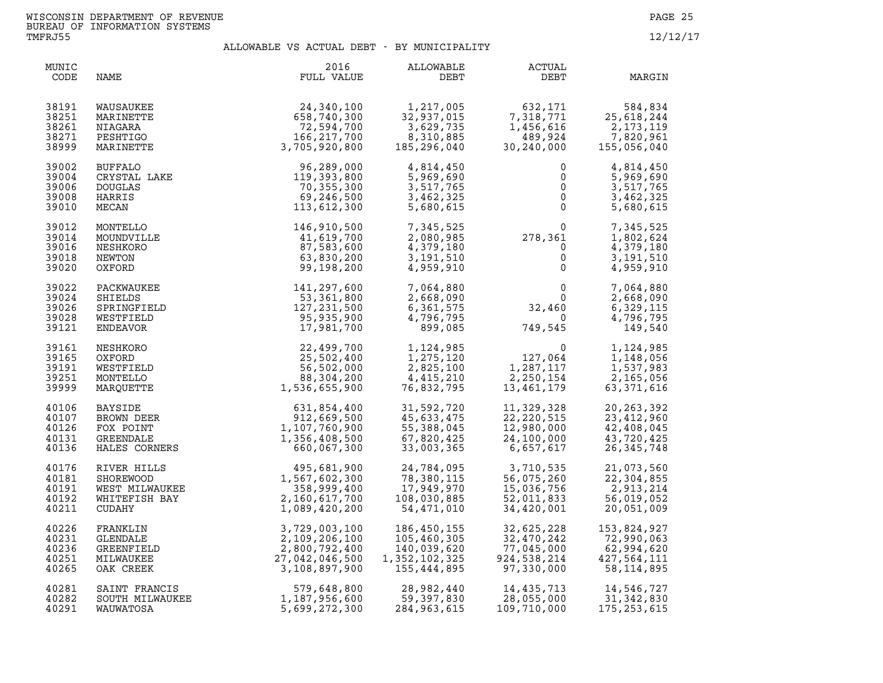WISCONSIN DEPARTMENT OF REVENUE
BUREAU OF INFORMATION SYSTEMS
TMFRJ55

12/12/17

## ALLOWABLE VS ACTUAL DEBT - BY MUNICIPALITY

| MUNIC CODE | NAME | 2016 FULL VALUE | ALLOWABLE DEBT | ACTUAL DEBT | MARGIN |
|---|---|---|---|---|---|
| 38191 | WAUSAUKEE | 24,340,100 | 1,217,005 | 632,171 | 584,834 |
| 38251 | MARINETTE | 658,740,300 | 32,937,015 | 7,318,771 | 25,618,244 |
| 38261 | NIAGARA | 72,594,700 | 3,629,735 | 1,456,616 | 2,173,119 |
| 38271 | PESHTIGO | 166,217,700 | 8,310,885 | 489,924 | 7,820,961 |
| 38999 | MARINETTE | 3,705,920,800 | 185,296,040 | 30,240,000 | 155,056,040 |
| 39002 | BUFFALO | 96,289,000 | 4,814,450 | 0 | 4,814,450 |
| 39004 | CRYSTAL LAKE | 119,393,800 | 5,969,690 | 0 | 5,969,690 |
| 39006 | DOUGLAS | 70,355,300 | 3,517,765 | 0 | 3,517,765 |
| 39008 | HARRIS | 69,246,500 | 3,462,325 | 0 | 3,462,325 |
| 39010 | MECAN | 113,612,300 | 5,680,615 | 0 | 5,680,615 |
| 39012 | MONTELLO | 146,910,500 | 7,345,525 | 0 | 7,345,525 |
| 39014 | MOUNDVILLE | 41,619,700 | 2,080,985 | 278,361 | 1,802,624 |
| 39016 | NESHKORO | 87,583,600 | 4,379,180 | 0 | 4,379,180 |
| 39018 | NEWTON | 63,830,200 | 3,191,510 | 0 | 3,191,510 |
| 39020 | OXFORD | 99,198,200 | 4,959,910 | 0 | 4,959,910 |
| 39022 | PACKWAUKEE | 141,297,600 | 7,064,880 | 0 | 7,064,880 |
| 39024 | SHIELDS | 53,361,800 | 2,668,090 | 0 | 2,668,090 |
| 39026 | SPRINGFIELD | 127,231,500 | 6,361,575 | 32,460 | 6,329,115 |
| 39028 | WESTFIELD | 95,935,900 | 4,796,795 | 0 | 4,796,795 |
| 39121 | ENDEAVOR | 17,981,700 | 899,085 | 749,545 | 149,540 |
| 39161 | NESHKORO | 22,499,700 | 1,124,985 | 0 | 1,124,985 |
| 39165 | OXFORD | 25,502,400 | 1,275,120 | 127,064 | 1,148,056 |
| 39191 | WESTFIELD | 56,502,000 | 2,825,100 | 1,287,117 | 1,537,983 |
| 39251 | MONTELLO | 88,304,200 | 4,415,210 | 2,250,154 | 2,165,056 |
| 39999 | MARQUETTE | 1,536,655,900 | 76,832,795 | 13,461,179 | 63,371,616 |
| 40106 | BAYSIDE | 631,854,400 | 31,592,720 | 11,329,328 | 20,263,392 |
| 40107 | BROWN DEER | 912,669,500 | 45,633,475 | 22,220,515 | 23,412,960 |
| 40126 | FOX POINT | 1,107,760,900 | 55,388,045 | 12,980,000 | 42,408,045 |
| 40131 | GREENDALE | 1,356,408,500 | 67,820,425 | 24,100,000 | 43,720,425 |
| 40136 | HALES CORNERS | 660,067,300 | 33,003,365 | 6,657,617 | 26,345,748 |
| 40176 | RIVER HILLS | 495,681,900 | 24,784,095 | 3,710,535 | 21,073,560 |
| 40181 | SHOREWOOD | 1,567,602,300 | 78,380,115 | 56,075,260 | 22,304,855 |
| 40191 | WEST MILWAUKEE | 358,999,400 | 17,949,970 | 15,036,756 | 2,913,214 |
| 40192 | WHITEFISH BAY | 2,160,617,700 | 108,030,885 | 52,011,833 | 56,019,052 |
| 40211 | CUDAHY | 1,089,420,200 | 54,471,010 | 34,420,001 | 20,051,009 |
| 40226 | FRANKLIN | 3,729,003,100 | 186,450,155 | 32,625,228 | 153,824,927 |
| 40231 | GLENDALE | 2,109,206,100 | 105,460,305 | 32,470,242 | 72,990,063 |
| 40236 | GREENFIELD | 2,800,792,400 | 140,039,620 | 77,045,000 | 62,994,620 |
| 40251 | MILWAUKEE | 27,042,046,500 | 1,352,102,325 | 924,538,214 | 427,564,111 |
| 40265 | OAK CREEK | 3,108,897,900 | 155,444,895 | 97,330,000 | 58,114,895 |
| 40281 | SAINT FRANCIS | 579,648,800 | 28,982,440 | 14,435,713 | 14,546,727 |
| 40282 | SOUTH MILWAUKEE | 1,187,956,600 | 59,397,830 | 28,055,000 | 31,342,830 |
| 40291 | WAUWATOSA | 5,699,272,300 | 284,963,615 | 109,710,000 | 175,253,615 |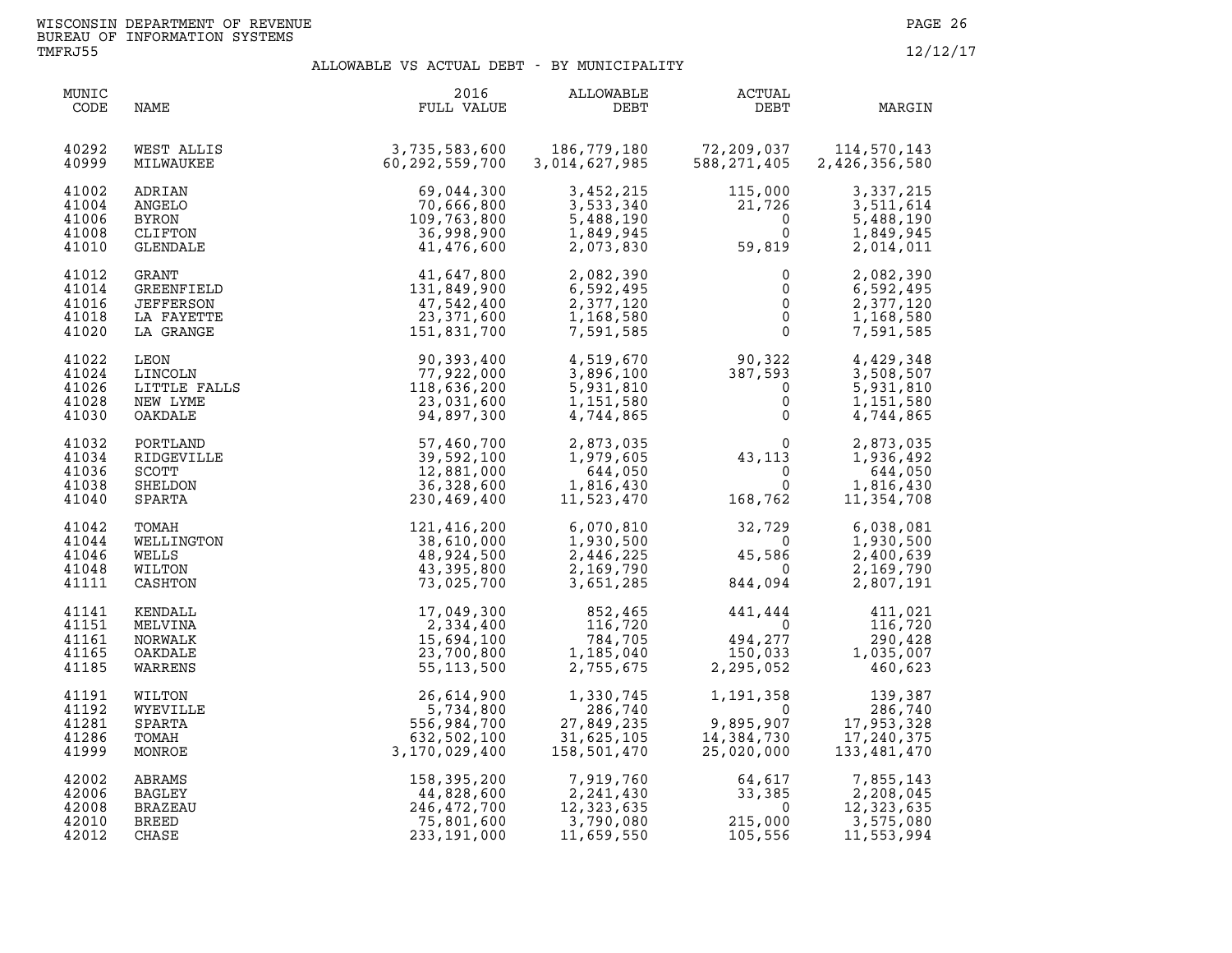WISCONSIN DEPARTMENT OF REVENUE
BUREAU OF INFORMATION SYSTEMS
TMFRJ55

12/12/17

# ALLOWABLE VS ACTUAL DEBT - BY MUNICIPALITY

| MUNIC CODE | NAME | 2016 FULL VALUE | ALLOWABLE DEBT | ACTUAL DEBT | MARGIN |
|---|---|---|---|---|---|
| 40292 | WEST ALLIS | 3,735,583,600 | 186,779,180 | 72,209,037 | 114,570,143 |
| 40999 | MILWAUKEE | 60,292,559,700 | 3,014,627,985 | 588,271,405 | 2,426,356,580 |
| 41002 | ADRIAN | 69,044,300 | 3,452,215 | 115,000 | 3,337,215 |
| 41004 | ANGELO | 70,666,800 | 3,533,340 | 21,726 | 3,511,614 |
| 41006 | BYRON | 109,763,800 | 5,488,190 | 0 | 5,488,190 |
| 41008 | CLIFTON | 36,998,900 | 1,849,945 | 0 | 1,849,945 |
| 41010 | GLENDALE | 41,476,600 | 2,073,830 | 59,819 | 2,014,011 |
| 41012 | GRANT | 41,647,800 | 2,082,390 | 0 | 2,082,390 |
| 41014 | GREENFIELD | 131,849,900 | 6,592,495 | 0 | 6,592,495 |
| 41016 | JEFFERSON | 47,542,400 | 2,377,120 | 0 | 2,377,120 |
| 41018 | LA FAYETTE | 23,371,600 | 1,168,580 | 0 | 1,168,580 |
| 41020 | LA GRANGE | 151,831,700 | 7,591,585 | 0 | 7,591,585 |
| 41022 | LEON | 90,393,400 | 4,519,670 | 90,322 | 4,429,348 |
| 41024 | LINCOLN | 77,922,000 | 3,896,100 | 387,593 | 3,508,507 |
| 41026 | LITTLE FALLS | 118,636,200 | 5,931,810 | 0 | 5,931,810 |
| 41028 | NEW LYME | 23,031,600 | 1,151,580 | 0 | 1,151,580 |
| 41030 | OAKDALE | 94,897,300 | 4,744,865 | 0 | 4,744,865 |
| 41032 | PORTLAND | 57,460,700 | 2,873,035 | 0 | 2,873,035 |
| 41034 | RIDGEVILLE | 39,592,100 | 1,979,605 | 43,113 | 1,936,492 |
| 41036 | SCOTT | 12,881,000 | 644,050 | 0 | 644,050 |
| 41038 | SHELDON | 36,328,600 | 1,816,430 | 0 | 1,816,430 |
| 41040 | SPARTA | 230,469,400 | 11,523,470 | 168,762 | 11,354,708 |
| 41042 | TOMAH | 121,416,200 | 6,070,810 | 32,729 | 6,038,081 |
| 41044 | WELLINGTON | 38,610,000 | 1,930,500 | 0 | 1,930,500 |
| 41046 | WELLS | 48,924,500 | 2,446,225 | 45,586 | 2,400,639 |
| 41048 | WILTON | 43,395,800 | 2,169,790 | 0 | 2,169,790 |
| 41111 | CASHTON | 73,025,700 | 3,651,285 | 844,094 | 2,807,191 |
| 41141 | KENDALL | 17,049,300 | 852,465 | 441,444 | 411,021 |
| 41151 | MELVINA | 2,334,400 | 116,720 | 0 | 116,720 |
| 41161 | NORWALK | 15,694,100 | 784,705 | 494,277 | 290,428 |
| 41165 | OAKDALE | 23,700,800 | 1,185,040 | 150,033 | 1,035,007 |
| 41185 | WARRENS | 55,113,500 | 2,755,675 | 2,295,052 | 460,623 |
| 41191 | WILTON | 26,614,900 | 1,330,745 | 1,191,358 | 139,387 |
| 41192 | WYEVILLE | 5,734,800 | 286,740 | 0 | 286,740 |
| 41281 | SPARTA | 556,984,700 | 27,849,235 | 9,895,907 | 17,953,328 |
| 41286 | TOMAH | 632,502,100 | 31,625,105 | 14,384,730 | 17,240,375 |
| 41999 | MONROE | 3,170,029,400 | 158,501,470 | 25,020,000 | 133,481,470 |
| 42002 | ABRAMS | 158,395,200 | 7,919,760 | 64,617 | 7,855,143 |
| 42006 | BAGLEY | 44,828,600 | 2,241,430 | 33,385 | 2,208,045 |
| 42008 | BRAZEAU | 246,472,700 | 12,323,635 | 0 | 12,323,635 |
| 42010 | BREED | 75,801,600 | 3,790,080 | 215,000 | 3,575,080 |
| 42012 | CHASE | 233,191,000 | 11,659,550 | 105,556 | 11,553,994 |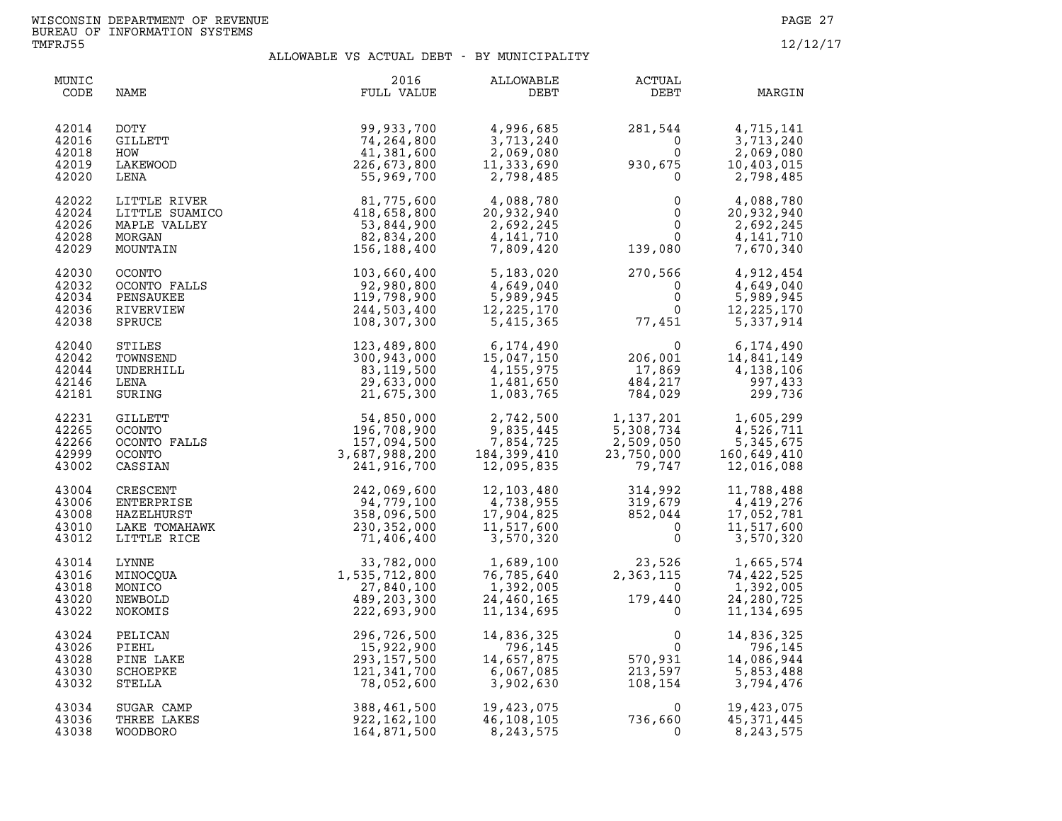WISCONSIN DEPARTMENT OF REVENUE
BUREAU OF INFORMATION SYSTEMS
TMFRJ55

12/12/17

## ALLOWABLE VS ACTUAL DEBT - BY MUNICIPALITY

| MUNIC CODE | NAME | 2016 FULL VALUE | ALLOWABLE DEBT | ACTUAL DEBT | MARGIN |
|---|---|---|---|---|---|
| 42014 | DOTY | 99,933,700 | 4,996,685 | 281,544 | 4,715,141 |
| 42016 | GILLETT | 74,264,800 | 3,713,240 | 0 | 3,713,240 |
| 42018 | HOW | 41,381,600 | 2,069,080 | 0 | 2,069,080 |
| 42019 | LAKEWOOD | 226,673,800 | 11,333,690 | 930,675 | 10,403,015 |
| 42020 | LENA | 55,969,700 | 2,798,485 | 0 | 2,798,485 |
| 42022 | LITTLE RIVER | 81,775,600 | 4,088,780 | 0 | 4,088,780 |
| 42024 | LITTLE SUAMICO | 418,658,800 | 20,932,940 | 0 | 20,932,940 |
| 42026 | MAPLE VALLEY | 53,844,900 | 2,692,245 | 0 | 2,692,245 |
| 42028 | MORGAN | 82,834,200 | 4,141,710 | 0 | 4,141,710 |
| 42029 | MOUNTAIN | 156,188,400 | 7,809,420 | 139,080 | 7,670,340 |
| 42030 | OCONTO | 103,660,400 | 5,183,020 | 270,566 | 4,912,454 |
| 42032 | OCONTO FALLS | 92,980,800 | 4,649,040 | 0 | 4,649,040 |
| 42034 | PENSAUKEE | 119,798,900 | 5,989,945 | 0 | 5,989,945 |
| 42036 | RIVERVIEW | 244,503,400 | 12,225,170 | 0 | 12,225,170 |
| 42038 | SPRUCE | 108,307,300 | 5,415,365 | 77,451 | 5,337,914 |
| 42040 | STILES | 123,489,800 | 6,174,490 | 0 | 6,174,490 |
| 42042 | TOWNSEND | 300,943,000 | 15,047,150 | 206,001 | 14,841,149 |
| 42044 | UNDERHILL | 83,119,500 | 4,155,975 | 17,869 | 4,138,106 |
| 42146 | LENA | 29,633,000 | 1,481,650 | 484,217 | 997,433 |
| 42181 | SURING | 21,675,300 | 1,083,765 | 784,029 | 299,736 |
| 42231 | GILLETT | 54,850,000 | 2,742,500 | 1,137,201 | 1,605,299 |
| 42265 | OCONTO | 196,708,900 | 9,835,445 | 5,308,734 | 4,526,711 |
| 42266 | OCONTO FALLS | 157,094,500 | 7,854,725 | 2,509,050 | 5,345,675 |
| 42999 | OCONTO | 3,687,988,200 | 184,399,410 | 23,750,000 | 160,649,410 |
| 43002 | CASSIAN | 241,916,700 | 12,095,835 | 79,747 | 12,016,088 |
| 43004 | CRESCENT | 242,069,600 | 12,103,480 | 314,992 | 11,788,488 |
| 43006 | ENTERPRISE | 94,779,100 | 4,738,955 | 319,679 | 4,419,276 |
| 43008 | HAZELHURST | 358,096,500 | 17,904,825 | 852,044 | 17,052,781 |
| 43010 | LAKE TOMAHAWK | 230,352,000 | 11,517,600 | 0 | 11,517,600 |
| 43012 | LITTLE RICE | 71,406,400 | 3,570,320 | 0 | 3,570,320 |
| 43014 | LYNNE | 33,782,000 | 1,689,100 | 23,526 | 1,665,574 |
| 43016 | MINOCQUA | 1,535,712,800 | 76,785,640 | 2,363,115 | 74,422,525 |
| 43018 | MONICO | 27,840,100 | 1,392,005 | 0 | 1,392,005 |
| 43020 | NEWBOLD | 489,203,300 | 24,460,165 | 179,440 | 24,280,725 |
| 43022 | NOKOMIS | 222,693,900 | 11,134,695 | 0 | 11,134,695 |
| 43024 | PELICAN | 296,726,500 | 14,836,325 | 0 | 14,836,325 |
| 43026 | PIEHL | 15,922,900 | 796,145 | 0 | 796,145 |
| 43028 | PINE LAKE | 293,157,500 | 14,657,875 | 570,931 | 14,086,944 |
| 43030 | SCHOEPKE | 121,341,700 | 6,067,085 | 213,597 | 5,853,488 |
| 43032 | STELLA | 78,052,600 | 3,902,630 | 108,154 | 3,794,476 |
| 43034 | SUGAR CAMP | 388,461,500 | 19,423,075 | 0 | 19,423,075 |
| 43036 | THREE LAKES | 922,162,100 | 46,108,105 | 736,660 | 45,371,445 |
| 43038 | WOODBORO | 164,871,500 | 8,243,575 | 0 | 8,243,575 |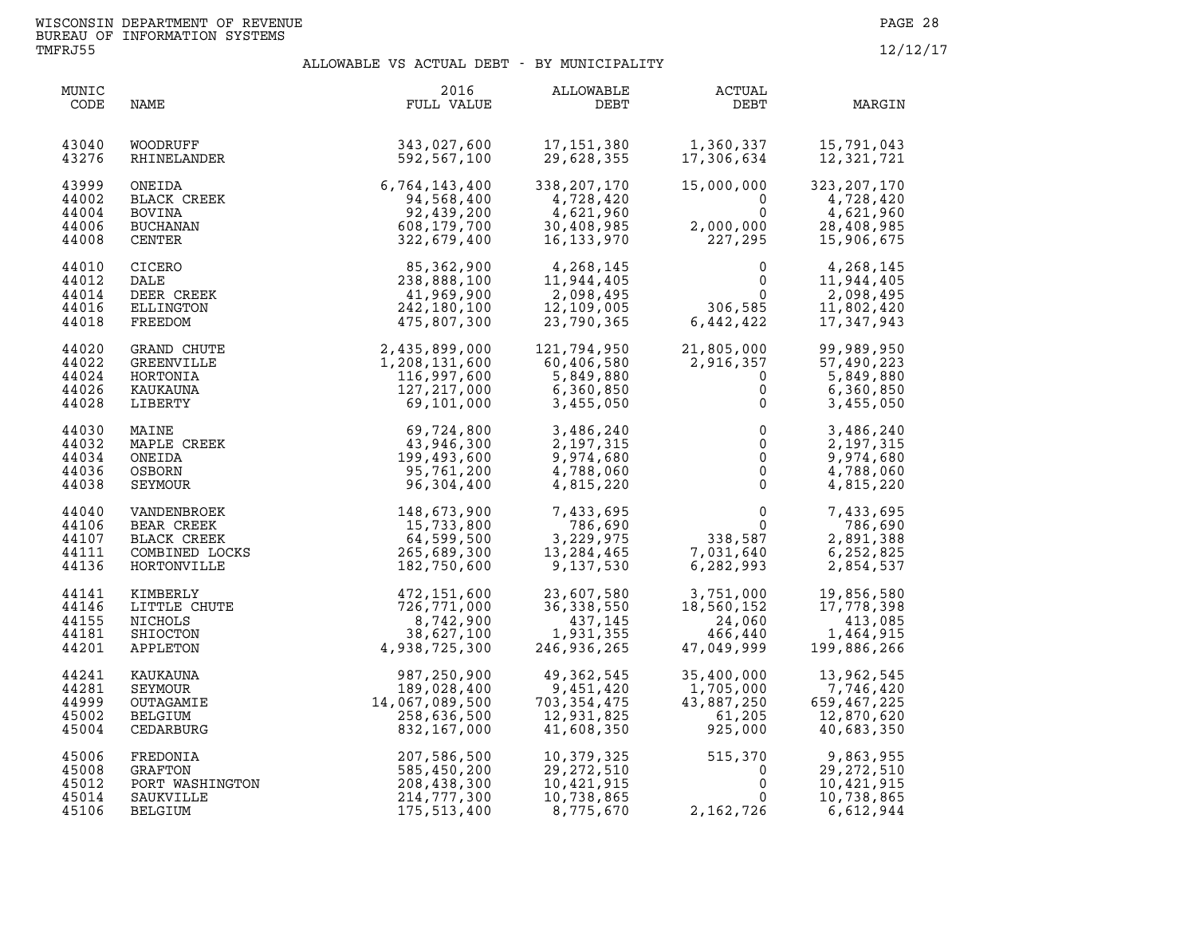WISCONSIN DEPARTMENT OF REVENUE
BUREAU OF INFORMATION SYSTEMS
TMFRJ55

12/12/17

## ALLOWABLE VS ACTUAL DEBT - BY MUNICIPALITY

| MUNIC CODE | NAME | 2016 FULL VALUE | ALLOWABLE DEBT | ACTUAL DEBT | MARGIN |
|---|---|---|---|---|---|
| 43040 | WOODRUFF | 343,027,600 | 17,151,380 | 1,360,337 | 15,791,043 |
| 43276 | RHINELANDER | 592,567,100 | 29,628,355 | 17,306,634 | 12,321,721 |
| 43999 | ONEIDA | 6,764,143,400 | 338,207,170 | 15,000,000 | 323,207,170 |
| 44002 | BLACK CREEK | 94,568,400 | 4,728,420 | 0 | 4,728,420 |
| 44004 | BOVINA | 92,439,200 | 4,621,960 | 0 | 4,621,960 |
| 44006 | BUCHANAN | 608,179,700 | 30,408,985 | 2,000,000 | 28,408,985 |
| 44008 | CENTER | 322,679,400 | 16,133,970 | 227,295 | 15,906,675 |
| 44010 | CICERO | 85,362,900 | 4,268,145 | 0 | 4,268,145 |
| 44012 | DALE | 238,888,100 | 11,944,405 | 0 | 11,944,405 |
| 44014 | DEER CREEK | 41,969,900 | 2,098,495 | 0 | 2,098,495 |
| 44016 | ELLINGTON | 242,180,100 | 12,109,005 | 306,585 | 11,802,420 |
| 44018 | FREEDOM | 475,807,300 | 23,790,365 | 6,442,422 | 17,347,943 |
| 44020 | GRAND CHUTE | 2,435,899,000 | 121,794,950 | 21,805,000 | 99,989,950 |
| 44022 | GREENVILLE | 1,208,131,600 | 60,406,580 | 2,916,357 | 57,490,223 |
| 44024 | HORTONIA | 116,997,600 | 5,849,880 | 0 | 5,849,880 |
| 44026 | KAUKAUNA | 127,217,000 | 6,360,850 | 0 | 6,360,850 |
| 44028 | LIBERTY | 69,101,000 | 3,455,050 | 0 | 3,455,050 |
| 44030 | MAINE | 69,724,800 | 3,486,240 | 0 | 3,486,240 |
| 44032 | MAPLE CREEK | 43,946,300 | 2,197,315 | 0 | 2,197,315 |
| 44034 | ONEIDA | 199,493,600 | 9,974,680 | 0 | 9,974,680 |
| 44036 | OSBORN | 95,761,200 | 4,788,060 | 0 | 4,788,060 |
| 44038 | SEYMOUR | 96,304,400 | 4,815,220 | 0 | 4,815,220 |
| 44040 | VANDENBROEK | 148,673,900 | 7,433,695 | 0 | 7,433,695 |
| 44106 | BEAR CREEK | 15,733,800 | 786,690 | 0 | 786,690 |
| 44107 | BLACK CREEK | 64,599,500 | 3,229,975 | 338,587 | 2,891,388 |
| 44111 | COMBINED LOCKS | 265,689,300 | 13,284,465 | 7,031,640 | 6,252,825 |
| 44136 | HORTONVILLE | 182,750,600 | 9,137,530 | 6,282,993 | 2,854,537 |
| 44141 | KIMBERLY | 472,151,600 | 23,607,580 | 3,751,000 | 19,856,580 |
| 44146 | LITTLE CHUTE | 726,771,000 | 36,338,550 | 18,560,152 | 17,778,398 |
| 44155 | NICHOLS | 8,742,900 | 437,145 | 24,060 | 413,085 |
| 44181 | SHIOCTON | 38,627,100 | 1,931,355 | 466,440 | 1,464,915 |
| 44201 | APPLETON | 4,938,725,300 | 246,936,265 | 47,049,999 | 199,886,266 |
| 44241 | KAUKAUNA | 987,250,900 | 49,362,545 | 35,400,000 | 13,962,545 |
| 44281 | SEYMOUR | 189,028,400 | 9,451,420 | 1,705,000 | 7,746,420 |
| 44999 | OUTAGAMIE | 14,067,089,500 | 703,354,475 | 43,887,250 | 659,467,225 |
| 45002 | BELGIUM | 258,636,500 | 12,931,825 | 61,205 | 12,870,620 |
| 45004 | CEDARBURG | 832,167,000 | 41,608,350 | 925,000 | 40,683,350 |
| 45006 | FREDONIA | 207,586,500 | 10,379,325 | 515,370 | 9,863,955 |
| 45008 | GRAFTON | 585,450,200 | 29,272,510 | 0 | 29,272,510 |
| 45012 | PORT WASHINGTON | 208,438,300 | 10,421,915 | 0 | 10,421,915 |
| 45014 | SAUKVILLE | 214,777,300 | 10,738,865 | 0 | 10,738,865 |
| 45106 | BELGIUM | 175,513,400 | 8,775,670 | 2,162,726 | 6,612,944 |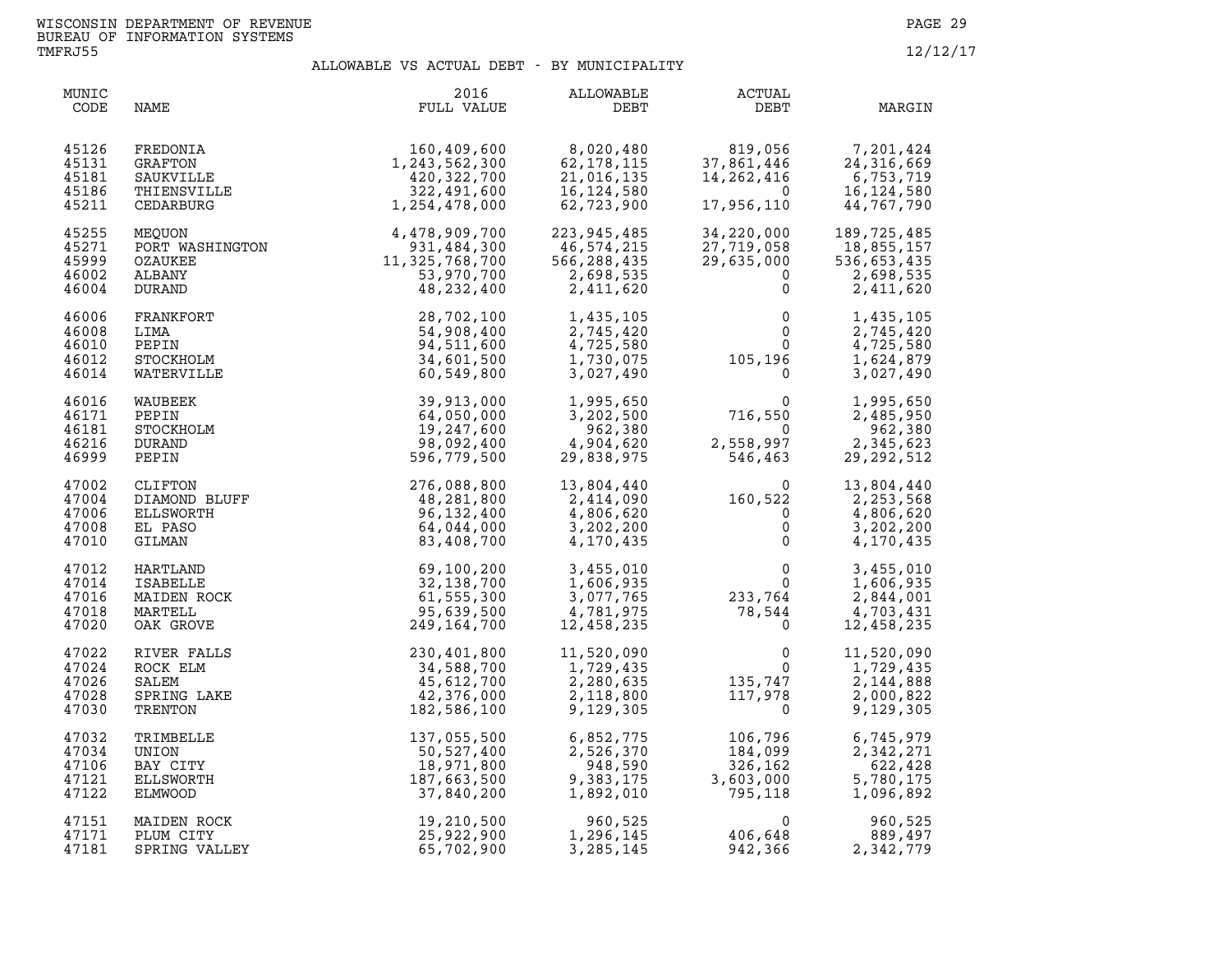WISCONSIN DEPARTMENT OF REVENUE
BUREAU OF INFORMATION SYSTEMS
TMFRJ55

12/12/17

## ALLOWABLE VS ACTUAL DEBT - BY MUNICIPALITY

| MUNIC CODE | NAME | 2016 FULL VALUE | ALLOWABLE DEBT | ACTUAL DEBT | MARGIN |
|---|---|---|---|---|---|
| 45126 | FREDONIA | 160,409,600 | 8,020,480 | 819,056 | 7,201,424 |
| 45131 | GRAFTON | 1,243,562,300 | 62,178,115 | 37,861,446 | 24,316,669 |
| 45181 | SAUKVILLE | 420,322,700 | 21,016,135 | 14,262,416 | 6,753,719 |
| 45186 | THIENSVILLE | 322,491,600 | 16,124,580 | 0 | 16,124,580 |
| 45211 | CEDARBURG | 1,254,478,000 | 62,723,900 | 17,956,110 | 44,767,790 |
| 45255 | MEQUON | 4,478,909,700 | 223,945,485 | 34,220,000 | 189,725,485 |
| 45271 | PORT WASHINGTON | 931,484,300 | 46,574,215 | 27,719,058 | 18,855,157 |
| 45999 | OZAUKEE | 11,325,768,700 | 566,288,435 | 29,635,000 | 536,653,435 |
| 46002 | ALBANY | 53,970,700 | 2,698,535 | 0 | 2,698,535 |
| 46004 | DURAND | 48,232,400 | 2,411,620 | 0 | 2,411,620 |
| 46006 | FRANKFORT | 28,702,100 | 1,435,105 | 0 | 1,435,105 |
| 46008 | LIMA | 54,908,400 | 2,745,420 | 0 | 2,745,420 |
| 46010 | PEPIN | 94,511,600 | 4,725,580 | 0 | 4,725,580 |
| 46012 | STOCKHOLM | 34,601,500 | 1,730,075 | 105,196 | 1,624,879 |
| 46014 | WATERVILLE | 60,549,800 | 3,027,490 | 0 | 3,027,490 |
| 46016 | WAUBEEK | 39,913,000 | 1,995,650 | 0 | 1,995,650 |
| 46171 | PEPIN | 64,050,000 | 3,202,500 | 716,550 | 2,485,950 |
| 46181 | STOCKHOLM | 19,247,600 | 962,380 | 0 | 962,380 |
| 46216 | DURAND | 98,092,400 | 4,904,620 | 2,558,997 | 2,345,623 |
| 46999 | PEPIN | 596,779,500 | 29,838,975 | 546,463 | 29,292,512 |
| 47002 | CLIFTON | 276,088,800 | 13,804,440 | 0 | 13,804,440 |
| 47004 | DIAMOND BLUFF | 48,281,800 | 2,414,090 | 160,522 | 2,253,568 |
| 47006 | ELLSWORTH | 96,132,400 | 4,806,620 | 0 | 4,806,620 |
| 47008 | EL PASO | 64,044,000 | 3,202,200 | 0 | 3,202,200 |
| 47010 | GILMAN | 83,408,700 | 4,170,435 | 0 | 4,170,435 |
| 47012 | HARTLAND | 69,100,200 | 3,455,010 | 0 | 3,455,010 |
| 47014 | ISABELLE | 32,138,700 | 1,606,935 | 0 | 1,606,935 |
| 47016 | MAIDEN ROCK | 61,555,300 | 3,077,765 | 233,764 | 2,844,001 |
| 47018 | MARTELL | 95,639,500 | 4,781,975 | 78,544 | 4,703,431 |
| 47020 | OAK GROVE | 249,164,700 | 12,458,235 | 0 | 12,458,235 |
| 47022 | RIVER FALLS | 230,401,800 | 11,520,090 | 0 | 11,520,090 |
| 47024 | ROCK ELM | 34,588,700 | 1,729,435 | 0 | 1,729,435 |
| 47026 | SALEM | 45,612,700 | 2,280,635 | 135,747 | 2,144,888 |
| 47028 | SPRING LAKE | 42,376,000 | 2,118,800 | 117,978 | 2,000,822 |
| 47030 | TRENTON | 182,586,100 | 9,129,305 | 0 | 9,129,305 |
| 47032 | TRIMBELLE | 137,055,500 | 6,852,775 | 106,796 | 6,745,979 |
| 47034 | UNION | 50,527,400 | 2,526,370 | 184,099 | 2,342,271 |
| 47106 | BAY CITY | 18,971,800 | 948,590 | 326,162 | 622,428 |
| 47121 | ELLSWORTH | 187,663,500 | 9,383,175 | 3,603,000 | 5,780,175 |
| 47122 | ELMWOOD | 37,840,200 | 1,892,010 | 795,118 | 1,096,892 |
| 47151 | MAIDEN ROCK | 19,210,500 | 960,525 | 0 | 960,525 |
| 47171 | PLUM CITY | 25,922,900 | 1,296,145 | 406,648 | 889,497 |
| 47181 | SPRING VALLEY | 65,702,900 | 3,285,145 | 942,366 | 2,342,779 |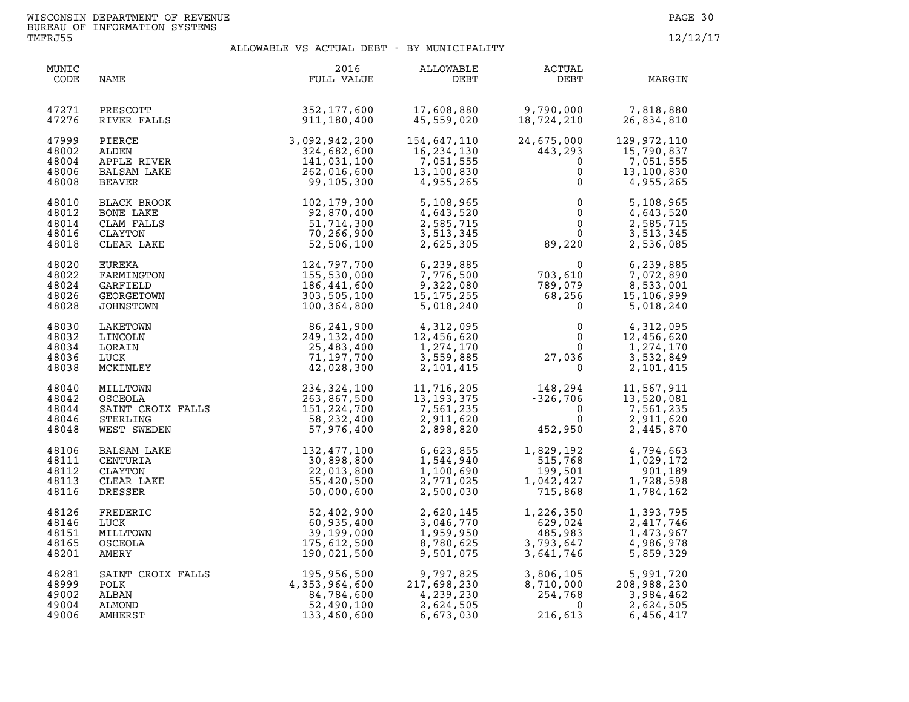WISCONSIN DEPARTMENT OF REVENUE
BUREAU OF INFORMATION SYSTEMS
TMFRJ55

12/12/17

# ALLOWABLE VS ACTUAL DEBT - BY MUNICIPALITY

| MUNIC CODE | NAME | 2016 FULL VALUE | ALLOWABLE DEBT | ACTUAL DEBT | MARGIN |
|---|---|---|---|---|---|
| 47271 | PRESCOTT | 352,177,600 | 17,608,880 | 9,790,000 | 7,818,880 |
| 47276 | RIVER FALLS | 911,180,400 | 45,559,020 | 18,724,210 | 26,834,810 |
| 47999 | PIERCE | 3,092,942,200 | 154,647,110 | 24,675,000 | 129,972,110 |
| 48002 | ALDEN | 324,682,600 | 16,234,130 | 443,293 | 15,790,837 |
| 48004 | APPLE RIVER | 141,031,100 | 7,051,555 | 0 | 7,051,555 |
| 48006 | BALSAM LAKE | 262,016,600 | 13,100,830 | 0 | 13,100,830 |
| 48008 | BEAVER | 99,105,300 | 4,955,265 | 0 | 4,955,265 |
| 48010 | BLACK BROOK | 102,179,300 | 5,108,965 | 0 | 5,108,965 |
| 48012 | BONE LAKE | 92,870,400 | 4,643,520 | 0 | 4,643,520 |
| 48014 | CLAM FALLS | 51,714,300 | 2,585,715 | 0 | 2,585,715 |
| 48016 | CLAYTON | 70,266,900 | 3,513,345 | 0 | 3,513,345 |
| 48018 | CLEAR LAKE | 52,506,100 | 2,625,305 | 89,220 | 2,536,085 |
| 48020 | EUREKA | 124,797,700 | 6,239,885 | 0 | 6,239,885 |
| 48022 | FARMINGTON | 155,530,000 | 7,776,500 | 703,610 | 7,072,890 |
| 48024 | GARFIELD | 186,441,600 | 9,322,080 | 789,079 | 8,533,001 |
| 48026 | GEORGETOWN | 303,505,100 | 15,175,255 | 68,256 | 15,106,999 |
| 48028 | JOHNSTOWN | 100,364,800 | 5,018,240 | 0 | 5,018,240 |
| 48030 | LAKETOWN | 86,241,900 | 4,312,095 | 0 | 4,312,095 |
| 48032 | LINCOLN | 249,132,400 | 12,456,620 | 0 | 12,456,620 |
| 48034 | LORAIN | 25,483,400 | 1,274,170 | 0 | 1,274,170 |
| 48036 | LUCK | 71,197,700 | 3,559,885 | 27,036 | 3,532,849 |
| 48038 | MCKINLEY | 42,028,300 | 2,101,415 | 0 | 2,101,415 |
| 48040 | MILLTOWN | 234,324,100 | 11,716,205 | 148,294 | 11,567,911 |
| 48042 | OSCEOLA | 263,867,500 | 13,193,375 | -326,706 | 13,520,081 |
| 48044 | SAINT CROIX FALLS | 151,224,700 | 7,561,235 | 0 | 7,561,235 |
| 48046 | STERLING | 58,232,400 | 2,911,620 | 0 | 2,911,620 |
| 48048 | WEST SWEDEN | 57,976,400 | 2,898,820 | 452,950 | 2,445,870 |
| 48106 | BALSAM LAKE | 132,477,100 | 6,623,855 | 1,829,192 | 4,794,663 |
| 48111 | CENTURIA | 30,898,800 | 1,544,940 | 515,768 | 1,029,172 |
| 48112 | CLAYTON | 22,013,800 | 1,100,690 | 199,501 | 901,189 |
| 48113 | CLEAR LAKE | 55,420,500 | 2,771,025 | 1,042,427 | 1,728,598 |
| 48116 | DRESSER | 50,000,600 | 2,500,030 | 715,868 | 1,784,162 |
| 48126 | FREDERIC | 52,402,900 | 2,620,145 | 1,226,350 | 1,393,795 |
| 48146 | LUCK | 60,935,400 | 3,046,770 | 629,024 | 2,417,746 |
| 48151 | MILLTOWN | 39,199,000 | 1,959,950 | 485,983 | 1,473,967 |
| 48165 | OSCEOLA | 175,612,500 | 8,780,625 | 3,793,647 | 4,986,978 |
| 48201 | AMERY | 190,021,500 | 9,501,075 | 3,641,746 | 5,859,329 |
| 48281 | SAINT CROIX FALLS | 195,956,500 | 9,797,825 | 3,806,105 | 5,991,720 |
| 48999 | POLK | 4,353,964,600 | 217,698,230 | 8,710,000 | 208,988,230 |
| 49002 | ALBAN | 84,784,600 | 4,239,230 | 254,768 | 3,984,462 |
| 49004 | ALMOND | 52,490,100 | 2,624,505 | 0 | 2,624,505 |
| 49006 | AMHERST | 133,460,600 | 6,673,030 | 216,613 | 6,456,417 |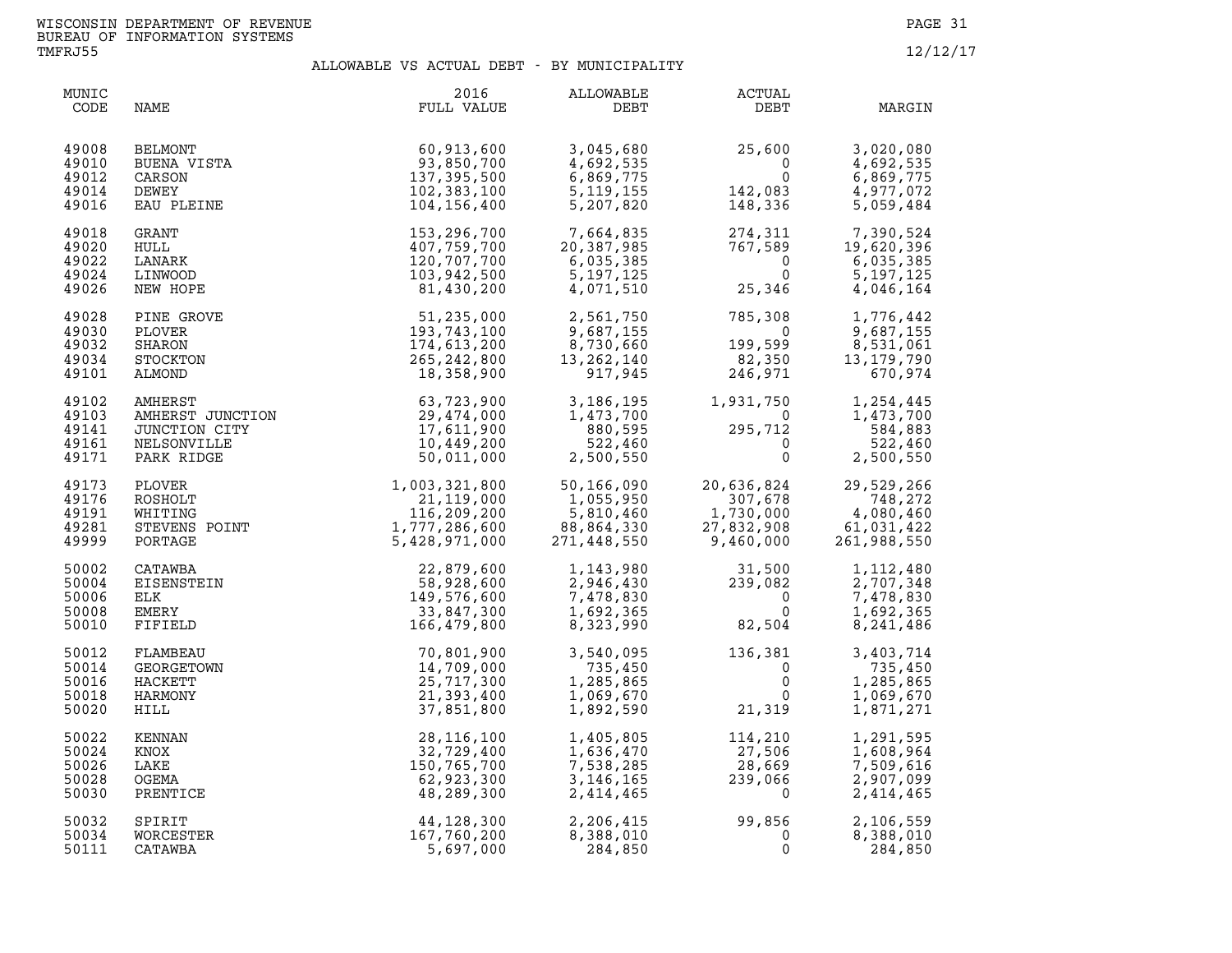WISCONSIN DEPARTMENT OF REVENUE
BUREAU OF INFORMATION SYSTEMS
TMFRJ55

12/12/17

# ALLOWABLE VS ACTUAL DEBT - BY MUNICIPALITY

| MUNIC CODE | NAME | 2016 FULL VALUE | ALLOWABLE DEBT | ACTUAL DEBT | MARGIN |
|---|---|---|---|---|---|
| 49008 | BELMONT | 60,913,600 | 3,045,680 | 25,600 | 3,020,080 |
| 49010 | BUENA VISTA | 93,850,700 | 4,692,535 | 0 | 4,692,535 |
| 49012 | CARSON | 137,395,500 | 6,869,775 | 0 | 6,869,775 |
| 49014 | DEWEY | 102,383,100 | 5,119,155 | 142,083 | 4,977,072 |
| 49016 | EAU PLEINE | 104,156,400 | 5,207,820 | 148,336 | 5,059,484 |
| 49018 | GRANT | 153,296,700 | 7,664,835 | 274,311 | 7,390,524 |
| 49020 | HULL | 407,759,700 | 20,387,985 | 767,589 | 19,620,396 |
| 49022 | LANARK | 120,707,700 | 6,035,385 | 0 | 6,035,385 |
| 49024 | LINWOOD | 103,942,500 | 5,197,125 | 0 | 5,197,125 |
| 49026 | NEW HOPE | 81,430,200 | 4,071,510 | 25,346 | 4,046,164 |
| 49028 | PINE GROVE | 51,235,000 | 2,561,750 | 785,308 | 1,776,442 |
| 49030 | PLOVER | 193,743,100 | 9,687,155 | 0 | 9,687,155 |
| 49032 | SHARON | 174,613,200 | 8,730,660 | 199,599 | 8,531,061 |
| 49034 | STOCKTON | 265,242,800 | 13,262,140 | 82,350 | 13,179,790 |
| 49101 | ALMOND | 18,358,900 | 917,945 | 246,971 | 670,974 |
| 49102 | AMHERST | 63,723,900 | 3,186,195 | 1,931,750 | 1,254,445 |
| 49103 | AMHERST JUNCTION | 29,474,000 | 1,473,700 | 0 | 1,473,700 |
| 49141 | JUNCTION CITY | 17,611,900 | 880,595 | 295,712 | 584,883 |
| 49161 | NELSONVILLE | 10,449,200 | 522,460 | 0 | 522,460 |
| 49171 | PARK RIDGE | 50,011,000 | 2,500,550 | 0 | 2,500,550 |
| 49173 | PLOVER | 1,003,321,800 | 50,166,090 | 20,636,824 | 29,529,266 |
| 49176 | ROSHOLT | 21,119,000 | 1,055,950 | 307,678 | 748,272 |
| 49191 | WHITING | 116,209,200 | 5,810,460 | 1,730,000 | 4,080,460 |
| 49281 | STEVENS POINT | 1,777,286,600 | 88,864,330 | 27,832,908 | 61,031,422 |
| 49999 | PORTAGE | 5,428,971,000 | 271,448,550 | 9,460,000 | 261,988,550 |
| 50002 | CATAWBA | 22,879,600 | 1,143,980 | 31,500 | 1,112,480 |
| 50004 | EISENSTEIN | 58,928,600 | 2,946,430 | 239,082 | 2,707,348 |
| 50006 | ELK | 149,576,600 | 7,478,830 | 0 | 7,478,830 |
| 50008 | EMERY | 33,847,300 | 1,692,365 | 0 | 1,692,365 |
| 50010 | FIFIELD | 166,479,800 | 8,323,990 | 82,504 | 8,241,486 |
| 50012 | FLAMBEAU | 70,801,900 | 3,540,095 | 136,381 | 3,403,714 |
| 50014 | GEORGETOWN | 14,709,000 | 735,450 | 0 | 735,450 |
| 50016 | HACKETT | 25,717,300 | 1,285,865 | 0 | 1,285,865 |
| 50018 | HARMONY | 21,393,400 | 1,069,670 | 0 | 1,069,670 |
| 50020 | HILL | 37,851,800 | 1,892,590 | 21,319 | 1,871,271 |
| 50022 | KENNAN | 28,116,100 | 1,405,805 | 114,210 | 1,291,595 |
| 50024 | KNOX | 32,729,400 | 1,636,470 | 27,506 | 1,608,964 |
| 50026 | LAKE | 150,765,700 | 7,538,285 | 28,669 | 7,509,616 |
| 50028 | OGEMA | 62,923,300 | 3,146,165 | 239,066 | 2,907,099 |
| 50030 | PRENTICE | 48,289,300 | 2,414,465 | 0 | 2,414,465 |
| 50032 | SPIRIT | 44,128,300 | 2,206,415 | 99,856 | 2,106,559 |
| 50034 | WORCESTER | 167,760,200 | 8,388,010 | 0 | 8,388,010 |
| 50111 | CATAWBA | 5,697,000 | 284,850 | 0 | 284,850 |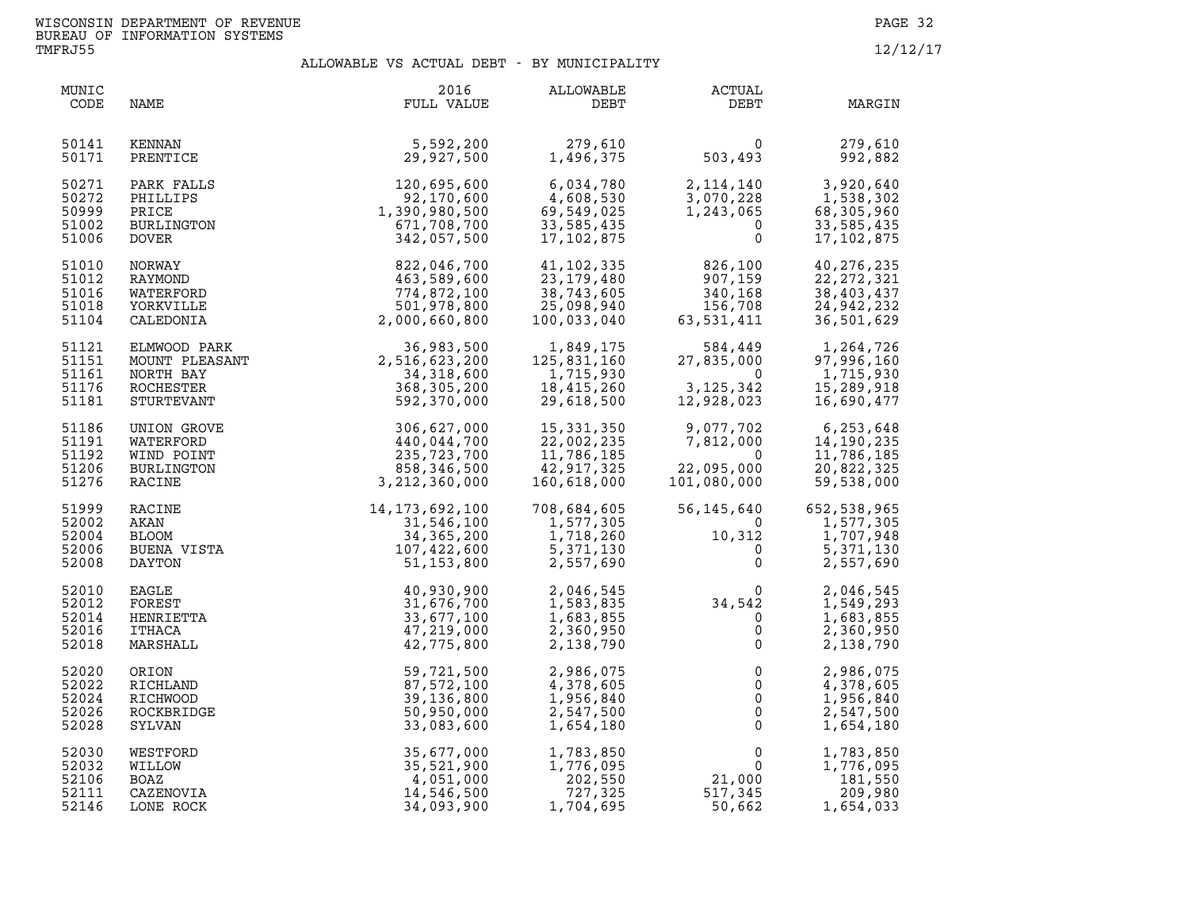WISCONSIN DEPARTMENT OF REVENUE
BUREAU OF INFORMATION SYSTEMS
TMFRJ55

12/12/17

## ALLOWABLE VS ACTUAL DEBT - BY MUNICIPALITY

| MUNIC CODE | NAME | 2016 FULL VALUE | ALLOWABLE DEBT | ACTUAL DEBT | MARGIN |
|---|---|---|---|---|---|
| 50141 | KENNAN | 5,592,200 | 279,610 | 0 | 279,610 |
| 50171 | PRENTICE | 29,927,500 | 1,496,375 | 503,493 | 992,882 |
| 50271 | PARK FALLS | 120,695,600 | 6,034,780 | 2,114,140 | 3,920,640 |
| 50272 | PHILLIPS | 92,170,600 | 4,608,530 | 3,070,228 | 1,538,302 |
| 50999 | PRICE | 1,390,980,500 | 69,549,025 | 1,243,065 | 68,305,960 |
| 51002 | BURLINGTON | 671,708,700 | 33,585,435 | 0 | 33,585,435 |
| 51006 | DOVER | 342,057,500 | 17,102,875 | 0 | 17,102,875 |
| 51010 | NORWAY | 822,046,700 | 41,102,335 | 826,100 | 40,276,235 |
| 51012 | RAYMOND | 463,589,600 | 23,179,480 | 907,159 | 22,272,321 |
| 51016 | WATERFORD | 774,872,100 | 38,743,605 | 340,168 | 38,403,437 |
| 51018 | YORKVILLE | 501,978,800 | 25,098,940 | 156,708 | 24,942,232 |
| 51104 | CALEDONIA | 2,000,660,800 | 100,033,040 | 63,531,411 | 36,501,629 |
| 51121 | ELMWOOD PARK | 36,983,500 | 1,849,175 | 584,449 | 1,264,726 |
| 51151 | MOUNT PLEASANT | 2,516,623,200 | 125,831,160 | 27,835,000 | 97,996,160 |
| 51161 | NORTH BAY | 34,318,600 | 1,715,930 | 0 | 1,715,930 |
| 51176 | ROCHESTER | 368,305,200 | 18,415,260 | 3,125,342 | 15,289,918 |
| 51181 | STURTEVANT | 592,370,000 | 29,618,500 | 12,928,023 | 16,690,477 |
| 51186 | UNION GROVE | 306,627,000 | 15,331,350 | 9,077,702 | 6,253,648 |
| 51191 | WATERFORD | 440,044,700 | 22,002,235 | 7,812,000 | 14,190,235 |
| 51192 | WIND POINT | 235,723,700 | 11,786,185 | 0 | 11,786,185 |
| 51206 | BURLINGTON | 858,346,500 | 42,917,325 | 22,095,000 | 20,822,325 |
| 51276 | RACINE | 3,212,360,000 | 160,618,000 | 101,080,000 | 59,538,000 |
| 51999 | RACINE | 14,173,692,100 | 708,684,605 | 56,145,640 | 652,538,965 |
| 52002 | AKAN | 31,546,100 | 1,577,305 | 0 | 1,577,305 |
| 52004 | BLOOM | 34,365,200 | 1,718,260 | 10,312 | 1,707,948 |
| 52006 | BUENA VISTA | 107,422,600 | 5,371,130 | 0 | 5,371,130 |
| 52008 | DAYTON | 51,153,800 | 2,557,690 | 0 | 2,557,690 |
| 52010 | EAGLE | 40,930,900 | 2,046,545 | 0 | 2,046,545 |
| 52012 | FOREST | 31,676,700 | 1,583,835 | 34,542 | 1,549,293 |
| 52014 | HENRIETTA | 33,677,100 | 1,683,855 | 0 | 1,683,855 |
| 52016 | ITHACA | 47,219,000 | 2,360,950 | 0 | 2,360,950 |
| 52018 | MARSHALL | 42,775,800 | 2,138,790 | 0 | 2,138,790 |
| 52020 | ORION | 59,721,500 | 2,986,075 | 0 | 2,986,075 |
| 52022 | RICHLAND | 87,572,100 | 4,378,605 | 0 | 4,378,605 |
| 52024 | RICHWOOD | 39,136,800 | 1,956,840 | 0 | 1,956,840 |
| 52026 | ROCKBRIDGE | 50,950,000 | 2,547,500 | 0 | 2,547,500 |
| 52028 | SYLVAN | 33,083,600 | 1,654,180 | 0 | 1,654,180 |
| 52030 | WESTFORD | 35,677,000 | 1,783,850 | 0 | 1,783,850 |
| 52032 | WILLOW | 35,521,900 | 1,776,095 | 0 | 1,776,095 |
| 52106 | BOAZ | 4,051,000 | 202,550 | 21,000 | 181,550 |
| 52111 | CAZENOVIA | 14,546,500 | 727,325 | 517,345 | 209,980 |
| 52146 | LONE ROCK | 34,093,900 | 1,704,695 | 50,662 | 1,654,033 |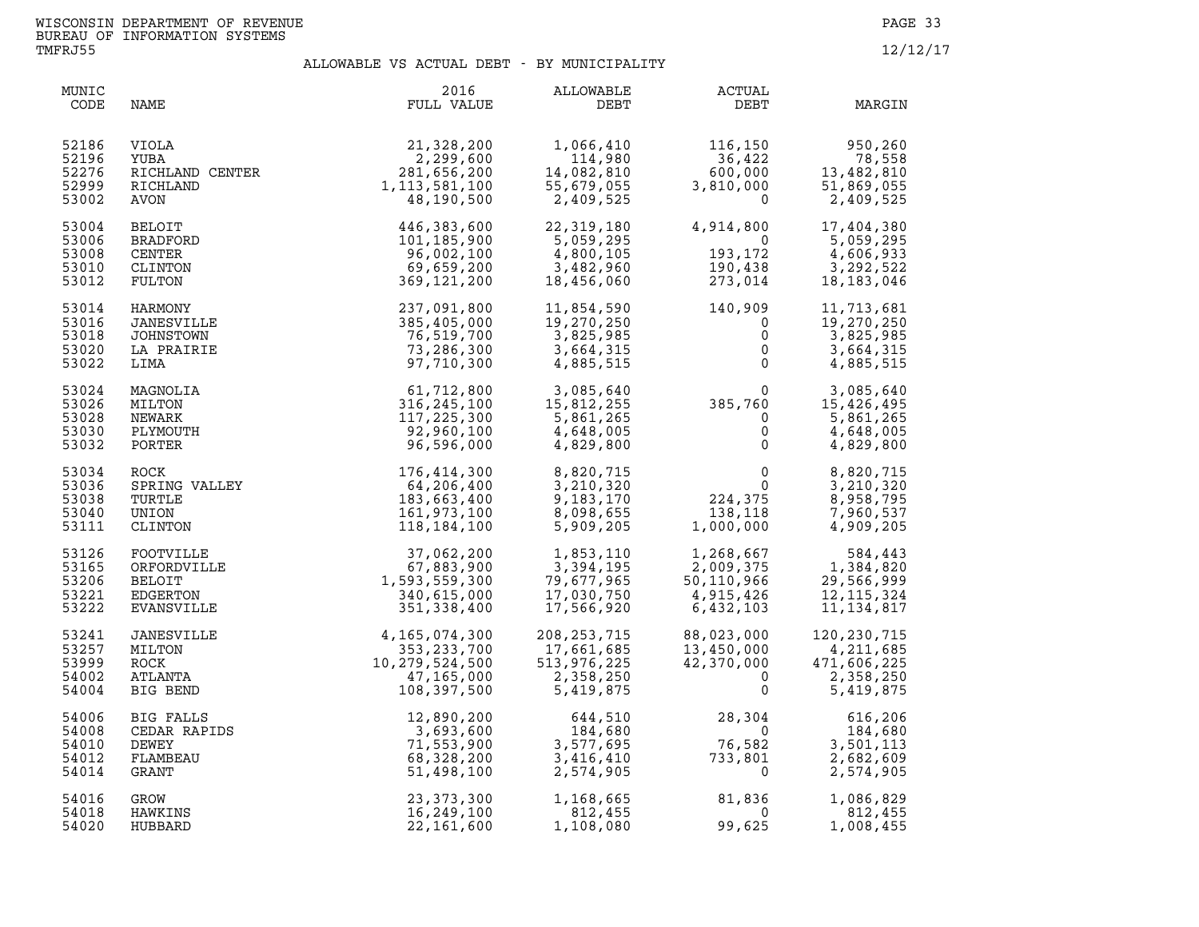WISCONSIN DEPARTMENT OF REVENUE
BUREAU OF INFORMATION SYSTEMS
TMFRJ55

12/12/17

## ALLOWABLE VS ACTUAL DEBT - BY MUNICIPALITY

| MUNIC CODE | NAME | 2016 FULL VALUE | ALLOWABLE DEBT | ACTUAL DEBT | MARGIN |
|---|---|---|---|---|---|
| 52186 | VIOLA | 21,328,200 | 1,066,410 | 116,150 | 950,260 |
| 52196 | YUBA | 2,299,600 | 114,980 | 36,422 | 78,558 |
| 52276 | RICHLAND CENTER | 281,656,200 | 14,082,810 | 600,000 | 13,482,810 |
| 52999 | RICHLAND | 1,113,581,100 | 55,679,055 | 3,810,000 | 51,869,055 |
| 53002 | AVON | 48,190,500 | 2,409,525 | 0 | 2,409,525 |
| 53004 | BELOIT | 446,383,600 | 22,319,180 | 4,914,800 | 17,404,380 |
| 53006 | BRADFORD | 101,185,900 | 5,059,295 | 0 | 5,059,295 |
| 53008 | CENTER | 96,002,100 | 4,800,105 | 193,172 | 4,606,933 |
| 53010 | CLINTON | 69,659,200 | 3,482,960 | 190,438 | 3,292,522 |
| 53012 | FULTON | 369,121,200 | 18,456,060 | 273,014 | 18,183,046 |
| 53014 | HARMONY | 237,091,800 | 11,854,590 | 140,909 | 11,713,681 |
| 53016 | JANESVILLE | 385,405,000 | 19,270,250 | 0 | 19,270,250 |
| 53018 | JOHNSTOWN | 76,519,700 | 3,825,985 | 0 | 3,825,985 |
| 53020 | LA PRAIRIE | 73,286,300 | 3,664,315 | 0 | 3,664,315 |
| 53022 | LIMA | 97,710,300 | 4,885,515 | 0 | 4,885,515 |
| 53024 | MAGNOLIA | 61,712,800 | 3,085,640 | 0 | 3,085,640 |
| 53026 | MILTON | 316,245,100 | 15,812,255 | 385,760 | 15,426,495 |
| 53028 | NEWARK | 117,225,300 | 5,861,265 | 0 | 5,861,265 |
| 53030 | PLYMOUTH | 92,960,100 | 4,648,005 | 0 | 4,648,005 |
| 53032 | PORTER | 96,596,000 | 4,829,800 | 0 | 4,829,800 |
| 53034 | ROCK | 176,414,300 | 8,820,715 | 0 | 8,820,715 |
| 53036 | SPRING VALLEY | 64,206,400 | 3,210,320 | 0 | 3,210,320 |
| 53038 | TURTLE | 183,663,400 | 9,183,170 | 224,375 | 8,958,795 |
| 53040 | UNION | 161,973,100 | 8,098,655 | 138,118 | 7,960,537 |
| 53111 | CLINTON | 118,184,100 | 5,909,205 | 1,000,000 | 4,909,205 |
| 53126 | FOOTVILLE | 37,062,200 | 1,853,110 | 1,268,667 | 584,443 |
| 53165 | ORFORDVILLE | 67,883,900 | 3,394,195 | 2,009,375 | 1,384,820 |
| 53206 | BELOIT | 1,593,559,300 | 79,677,965 | 50,110,966 | 29,566,999 |
| 53221 | EDGERTON | 340,615,000 | 17,030,750 | 4,915,426 | 12,115,324 |
| 53222 | EVANSVILLE | 351,338,400 | 17,566,920 | 6,432,103 | 11,134,817 |
| 53241 | JANESVILLE | 4,165,074,300 | 208,253,715 | 88,023,000 | 120,230,715 |
| 53257 | MILTON | 353,233,700 | 17,661,685 | 13,450,000 | 4,211,685 |
| 53999 | ROCK | 10,279,524,500 | 513,976,225 | 42,370,000 | 471,606,225 |
| 54002 | ATLANTA | 47,165,000 | 2,358,250 | 0 | 2,358,250 |
| 54004 | BIG BEND | 108,397,500 | 5,419,875 | 0 | 5,419,875 |
| 54006 | BIG FALLS | 12,890,200 | 644,510 | 28,304 | 616,206 |
| 54008 | CEDAR RAPIDS | 3,693,600 | 184,680 | 0 | 184,680 |
| 54010 | DEWEY | 71,553,900 | 3,577,695 | 76,582 | 3,501,113 |
| 54012 | FLAMBEAU | 68,328,200 | 3,416,410 | 733,801 | 2,682,609 |
| 54014 | GRANT | 51,498,100 | 2,574,905 | 0 | 2,574,905 |
| 54016 | GROW | 23,373,300 | 1,168,665 | 81,836 | 1,086,829 |
| 54018 | HAWKINS | 16,249,100 | 812,455 | 0 | 812,455 |
| 54020 | HUBBARD | 22,161,600 | 1,108,080 | 99,625 | 1,008,455 |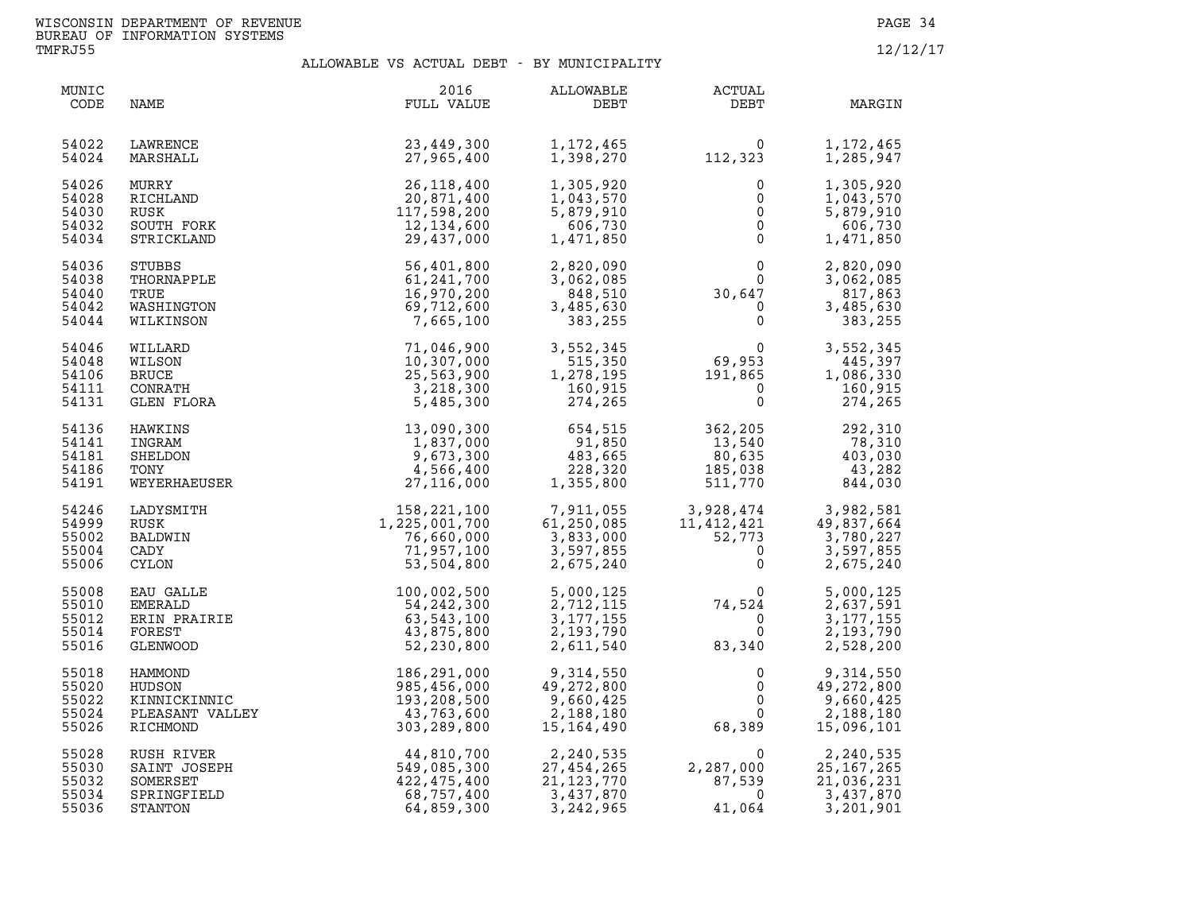WISCONSIN DEPARTMENT OF REVENUE
BUREAU OF INFORMATION SYSTEMS
TMFRJ55

12/12/17

## ALLOWABLE VS ACTUAL DEBT - BY MUNICIPALITY

| MUNIC CODE | NAME | 2016 FULL VALUE | ALLOWABLE DEBT | ACTUAL DEBT | MARGIN |
|---|---|---|---|---|---|
| 54022 | LAWRENCE | 23,449,300 | 1,172,465 | 0 | 1,172,465 |
| 54024 | MARSHALL | 27,965,400 | 1,398,270 | 112,323 | 1,285,947 |
| 54026 | MURRY | 26,118,400 | 1,305,920 | 0 | 1,305,920 |
| 54028 | RICHLAND | 20,871,400 | 1,043,570 | 0 | 1,043,570 |
| 54030 | RUSK | 117,598,200 | 5,879,910 | 0 | 5,879,910 |
| 54032 | SOUTH FORK | 12,134,600 | 606,730 | 0 | 606,730 |
| 54034 | STRICKLAND | 29,437,000 | 1,471,850 | 0 | 1,471,850 |
| 54036 | STUBBS | 56,401,800 | 2,820,090 | 0 | 2,820,090 |
| 54038 | THORNAPPLE | 61,241,700 | 3,062,085 | 0 | 3,062,085 |
| 54040 | TRUE | 16,970,200 | 848,510 | 30,647 | 817,863 |
| 54042 | WASHINGTON | 69,712,600 | 3,485,630 | 0 | 3,485,630 |
| 54044 | WILKINSON | 7,665,100 | 383,255 | 0 | 383,255 |
| 54046 | WILLARD | 71,046,900 | 3,552,345 | 0 | 3,552,345 |
| 54048 | WILSON | 10,307,000 | 515,350 | 69,953 | 445,397 |
| 54106 | BRUCE | 25,563,900 | 1,278,195 | 191,865 | 1,086,330 |
| 54111 | CONRATH | 3,218,300 | 160,915 | 0 | 160,915 |
| 54131 | GLEN FLORA | 5,485,300 | 274,265 | 0 | 274,265 |
| 54136 | HAWKINS | 13,090,300 | 654,515 | 362,205 | 292,310 |
| 54141 | INGRAM | 1,837,000 | 91,850 | 13,540 | 78,310 |
| 54181 | SHELDON | 9,673,300 | 483,665 | 80,635 | 403,030 |
| 54186 | TONY | 4,566,400 | 228,320 | 185,038 | 43,282 |
| 54191 | WEYERHAEUSER | 27,116,000 | 1,355,800 | 511,770 | 844,030 |
| 54246 | LADYSMITH | 158,221,100 | 7,911,055 | 3,928,474 | 3,982,581 |
| 54999 | RUSK | 1,225,001,700 | 61,250,085 | 11,412,421 | 49,837,664 |
| 55002 | BALDWIN | 76,660,000 | 3,833,000 | 52,773 | 3,780,227 |
| 55004 | CADY | 71,957,100 | 3,597,855 | 0 | 3,597,855 |
| 55006 | CYLON | 53,504,800 | 2,675,240 | 0 | 2,675,240 |
| 55008 | EAU GALLE | 100,002,500 | 5,000,125 | 0 | 5,000,125 |
| 55010 | EMERALD | 54,242,300 | 2,712,115 | 74,524 | 2,637,591 |
| 55012 | ERIN PRAIRIE | 63,543,100 | 3,177,155 | 0 | 3,177,155 |
| 55014 | FOREST | 43,875,800 | 2,193,790 | 0 | 2,193,790 |
| 55016 | GLENWOOD | 52,230,800 | 2,611,540 | 83,340 | 2,528,200 |
| 55018 | HAMMOND | 186,291,000 | 9,314,550 | 0 | 9,314,550 |
| 55020 | HUDSON | 985,456,000 | 49,272,800 | 0 | 49,272,800 |
| 55022 | KINNICKINNIC | 193,208,500 | 9,660,425 | 0 | 9,660,425 |
| 55024 | PLEASANT VALLEY | 43,763,600 | 2,188,180 | 0 | 2,188,180 |
| 55026 | RICHMOND | 303,289,800 | 15,164,490 | 68,389 | 15,096,101 |
| 55028 | RUSH RIVER | 44,810,700 | 2,240,535 | 0 | 2,240,535 |
| 55030 | SAINT JOSEPH | 549,085,300 | 27,454,265 | 2,287,000 | 25,167,265 |
| 55032 | SOMERSET | 422,475,400 | 21,123,770 | 87,539 | 21,036,231 |
| 55034 | SPRINGFIELD | 68,757,400 | 3,437,870 | 0 | 3,437,870 |
| 55036 | STANTON | 64,859,300 | 3,242,965 | 41,064 | 3,201,901 |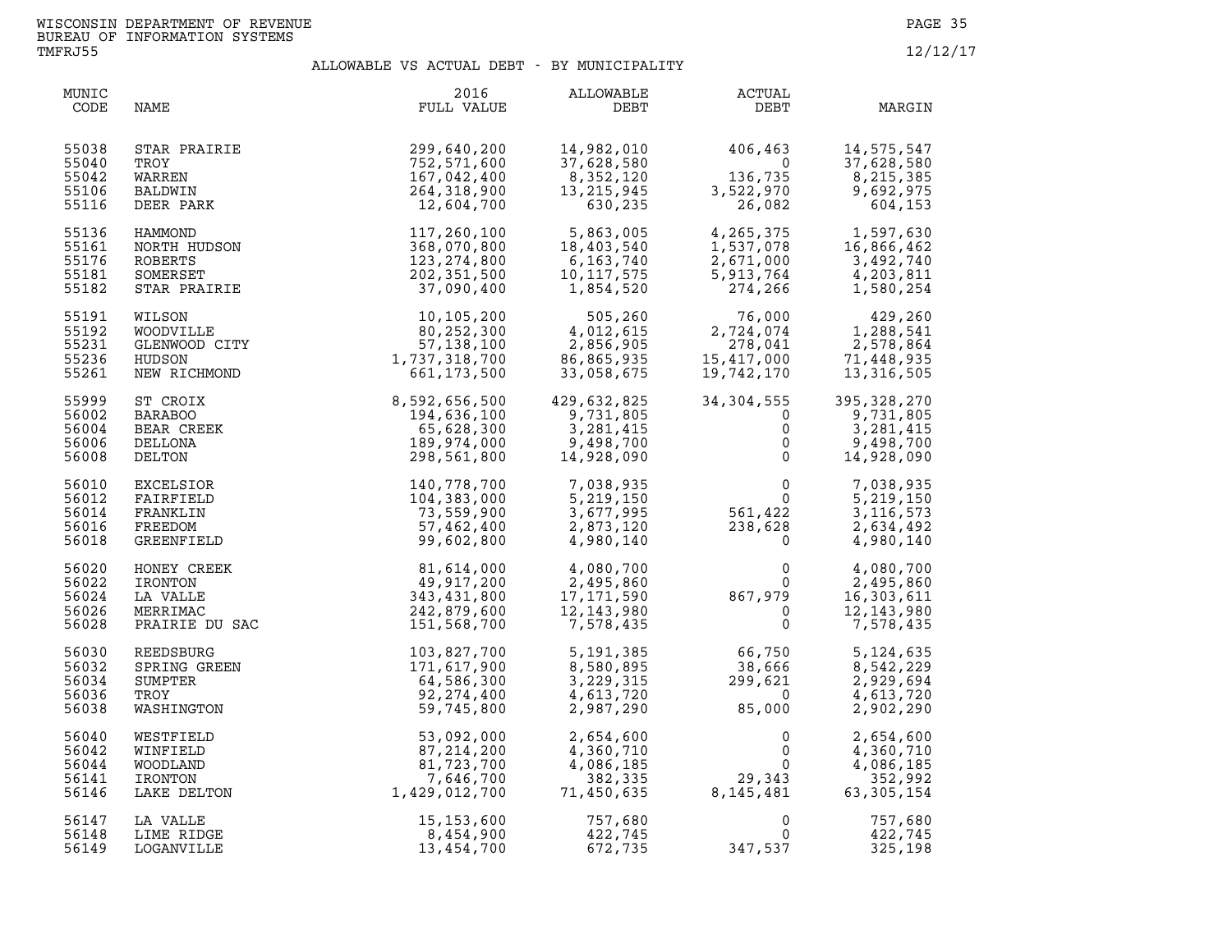WISCONSIN DEPARTMENT OF REVENUE
BUREAU OF INFORMATION SYSTEMS
TMFRJ55

12/12/17

## ALLOWABLE VS ACTUAL DEBT - BY MUNICIPALITY

| MUNIC CODE | NAME | 2016 FULL VALUE | ALLOWABLE DEBT | ACTUAL DEBT | MARGIN |
|---|---|---|---|---|---|
| 55038 | STAR PRAIRIE | 299,640,200 | 14,982,010 | 406,463 | 14,575,547 |
| 55040 | TROY | 752,571,600 | 37,628,580 | 0 | 37,628,580 |
| 55042 | WARREN | 167,042,400 | 8,352,120 | 136,735 | 8,215,385 |
| 55106 | BALDWIN | 264,318,900 | 13,215,945 | 3,522,970 | 9,692,975 |
| 55116 | DEER PARK | 12,604,700 | 630,235 | 26,082 | 604,153 |
| 55136 | HAMMOND | 117,260,100 | 5,863,005 | 4,265,375 | 1,597,630 |
| 55161 | NORTH HUDSON | 368,070,800 | 18,403,540 | 1,537,078 | 16,866,462 |
| 55176 | ROBERTS | 123,274,800 | 6,163,740 | 2,671,000 | 3,492,740 |
| 55181 | SOMERSET | 202,351,500 | 10,117,575 | 5,913,764 | 4,203,811 |
| 55182 | STAR PRAIRIE | 37,090,400 | 1,854,520 | 274,266 | 1,580,254 |
| 55191 | WILSON | 10,105,200 | 505,260 | 76,000 | 429,260 |
| 55192 | WOODVILLE | 80,252,300 | 4,012,615 | 2,724,074 | 1,288,541 |
| 55231 | GLENWOOD CITY | 57,138,100 | 2,856,905 | 278,041 | 2,578,864 |
| 55236 | HUDSON | 1,737,318,700 | 86,865,935 | 15,417,000 | 71,448,935 |
| 55261 | NEW RICHMOND | 661,173,500 | 33,058,675 | 19,742,170 | 13,316,505 |
| 55999 | ST CROIX | 8,592,656,500 | 429,632,825 | 34,304,555 | 395,328,270 |
| 56002 | BARABOO | 194,636,100 | 9,731,805 | 0 | 9,731,805 |
| 56004 | BEAR CREEK | 65,628,300 | 3,281,415 | 0 | 3,281,415 |
| 56006 | DELLONA | 189,974,000 | 9,498,700 | 0 | 9,498,700 |
| 56008 | DELTON | 298,561,800 | 14,928,090 | 0 | 14,928,090 |
| 56010 | EXCELSIOR | 140,778,700 | 7,038,935 | 0 | 7,038,935 |
| 56012 | FAIRFIELD | 104,383,000 | 5,219,150 | 0 | 5,219,150 |
| 56014 | FRANKLIN | 73,559,900 | 3,677,995 | 561,422 | 3,116,573 |
| 56016 | FREEDOM | 57,462,400 | 2,873,120 | 238,628 | 2,634,492 |
| 56018 | GREENFIELD | 99,602,800 | 4,980,140 | 0 | 4,980,140 |
| 56020 | HONEY CREEK | 81,614,000 | 4,080,700 | 0 | 4,080,700 |
| 56022 | IRONTON | 49,917,200 | 2,495,860 | 0 | 2,495,860 |
| 56024 | LA VALLE | 343,431,800 | 17,171,590 | 867,979 | 16,303,611 |
| 56026 | MERRIMAC | 242,879,600 | 12,143,980 | 0 | 12,143,980 |
| 56028 | PRAIRIE DU SAC | 151,568,700 | 7,578,435 | 0 | 7,578,435 |
| 56030 | REEDSBURG | 103,827,700 | 5,191,385 | 66,750 | 5,124,635 |
| 56032 | SPRING GREEN | 171,617,900 | 8,580,895 | 38,666 | 8,542,229 |
| 56034 | SUMPTER | 64,586,300 | 3,229,315 | 299,621 | 2,929,694 |
| 56036 | TROY | 92,274,400 | 4,613,720 | 0 | 4,613,720 |
| 56038 | WASHINGTON | 59,745,800 | 2,987,290 | 85,000 | 2,902,290 |
| 56040 | WESTFIELD | 53,092,000 | 2,654,600 | 0 | 2,654,600 |
| 56042 | WINFIELD | 87,214,200 | 4,360,710 | 0 | 4,360,710 |
| 56044 | WOODLAND | 81,723,700 | 4,086,185 | 0 | 4,086,185 |
| 56141 | IRONTON | 7,646,700 | 382,335 | 29,343 | 352,992 |
| 56146 | LAKE DELTON | 1,429,012,700 | 71,450,635 | 8,145,481 | 63,305,154 |
| 56147 | LA VALLE | 15,153,600 | 757,680 | 0 | 757,680 |
| 56148 | LIME RIDGE | 8,454,900 | 422,745 | 0 | 422,745 |
| 56149 | LOGANVILLE | 13,454,700 | 672,735 | 347,537 | 325,198 |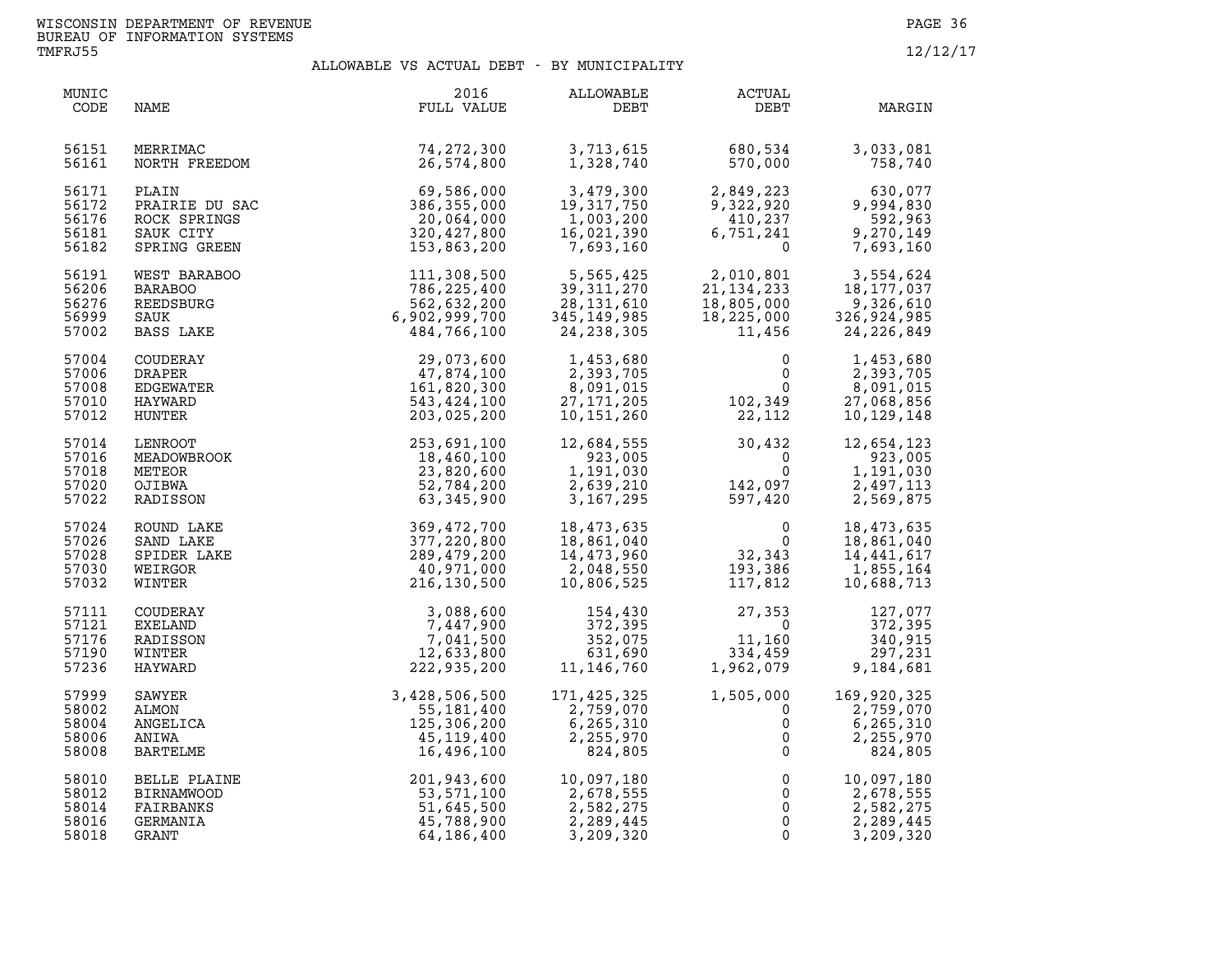WISCONSIN DEPARTMENT OF REVENUE
BUREAU OF INFORMATION SYSTEMS
TMFRJ55

12/12/17

## ALLOWABLE VS ACTUAL DEBT - BY MUNICIPALITY

| MUNIC CODE | NAME | 2016 FULL VALUE | ALLOWABLE DEBT | ACTUAL DEBT | MARGIN |
|---|---|---|---|---|---|
| 56151 | MERRIMAC | 74,272,300 | 3,713,615 | 680,534 | 3,033,081 |
| 56161 | NORTH FREEDOM | 26,574,800 | 1,328,740 | 570,000 | 758,740 |
| 56171 | PLAIN | 69,586,000 | 3,479,300 | 2,849,223 | 630,077 |
| 56172 | PRAIRIE DU SAC | 386,355,000 | 19,317,750 | 9,322,920 | 9,994,830 |
| 56176 | ROCK SPRINGS | 20,064,000 | 1,003,200 | 410,237 | 592,963 |
| 56181 | SAUK CITY | 320,427,800 | 16,021,390 | 6,751,241 | 9,270,149 |
| 56182 | SPRING GREEN | 153,863,200 | 7,693,160 | 0 | 7,693,160 |
| 56191 | WEST BARABOO | 111,308,500 | 5,565,425 | 2,010,801 | 3,554,624 |
| 56206 | BARABOO | 786,225,400 | 39,311,270 | 21,134,233 | 18,177,037 |
| 56276 | REEDSBURG | 562,632,200 | 28,131,610 | 18,805,000 | 9,326,610 |
| 56999 | SAUK | 6,902,999,700 | 345,149,985 | 18,225,000 | 326,924,985 |
| 57002 | BASS LAKE | 484,766,100 | 24,238,305 | 11,456 | 24,226,849 |
| 57004 | COUDERAY | 29,073,600 | 1,453,680 | 0 | 1,453,680 |
| 57006 | DRAPER | 47,874,100 | 2,393,705 | 0 | 2,393,705 |
| 57008 | EDGEWATER | 161,820,300 | 8,091,015 | 0 | 8,091,015 |
| 57010 | HAYWARD | 543,424,100 | 27,171,205 | 102,349 | 27,068,856 |
| 57012 | HUNTER | 203,025,200 | 10,151,260 | 22,112 | 10,129,148 |
| 57014 | LENROOT | 253,691,100 | 12,684,555 | 30,432 | 12,654,123 |
| 57016 | MEADOWBROOK | 18,460,100 | 923,005 | 0 | 923,005 |
| 57018 | METEOR | 23,820,600 | 1,191,030 | 0 | 1,191,030 |
| 57020 | OJIBWA | 52,784,200 | 2,639,210 | 142,097 | 2,497,113 |
| 57022 | RADISSON | 63,345,900 | 3,167,295 | 597,420 | 2,569,875 |
| 57024 | ROUND LAKE | 369,472,700 | 18,473,635 | 0 | 18,473,635 |
| 57026 | SAND LAKE | 377,220,800 | 18,861,040 | 0 | 18,861,040 |
| 57028 | SPIDER LAKE | 289,479,200 | 14,473,960 | 32,343 | 14,441,617 |
| 57030 | WEIRGOR | 40,971,000 | 2,048,550 | 193,386 | 1,855,164 |
| 57032 | WINTER | 216,130,500 | 10,806,525 | 117,812 | 10,688,713 |
| 57111 | COUDERAY | 3,088,600 | 154,430 | 27,353 | 127,077 |
| 57121 | EXELAND | 7,447,900 | 372,395 | 0 | 372,395 |
| 57176 | RADISSON | 7,041,500 | 352,075 | 11,160 | 340,915 |
| 57190 | WINTER | 12,633,800 | 631,690 | 334,459 | 297,231 |
| 57236 | HAYWARD | 222,935,200 | 11,146,760 | 1,962,079 | 9,184,681 |
| 57999 | SAWYER | 3,428,506,500 | 171,425,325 | 1,505,000 | 169,920,325 |
| 58002 | ALMON | 55,181,400 | 2,759,070 | 0 | 2,759,070 |
| 58004 | ANGELICA | 125,306,200 | 6,265,310 | 0 | 6,265,310 |
| 58006 | ANIWA | 45,119,400 | 2,255,970 | 0 | 2,255,970 |
| 58008 | BARTELME | 16,496,100 | 824,805 | 0 | 824,805 |
| 58010 | BELLE PLAINE | 201,943,600 | 10,097,180 | 0 | 10,097,180 |
| 58012 | BIRNAMWOOD | 53,571,100 | 2,678,555 | 0 | 2,678,555 |
| 58014 | FAIRBANKS | 51,645,500 | 2,582,275 | 0 | 2,582,275 |
| 58016 | GERMANIA | 45,788,900 | 2,289,445 | 0 | 2,289,445 |
| 58018 | GRANT | 64,186,400 | 3,209,320 | 0 | 3,209,320 |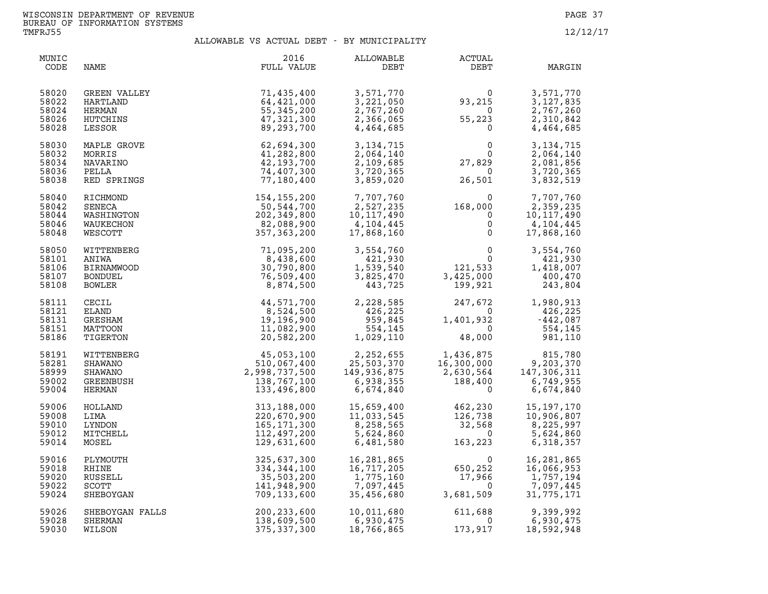WISCONSIN DEPARTMENT OF REVENUE
BUREAU OF INFORMATION SYSTEMS
TMFRJ55

12/12/17

## ALLOWABLE VS ACTUAL DEBT - BY MUNICIPALITY

| MUNIC CODE | NAME | 2016 FULL VALUE | ALLOWABLE DEBT | ACTUAL DEBT | MARGIN |
|---|---|---|---|---|---|
| 58020 | GREEN VALLEY | 71,435,400 | 3,571,770 | 0 | 3,571,770 |
| 58022 | HARTLAND | 64,421,000 | 3,221,050 | 93,215 | 3,127,835 |
| 58024 | HERMAN | 55,345,200 | 2,767,260 | 0 | 2,767,260 |
| 58026 | HUTCHINS | 47,321,300 | 2,366,065 | 55,223 | 2,310,842 |
| 58028 | LESSOR | 89,293,700 | 4,464,685 | 0 | 4,464,685 |
| 58030 | MAPLE GROVE | 62,694,300 | 3,134,715 | 0 | 3,134,715 |
| 58032 | MORRIS | 41,282,800 | 2,064,140 | 0 | 2,064,140 |
| 58034 | NAVARINO | 42,193,700 | 2,109,685 | 27,829 | 2,081,856 |
| 58036 | PELLA | 74,407,300 | 3,720,365 | 0 | 3,720,365 |
| 58038 | RED SPRINGS | 77,180,400 | 3,859,020 | 26,501 | 3,832,519 |
| 58040 | RICHMOND | 154,155,200 | 7,707,760 | 0 | 7,707,760 |
| 58042 | SENECA | 50,544,700 | 2,527,235 | 168,000 | 2,359,235 |
| 58044 | WASHINGTON | 202,349,800 | 10,117,490 | 0 | 10,117,490 |
| 58046 | WAUKECHON | 82,088,900 | 4,104,445 | 0 | 4,104,445 |
| 58048 | WESCOTT | 357,363,200 | 17,868,160 | 0 | 17,868,160 |
| 58050 | WITTENBERG | 71,095,200 | 3,554,760 | 0 | 3,554,760 |
| 58101 | ANIWA | 8,438,600 | 421,930 | 0 | 421,930 |
| 58106 | BIRNAMWOOD | 30,790,800 | 1,539,540 | 121,533 | 1,418,007 |
| 58107 | BONDUEL | 76,509,400 | 3,825,470 | 3,425,000 | 400,470 |
| 58108 | BOWLER | 8,874,500 | 443,725 | 199,921 | 243,804 |
| 58111 | CECIL | 44,571,700 | 2,228,585 | 247,672 | 1,980,913 |
| 58121 | ELAND | 8,524,500 | 426,225 | 0 | 426,225 |
| 58131 | GRESHAM | 19,196,900 | 959,845 | 1,401,932 | -442,087 |
| 58151 | MATTOON | 11,082,900 | 554,145 | 0 | 554,145 |
| 58186 | TIGERTON | 20,582,200 | 1,029,110 | 48,000 | 981,110 |
| 58191 | WITTENBERG | 45,053,100 | 2,252,655 | 1,436,875 | 815,780 |
| 58281 | SHAWANO | 510,067,400 | 25,503,370 | 16,300,000 | 9,203,370 |
| 58999 | SHAWANO | 2,998,737,500 | 149,936,875 | 2,630,564 | 147,306,311 |
| 59002 | GREENBUSH | 138,767,100 | 6,938,355 | 188,400 | 6,749,955 |
| 59004 | HERMAN | 133,496,800 | 6,674,840 | 0 | 6,674,840 |
| 59006 | HOLLAND | 313,188,000 | 15,659,400 | 462,230 | 15,197,170 |
| 59008 | LIMA | 220,670,900 | 11,033,545 | 126,738 | 10,906,807 |
| 59010 | LYNDON | 165,171,300 | 8,258,565 | 32,568 | 8,225,997 |
| 59012 | MITCHELL | 112,497,200 | 5,624,860 | 0 | 5,624,860 |
| 59014 | MOSEL | 129,631,600 | 6,481,580 | 163,223 | 6,318,357 |
| 59016 | PLYMOUTH | 325,637,300 | 16,281,865 | 0 | 16,281,865 |
| 59018 | RHINE | 334,344,100 | 16,717,205 | 650,252 | 16,066,953 |
| 59020 | RUSSELL | 35,503,200 | 1,775,160 | 17,966 | 1,757,194 |
| 59022 | SCOTT | 141,948,900 | 7,097,445 | 0 | 7,097,445 |
| 59024 | SHEBOYGAN | 709,133,600 | 35,456,680 | 3,681,509 | 31,775,171 |
| 59026 | SHEBOYGAN FALLS | 200,233,600 | 10,011,680 | 611,688 | 9,399,992 |
| 59028 | SHERMAN | 138,609,500 | 6,930,475 | 0 | 6,930,475 |
| 59030 | WILSON | 375,337,300 | 18,766,865 | 173,917 | 18,592,948 |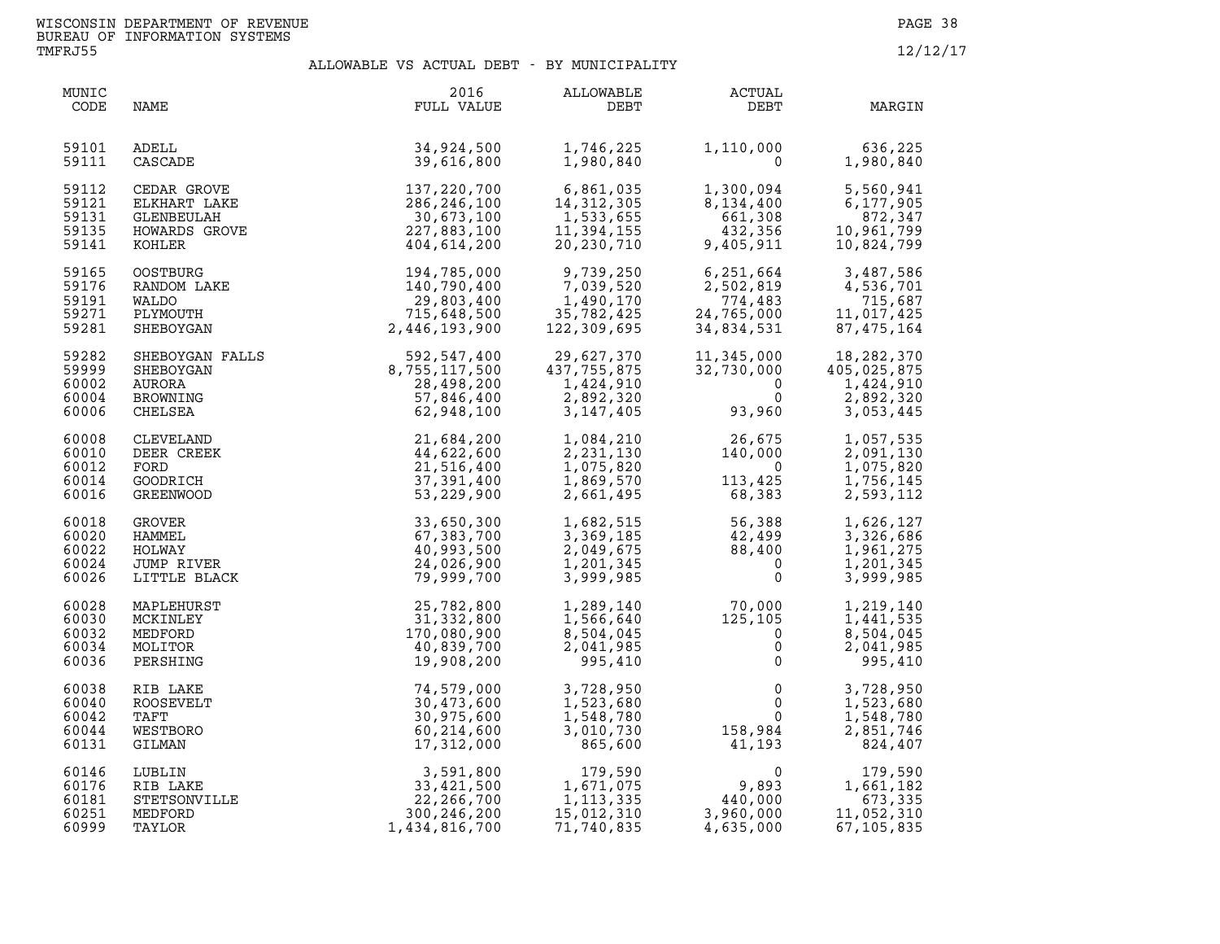WISCONSIN DEPARTMENT OF REVENUE
BUREAU OF INFORMATION SYSTEMS
TMFRJ55

12/12/17

## ALLOWABLE VS ACTUAL DEBT - BY MUNICIPALITY

| MUNIC CODE | NAME | 2016 FULL VALUE | ALLOWABLE DEBT | ACTUAL DEBT | MARGIN |
|---|---|---|---|---|---|
| 59101 | ADELL | 34,924,500 | 1,746,225 | 1,110,000 | 636,225 |
| 59111 | CASCADE | 39,616,800 | 1,980,840 | 0 | 1,980,840 |
| 59112 | CEDAR GROVE | 137,220,700 | 6,861,035 | 1,300,094 | 5,560,941 |
| 59121 | ELKHART LAKE | 286,246,100 | 14,312,305 | 8,134,400 | 6,177,905 |
| 59131 | GLENBEULAH | 30,673,100 | 1,533,655 | 661,308 | 872,347 |
| 59135 | HOWARDS GROVE | 227,883,100 | 11,394,155 | 432,356 | 10,961,799 |
| 59141 | KOHLER | 404,614,200 | 20,230,710 | 9,405,911 | 10,824,799 |
| 59165 | OOSTBURG | 194,785,000 | 9,739,250 | 6,251,664 | 3,487,586 |
| 59176 | RANDOM LAKE | 140,790,400 | 7,039,520 | 2,502,819 | 4,536,701 |
| 59191 | WALDO | 29,803,400 | 1,490,170 | 774,483 | 715,687 |
| 59271 | PLYMOUTH | 715,648,500 | 35,782,425 | 24,765,000 | 11,017,425 |
| 59281 | SHEBOYGAN | 2,446,193,900 | 122,309,695 | 34,834,531 | 87,475,164 |
| 59282 | SHEBOYGAN FALLS | 592,547,400 | 29,627,370 | 11,345,000 | 18,282,370 |
| 59999 | SHEBOYGAN | 8,755,117,500 | 437,755,875 | 32,730,000 | 405,025,875 |
| 60002 | AURORA | 28,498,200 | 1,424,910 | 0 | 1,424,910 |
| 60004 | BROWNING | 57,846,400 | 2,892,320 | 0 | 2,892,320 |
| 60006 | CHELSEA | 62,948,100 | 3,147,405 | 93,960 | 3,053,445 |
| 60008 | CLEVELAND | 21,684,200 | 1,084,210 | 26,675 | 1,057,535 |
| 60010 | DEER CREEK | 44,622,600 | 2,231,130 | 140,000 | 2,091,130 |
| 60012 | FORD | 21,516,400 | 1,075,820 | 0 | 1,075,820 |
| 60014 | GOODRICH | 37,391,400 | 1,869,570 | 113,425 | 1,756,145 |
| 60016 | GREENWOOD | 53,229,900 | 2,661,495 | 68,383 | 2,593,112 |
| 60018 | GROVER | 33,650,300 | 1,682,515 | 56,388 | 1,626,127 |
| 60020 | HAMMEL | 67,383,700 | 3,369,185 | 42,499 | 3,326,686 |
| 60022 | HOLWAY | 40,993,500 | 2,049,675 | 88,400 | 1,961,275 |
| 60024 | JUMP RIVER | 24,026,900 | 1,201,345 | 0 | 1,201,345 |
| 60026 | LITTLE BLACK | 79,999,700 | 3,999,985 | 0 | 3,999,985 |
| 60028 | MAPLEHURST | 25,782,800 | 1,289,140 | 70,000 | 1,219,140 |
| 60030 | MCKINLEY | 31,332,800 | 1,566,640 | 125,105 | 1,441,535 |
| 60032 | MEDFORD | 170,080,900 | 8,504,045 | 0 | 8,504,045 |
| 60034 | MOLITOR | 40,839,700 | 2,041,985 | 0 | 2,041,985 |
| 60036 | PERSHING | 19,908,200 | 995,410 | 0 | 995,410 |
| 60038 | RIB LAKE | 74,579,000 | 3,728,950 | 0 | 3,728,950 |
| 60040 | ROOSEVELT | 30,473,600 | 1,523,680 | 0 | 1,523,680 |
| 60042 | TAFT | 30,975,600 | 1,548,780 | 0 | 1,548,780 |
| 60044 | WESTBORO | 60,214,600 | 3,010,730 | 158,984 | 2,851,746 |
| 60131 | GILMAN | 17,312,000 | 865,600 | 41,193 | 824,407 |
| 60146 | LUBLIN | 3,591,800 | 179,590 | 0 | 179,590 |
| 60176 | RIB LAKE | 33,421,500 | 1,671,075 | 9,893 | 1,661,182 |
| 60181 | STETSONVILLE | 22,266,700 | 1,113,335 | 440,000 | 673,335 |
| 60251 | MEDFORD | 300,246,200 | 15,012,310 | 3,960,000 | 11,052,310 |
| 60999 | TAYLOR | 1,434,816,700 | 71,740,835 | 4,635,000 | 67,105,835 |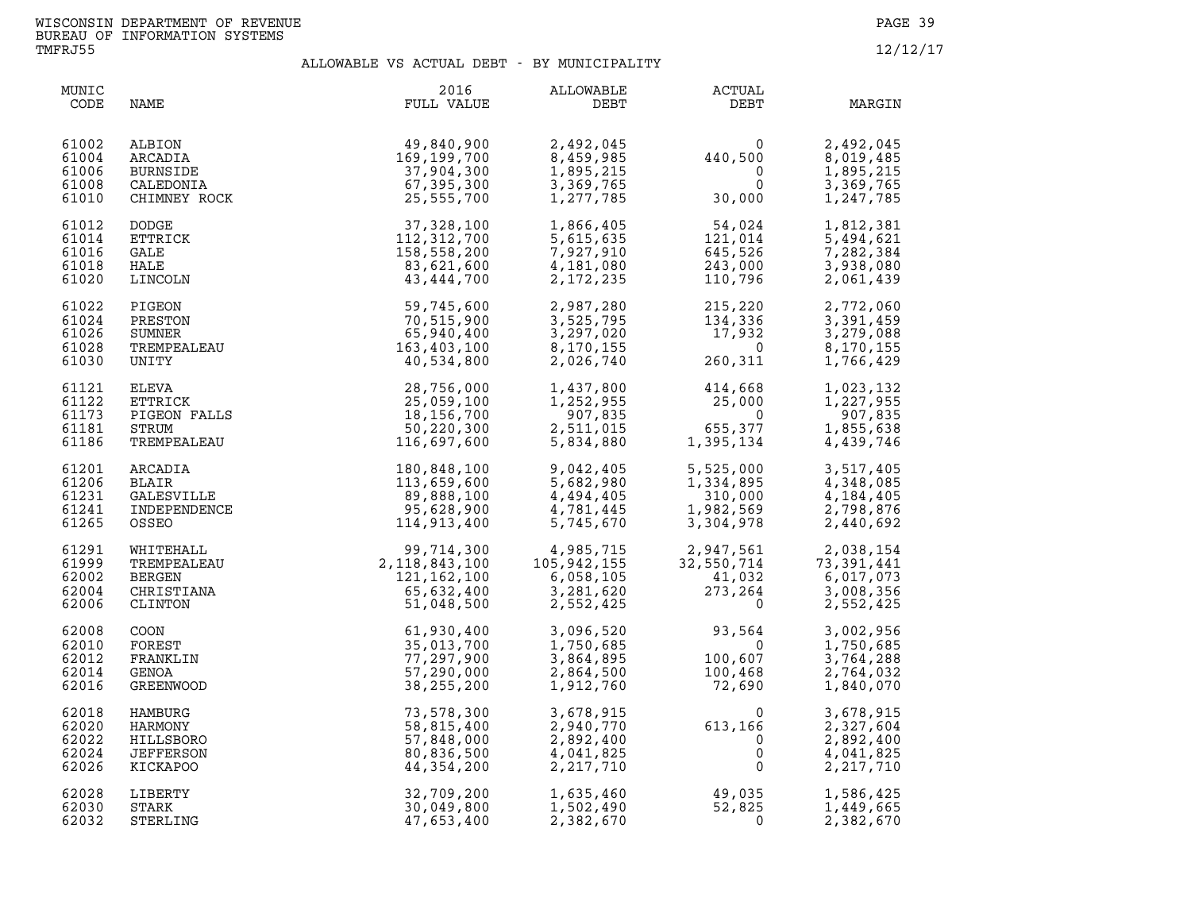WISCONSIN DEPARTMENT OF REVENUE
BUREAU OF INFORMATION SYSTEMS
TMFRJ55

12/12/17

## ALLOWABLE VS ACTUAL DEBT - BY MUNICIPALITY

| MUNIC CODE | NAME | 2016 FULL VALUE | ALLOWABLE DEBT | ACTUAL DEBT | MARGIN |
|---|---|---|---|---|---|
| 61002 | ALBION | 49,840,900 | 2,492,045 | 0 | 2,492,045 |
| 61004 | ARCADIA | 169,199,700 | 8,459,985 | 440,500 | 8,019,485 |
| 61006 | BURNSIDE | 37,904,300 | 1,895,215 | 0 | 1,895,215 |
| 61008 | CALEDONIA | 67,395,300 | 3,369,765 | 0 | 3,369,765 |
| 61010 | CHIMNEY ROCK | 25,555,700 | 1,277,785 | 30,000 | 1,247,785 |
| 61012 | DODGE | 37,328,100 | 1,866,405 | 54,024 | 1,812,381 |
| 61014 | ETTRICK | 112,312,700 | 5,615,635 | 121,014 | 5,494,621 |
| 61016 | GALE | 158,558,200 | 7,927,910 | 645,526 | 7,282,384 |
| 61018 | HALE | 83,621,600 | 4,181,080 | 243,000 | 3,938,080 |
| 61020 | LINCOLN | 43,444,700 | 2,172,235 | 110,796 | 2,061,439 |
| 61022 | PIGEON | 59,745,600 | 2,987,280 | 215,220 | 2,772,060 |
| 61024 | PRESTON | 70,515,900 | 3,525,795 | 134,336 | 3,391,459 |
| 61026 | SUMNER | 65,940,400 | 3,297,020 | 17,932 | 3,279,088 |
| 61028 | TREMPEALEAU | 163,403,100 | 8,170,155 | 0 | 8,170,155 |
| 61030 | UNITY | 40,534,800 | 2,026,740 | 260,311 | 1,766,429 |
| 61121 | ELEVA | 28,756,000 | 1,437,800 | 414,668 | 1,023,132 |
| 61122 | ETTRICK | 25,059,100 | 1,252,955 | 25,000 | 1,227,955 |
| 61173 | PIGEON FALLS | 18,156,700 | 907,835 | 0 | 907,835 |
| 61181 | STRUM | 50,220,300 | 2,511,015 | 655,377 | 1,855,638 |
| 61186 | TREMPEALEAU | 116,697,600 | 5,834,880 | 1,395,134 | 4,439,746 |
| 61201 | ARCADIA | 180,848,100 | 9,042,405 | 5,525,000 | 3,517,405 |
| 61206 | BLAIR | 113,659,600 | 5,682,980 | 1,334,895 | 4,348,085 |
| 61231 | GALESVILLE | 89,888,100 | 4,494,405 | 310,000 | 4,184,405 |
| 61241 | INDEPENDENCE | 95,628,900 | 4,781,445 | 1,982,569 | 2,798,876 |
| 61265 | OSSEO | 114,913,400 | 5,745,670 | 3,304,978 | 2,440,692 |
| 61291 | WHITEHALL | 99,714,300 | 4,985,715 | 2,947,561 | 2,038,154 |
| 61999 | TREMPEALEAU | 2,118,843,100 | 105,942,155 | 32,550,714 | 73,391,441 |
| 62002 | BERGEN | 121,162,100 | 6,058,105 | 41,032 | 6,017,073 |
| 62004 | CHRISTIANA | 65,632,400 | 3,281,620 | 273,264 | 3,008,356 |
| 62006 | CLINTON | 51,048,500 | 2,552,425 | 0 | 2,552,425 |
| 62008 | COON | 61,930,400 | 3,096,520 | 93,564 | 3,002,956 |
| 62010 | FOREST | 35,013,700 | 1,750,685 | 0 | 1,750,685 |
| 62012 | FRANKLIN | 77,297,900 | 3,864,895 | 100,607 | 3,764,288 |
| 62014 | GENOA | 57,290,000 | 2,864,500 | 100,468 | 2,764,032 |
| 62016 | GREENWOOD | 38,255,200 | 1,912,760 | 72,690 | 1,840,070 |
| 62018 | HAMBURG | 73,578,300 | 3,678,915 | 0 | 3,678,915 |
| 62020 | HARMONY | 58,815,400 | 2,940,770 | 613,166 | 2,327,604 |
| 62022 | HILLSBORO | 57,848,000 | 2,892,400 | 0 | 2,892,400 |
| 62024 | JEFFERSON | 80,836,500 | 4,041,825 | 0 | 4,041,825 |
| 62026 | KICKAPOO | 44,354,200 | 2,217,710 | 0 | 2,217,710 |
| 62028 | LIBERTY | 32,709,200 | 1,635,460 | 49,035 | 1,586,425 |
| 62030 | STARK | 30,049,800 | 1,502,490 | 52,825 | 1,449,665 |
| 62032 | STERLING | 47,653,400 | 2,382,670 | 0 | 2,382,670 |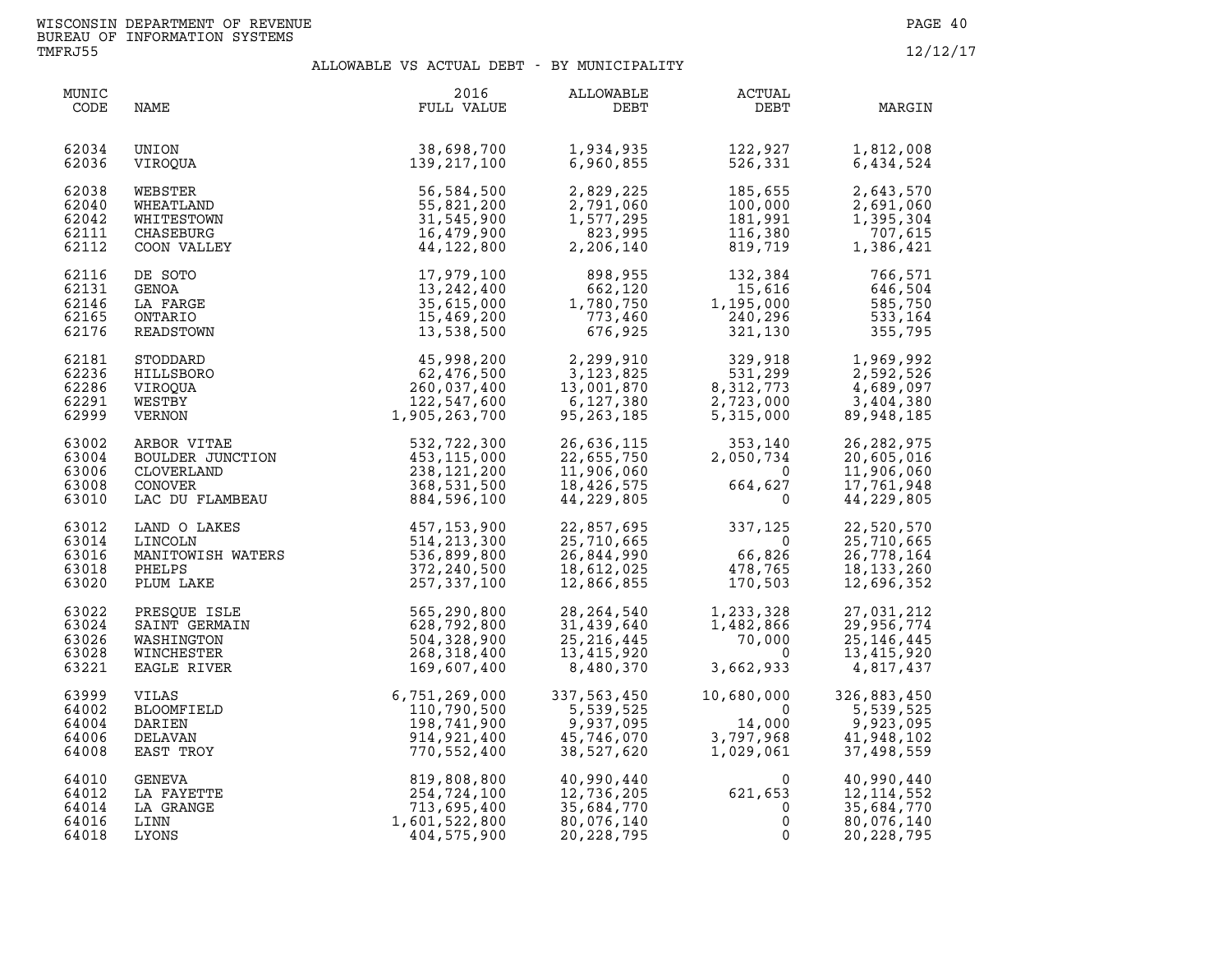WISCONSIN DEPARTMENT OF REVENUE
BUREAU OF INFORMATION SYSTEMS
TMFRJ55

12/12/17

## ALLOWABLE VS ACTUAL DEBT - BY MUNICIPALITY

| MUNIC CODE | NAME | 2016 FULL VALUE | ALLOWABLE DEBT | ACTUAL DEBT | MARGIN |
|---|---|---|---|---|---|
| 62034 | UNION | 38,698,700 | 1,934,935 | 122,927 | 1,812,008 |
| 62036 | VIROQUA | 139,217,100 | 6,960,855 | 526,331 | 6,434,524 |
| 62038 | WEBSTER | 56,584,500 | 2,829,225 | 185,655 | 2,643,570 |
| 62040 | WHEATLAND | 55,821,200 | 2,791,060 | 100,000 | 2,691,060 |
| 62042 | WHITESTOWN | 31,545,900 | 1,577,295 | 181,991 | 1,395,304 |
| 62111 | CHASEBURG | 16,479,900 | 823,995 | 116,380 | 707,615 |
| 62112 | COON VALLEY | 44,122,800 | 2,206,140 | 819,719 | 1,386,421 |
| 62116 | DE SOTO | 17,979,100 | 898,955 | 132,384 | 766,571 |
| 62131 | GENOA | 13,242,400 | 662,120 | 15,616 | 646,504 |
| 62146 | LA FARGE | 35,615,000 | 1,780,750 | 1,195,000 | 585,750 |
| 62165 | ONTARIO | 15,469,200 | 773,460 | 240,296 | 533,164 |
| 62176 | READSTOWN | 13,538,500 | 676,925 | 321,130 | 355,795 |
| 62181 | STODDARD | 45,998,200 | 2,299,910 | 329,918 | 1,969,992 |
| 62236 | HILLSBORO | 62,476,500 | 3,123,825 | 531,299 | 2,592,526 |
| 62286 | VIROQUA | 260,037,400 | 13,001,870 | 8,312,773 | 4,689,097 |
| 62291 | WESTBY | 122,547,600 | 6,127,380 | 2,723,000 | 3,404,380 |
| 62999 | VERNON | 1,905,263,700 | 95,263,185 | 5,315,000 | 89,948,185 |
| 63002 | ARBOR VITAE | 532,722,300 | 26,636,115 | 353,140 | 26,282,975 |
| 63004 | BOULDER JUNCTION | 453,115,000 | 22,655,750 | 2,050,734 | 20,605,016 |
| 63006 | CLOVERLAND | 238,121,200 | 11,906,060 | 0 | 11,906,060 |
| 63008 | CONOVER | 368,531,500 | 18,426,575 | 664,627 | 17,761,948 |
| 63010 | LAC DU FLAMBEAU | 884,596,100 | 44,229,805 | 0 | 44,229,805 |
| 63012 | LAND O LAKES | 457,153,900 | 22,857,695 | 337,125 | 22,520,570 |
| 63014 | LINCOLN | 514,213,300 | 25,710,665 | 0 | 25,710,665 |
| 63016 | MANITOWISH WATERS | 536,899,800 | 26,844,990 | 66,826 | 26,778,164 |
| 63018 | PHELPS | 372,240,500 | 18,612,025 | 478,765 | 18,133,260 |
| 63020 | PLUM LAKE | 257,337,100 | 12,866,855 | 170,503 | 12,696,352 |
| 63022 | PRESQUE ISLE | 565,290,800 | 28,264,540 | 1,233,328 | 27,031,212 |
| 63024 | SAINT GERMAIN | 628,792,800 | 31,439,640 | 1,482,866 | 29,956,774 |
| 63026 | WASHINGTON | 504,328,900 | 25,216,445 | 70,000 | 25,146,445 |
| 63028 | WINCHESTER | 268,318,400 | 13,415,920 | 0 | 13,415,920 |
| 63221 | EAGLE RIVER | 169,607,400 | 8,480,370 | 3,662,933 | 4,817,437 |
| 63999 | VILAS | 6,751,269,000 | 337,563,450 | 10,680,000 | 326,883,450 |
| 64002 | BLOOMFIELD | 110,790,500 | 5,539,525 | 0 | 5,539,525 |
| 64004 | DARIEN | 198,741,900 | 9,937,095 | 14,000 | 9,923,095 |
| 64006 | DELAVAN | 914,921,400 | 45,746,070 | 3,797,968 | 41,948,102 |
| 64008 | EAST TROY | 770,552,400 | 38,527,620 | 1,029,061 | 37,498,559 |
| 64010 | GENEVA | 819,808,800 | 40,990,440 | 0 | 40,990,440 |
| 64012 | LA FAYETTE | 254,724,100 | 12,736,205 | 621,653 | 12,114,552 |
| 64014 | LA GRANGE | 713,695,400 | 35,684,770 | 0 | 35,684,770 |
| 64016 | LINN | 1,601,522,800 | 80,076,140 | 0 | 80,076,140 |
| 64018 | LYONS | 404,575,900 | 20,228,795 | 0 | 20,228,795 |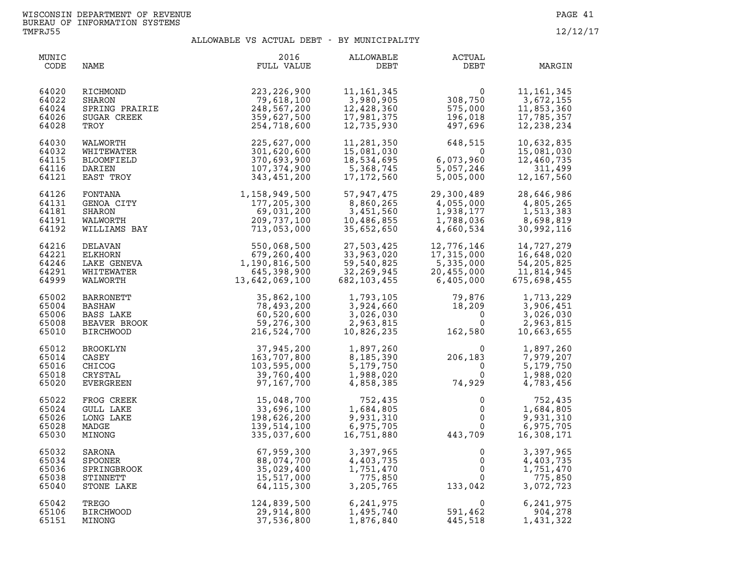WISCONSIN DEPARTMENT OF REVENUE
BUREAU OF INFORMATION SYSTEMS
TMFRJ55

12/12/17

## ALLOWABLE VS ACTUAL DEBT - BY MUNICIPALITY

| MUNIC CODE | NAME | 2016 FULL VALUE | ALLOWABLE DEBT | ACTUAL DEBT | MARGIN |
|---|---|---|---|---|---|
| 64020 | RICHMOND | 223,226,900 | 11,161,345 | 0 | 11,161,345 |
| 64022 | SHARON | 79,618,100 | 3,980,905 | 308,750 | 3,672,155 |
| 64024 | SPRING PRAIRIE | 248,567,200 | 12,428,360 | 575,000 | 11,853,360 |
| 64026 | SUGAR CREEK | 359,627,500 | 17,981,375 | 196,018 | 17,785,357 |
| 64028 | TROY | 254,718,600 | 12,735,930 | 497,696 | 12,238,234 |
| 64030 | WALWORTH | 225,627,000 | 11,281,350 | 648,515 | 10,632,835 |
| 64032 | WHITEWATER | 301,620,600 | 15,081,030 | 0 | 15,081,030 |
| 64115 | BLOOMFIELD | 370,693,900 | 18,534,695 | 6,073,960 | 12,460,735 |
| 64116 | DARIEN | 107,374,900 | 5,368,745 | 5,057,246 | 311,499 |
| 64121 | EAST TROY | 343,451,200 | 17,172,560 | 5,005,000 | 12,167,560 |
| 64126 | FONTANA | 1,158,949,500 | 57,947,475 | 29,300,489 | 28,646,986 |
| 64131 | GENOA CITY | 177,205,300 | 8,860,265 | 4,055,000 | 4,805,265 |
| 64181 | SHARON | 69,031,200 | 3,451,560 | 1,938,177 | 1,513,383 |
| 64191 | WALWORTH | 209,737,100 | 10,486,855 | 1,788,036 | 8,698,819 |
| 64192 | WILLIAMS BAY | 713,053,000 | 35,652,650 | 4,660,534 | 30,992,116 |
| 64216 | DELAVAN | 550,068,500 | 27,503,425 | 12,776,146 | 14,727,279 |
| 64221 | ELKHORN | 679,260,400 | 33,963,020 | 17,315,000 | 16,648,020 |
| 64246 | LAKE GENEVA | 1,190,816,500 | 59,540,825 | 5,335,000 | 54,205,825 |
| 64291 | WHITEWATER | 645,398,900 | 32,269,945 | 20,455,000 | 11,814,945 |
| 64999 | WALWORTH | 13,642,069,100 | 682,103,455 | 6,405,000 | 675,698,455 |
| 65002 | BARRONETT | 35,862,100 | 1,793,105 | 79,876 | 1,713,229 |
| 65004 | BASHAW | 78,493,200 | 3,924,660 | 18,209 | 3,906,451 |
| 65006 | BASS LAKE | 60,520,600 | 3,026,030 | 0 | 3,026,030 |
| 65008 | BEAVER BROOK | 59,276,300 | 2,963,815 | 0 | 2,963,815 |
| 65010 | BIRCHWOOD | 216,524,700 | 10,826,235 | 162,580 | 10,663,655 |
| 65012 | BROOKLYN | 37,945,200 | 1,897,260 | 0 | 1,897,260 |
| 65014 | CASEY | 163,707,800 | 8,185,390 | 206,183 | 7,979,207 |
| 65016 | CHICOG | 103,595,000 | 5,179,750 | 0 | 5,179,750 |
| 65018 | CRYSTAL | 39,760,400 | 1,988,020 | 0 | 1,988,020 |
| 65020 | EVERGREEN | 97,167,700 | 4,858,385 | 74,929 | 4,783,456 |
| 65022 | FROG CREEK | 15,048,700 | 752,435 | 0 | 752,435 |
| 65024 | GULL LAKE | 33,696,100 | 1,684,805 | 0 | 1,684,805 |
| 65026 | LONG LAKE | 198,626,200 | 9,931,310 | 0 | 9,931,310 |
| 65028 | MADGE | 139,514,100 | 6,975,705 | 0 | 6,975,705 |
| 65030 | MINONG | 335,037,600 | 16,751,880 | 443,709 | 16,308,171 |
| 65032 | SARONA | 67,959,300 | 3,397,965 | 0 | 3,397,965 |
| 65034 | SPOONER | 88,074,700 | 4,403,735 | 0 | 4,403,735 |
| 65036 | SPRINGBROOK | 35,029,400 | 1,751,470 | 0 | 1,751,470 |
| 65038 | STINNETT | 15,517,000 | 775,850 | 0 | 775,850 |
| 65040 | STONE LAKE | 64,115,300 | 3,205,765 | 133,042 | 3,072,723 |
| 65042 | TREGO | 124,839,500 | 6,241,975 | 0 | 6,241,975 |
| 65106 | BIRCHWOOD | 29,914,800 | 1,495,740 | 591,462 | 904,278 |
| 65151 | MINONG | 37,536,800 | 1,876,840 | 445,518 | 1,431,322 |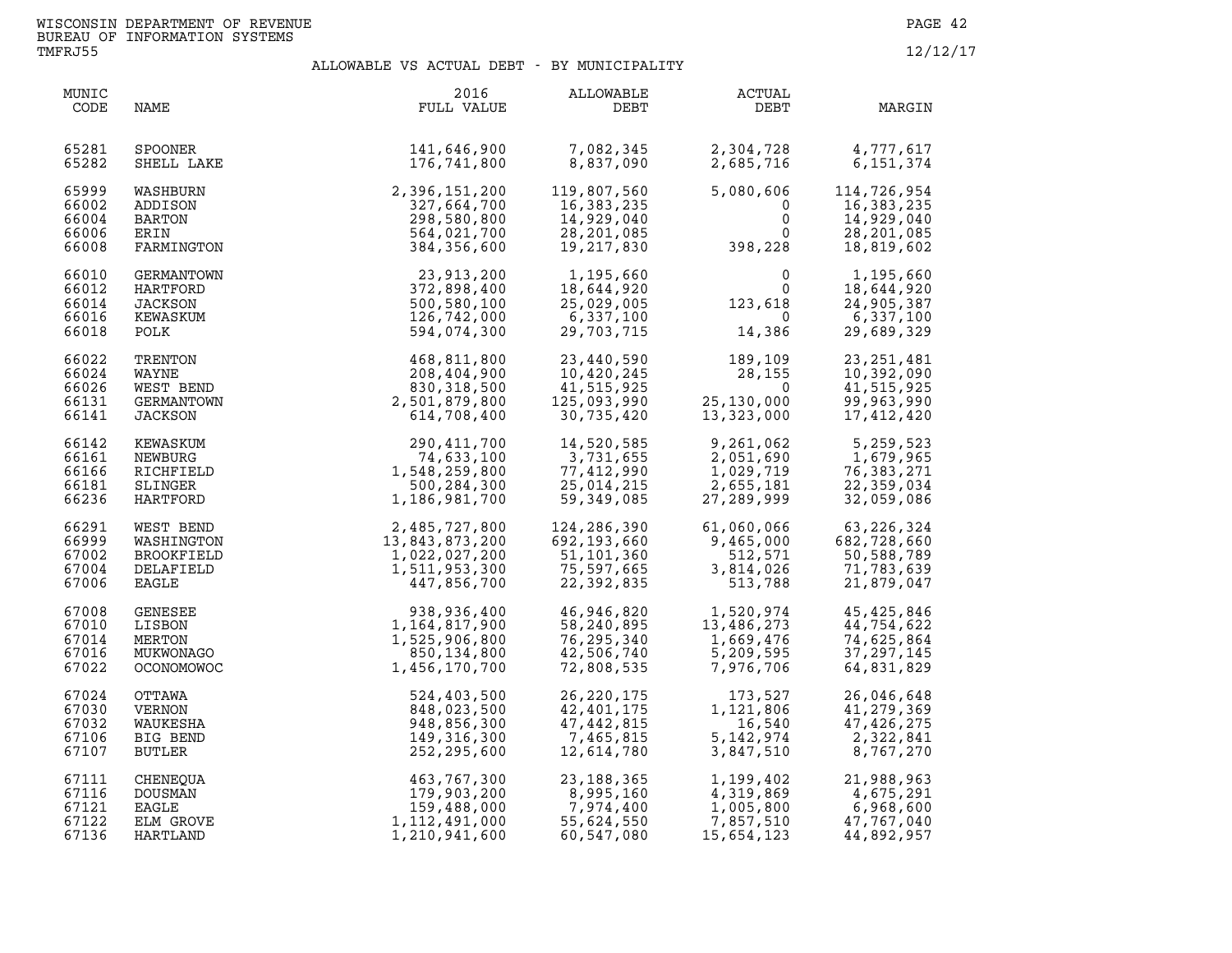WISCONSIN DEPARTMENT OF REVENUE
BUREAU OF INFORMATION SYSTEMS
TMFRJ55

12/12/17

## ALLOWABLE VS ACTUAL DEBT - BY MUNICIPALITY

| MUNIC CODE | NAME | 2016 FULL VALUE | ALLOWABLE DEBT | ACTUAL DEBT | MARGIN |
|---|---|---|---|---|---|
| 65281 | SPOONER | 141,646,900 | 7,082,345 | 2,304,728 | 4,777,617 |
| 65282 | SHELL LAKE | 176,741,800 | 8,837,090 | 2,685,716 | 6,151,374 |
| 65999 | WASHBURN | 2,396,151,200 | 119,807,560 | 5,080,606 | 114,726,954 |
| 66002 | ADDISON | 327,664,700 | 16,383,235 | 0 | 16,383,235 |
| 66004 | BARTON | 298,580,800 | 14,929,040 | 0 | 14,929,040 |
| 66006 | ERIN | 564,021,700 | 28,201,085 | 0 | 28,201,085 |
| 66008 | FARMINGTON | 384,356,600 | 19,217,830 | 398,228 | 18,819,602 |
| 66010 | GERMANTOWN | 23,913,200 | 1,195,660 | 0 | 1,195,660 |
| 66012 | HARTFORD | 372,898,400 | 18,644,920 | 0 | 18,644,920 |
| 66014 | JACKSON | 500,580,100 | 25,029,005 | 123,618 | 24,905,387 |
| 66016 | KEWASKUM | 126,742,000 | 6,337,100 | 0 | 6,337,100 |
| 66018 | POLK | 594,074,300 | 29,703,715 | 14,386 | 29,689,329 |
| 66022 | TRENTON | 468,811,800 | 23,440,590 | 189,109 | 23,251,481 |
| 66024 | WAYNE | 208,404,900 | 10,420,245 | 28,155 | 10,392,090 |
| 66026 | WEST BEND | 830,318,500 | 41,515,925 | 0 | 41,515,925 |
| 66131 | GERMANTOWN | 2,501,879,800 | 125,093,990 | 25,130,000 | 99,963,990 |
| 66141 | JACKSON | 614,708,400 | 30,735,420 | 13,323,000 | 17,412,420 |
| 66142 | KEWASKUM | 290,411,700 | 14,520,585 | 9,261,062 | 5,259,523 |
| 66161 | NEWBURG | 74,633,100 | 3,731,655 | 2,051,690 | 1,679,965 |
| 66166 | RICHFIELD | 1,548,259,800 | 77,412,990 | 1,029,719 | 76,383,271 |
| 66181 | SLINGER | 500,284,300 | 25,014,215 | 2,655,181 | 22,359,034 |
| 66236 | HARTFORD | 1,186,981,700 | 59,349,085 | 27,289,999 | 32,059,086 |
| 66291 | WEST BEND | 2,485,727,800 | 124,286,390 | 61,060,066 | 63,226,324 |
| 66999 | WASHINGTON | 13,843,873,200 | 692,193,660 | 9,465,000 | 682,728,660 |
| 67002 | BROOKFIELD | 1,022,027,200 | 51,101,360 | 512,571 | 50,588,789 |
| 67004 | DELAFIELD | 1,511,953,300 | 75,597,665 | 3,814,026 | 71,783,639 |
| 67006 | EAGLE | 447,856,700 | 22,392,835 | 513,788 | 21,879,047 |
| 67008 | GENESEE | 938,936,400 | 46,946,820 | 1,520,974 | 45,425,846 |
| 67010 | LISBON | 1,164,817,900 | 58,240,895 | 13,486,273 | 44,754,622 |
| 67014 | MERTON | 1,525,906,800 | 76,295,340 | 1,669,476 | 74,625,864 |
| 67016 | MUKWONAGO | 850,134,800 | 42,506,740 | 5,209,595 | 37,297,145 |
| 67022 | OCONOMOWOC | 1,456,170,700 | 72,808,535 | 7,976,706 | 64,831,829 |
| 67024 | OTTAWA | 524,403,500 | 26,220,175 | 173,527 | 26,046,648 |
| 67030 | VERNON | 848,023,500 | 42,401,175 | 1,121,806 | 41,279,369 |
| 67032 | WAUKESHA | 948,856,300 | 47,442,815 | 16,540 | 47,426,275 |
| 67106 | BIG BEND | 149,316,300 | 7,465,815 | 5,142,974 | 2,322,841 |
| 67107 | BUTLER | 252,295,600 | 12,614,780 | 3,847,510 | 8,767,270 |
| 67111 | CHENEQUA | 463,767,300 | 23,188,365 | 1,199,402 | 21,988,963 |
| 67116 | DOUSMAN | 179,903,200 | 8,995,160 | 4,319,869 | 4,675,291 |
| 67121 | EAGLE | 159,488,000 | 7,974,400 | 1,005,800 | 6,968,600 |
| 67122 | ELM GROVE | 1,112,491,000 | 55,624,550 | 7,857,510 | 47,767,040 |
| 67136 | HARTLAND | 1,210,941,600 | 60,547,080 | 15,654,123 | 44,892,957 |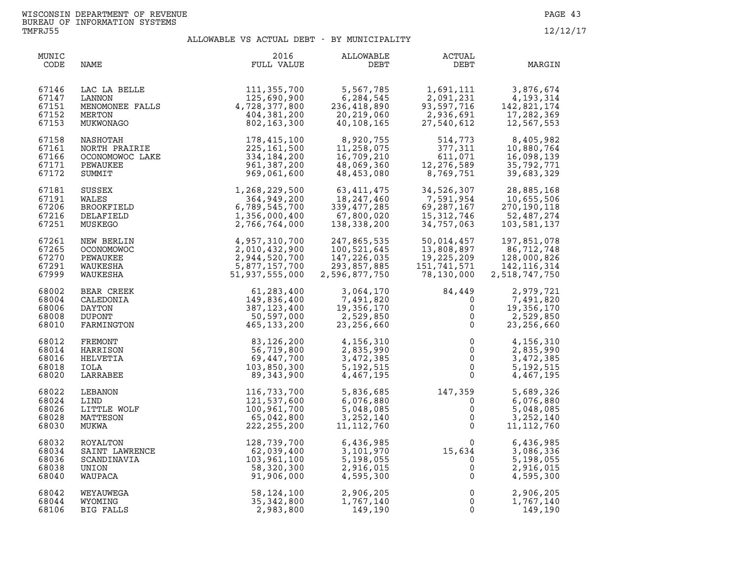WISCONSIN DEPARTMENT OF REVENUE
BUREAU OF INFORMATION SYSTEMS
TMFRJ55

12/12/17

## ALLOWABLE VS ACTUAL DEBT - BY MUNICIPALITY

| MUNIC CODE | NAME | 2016 FULL VALUE | ALLOWABLE DEBT | ACTUAL DEBT | MARGIN |
|---|---|---|---|---|---|
| 67146 | LAC LA BELLE | 111,355,700 | 5,567,785 | 1,691,111 | 3,876,674 |
| 67147 | LANNON | 125,690,900 | 6,284,545 | 2,091,231 | 4,193,314 |
| 67151 | MENOMONEE FALLS | 4,728,377,800 | 236,418,890 | 93,597,716 | 142,821,174 |
| 67152 | MERTON | 404,381,200 | 20,219,060 | 2,936,691 | 17,282,369 |
| 67153 | MUKWONAGO | 802,163,300 | 40,108,165 | 27,540,612 | 12,567,553 |
| 67158 | NASHOTAH | 178,415,100 | 8,920,755 | 514,773 | 8,405,982 |
| 67161 | NORTH PRAIRIE | 225,161,500 | 11,258,075 | 377,311 | 10,880,764 |
| 67166 | OCONOMOWOC LAKE | 334,184,200 | 16,709,210 | 611,071 | 16,098,139 |
| 67171 | PEWAUKEE | 961,387,200 | 48,069,360 | 12,276,589 | 35,792,771 |
| 67172 | SUMMIT | 969,061,600 | 48,453,080 | 8,769,751 | 39,683,329 |
| 67181 | SUSSEX | 1,268,229,500 | 63,411,475 | 34,526,307 | 28,885,168 |
| 67191 | WALES | 364,949,200 | 18,247,460 | 7,591,954 | 10,655,506 |
| 67206 | BROOKFIELD | 6,789,545,700 | 339,477,285 | 69,287,167 | 270,190,118 |
| 67216 | DELAFIELD | 1,356,000,400 | 67,800,020 | 15,312,746 | 52,487,274 |
| 67251 | MUSKEGO | 2,766,764,000 | 138,338,200 | 34,757,063 | 103,581,137 |
| 67261 | NEW BERLIN | 4,957,310,700 | 247,865,535 | 50,014,457 | 197,851,078 |
| 67265 | OCONOMOWOC | 2,010,432,900 | 100,521,645 | 13,808,897 | 86,712,748 |
| 67270 | PEWAUKEE | 2,944,520,700 | 147,226,035 | 19,225,209 | 128,000,826 |
| 67291 | WAUKESHA | 5,877,157,700 | 293,857,885 | 151,741,571 | 142,116,314 |
| 67999 | WAUKESHA | 51,937,555,000 | 2,596,877,750 | 78,130,000 | 2,518,747,750 |
| 68002 | BEAR CREEK | 61,283,400 | 3,064,170 | 84,449 | 2,979,721 |
| 68004 | CALEDONIA | 149,836,400 | 7,491,820 | 0 | 7,491,820 |
| 68006 | DAYTON | 387,123,400 | 19,356,170 | 0 | 19,356,170 |
| 68008 | DUPONT | 50,597,000 | 2,529,850 | 0 | 2,529,850 |
| 68010 | FARMINGTON | 465,133,200 | 23,256,660 | 0 | 23,256,660 |
| 68012 | FREMONT | 83,126,200 | 4,156,310 | 0 | 4,156,310 |
| 68014 | HARRISON | 56,719,800 | 2,835,990 | 0 | 2,835,990 |
| 68016 | HELVETIA | 69,447,700 | 3,472,385 | 0 | 3,472,385 |
| 68018 | IOLA | 103,850,300 | 5,192,515 | 0 | 5,192,515 |
| 68020 | LARRABEE | 89,343,900 | 4,467,195 | 0 | 4,467,195 |
| 68022 | LEBANON | 116,733,700 | 5,836,685 | 147,359 | 5,689,326 |
| 68024 | LIND | 121,537,600 | 6,076,880 | 0 | 6,076,880 |
| 68026 | LITTLE WOLF | 100,961,700 | 5,048,085 | 0 | 5,048,085 |
| 68028 | MATTESON | 65,042,800 | 3,252,140 | 0 | 3,252,140 |
| 68030 | MUKWA | 222,255,200 | 11,112,760 | 0 | 11,112,760 |
| 68032 | ROYALTON | 128,739,700 | 6,436,985 | 0 | 6,436,985 |
| 68034 | SAINT LAWRENCE | 62,039,400 | 3,101,970 | 15,634 | 3,086,336 |
| 68036 | SCANDINAVIA | 103,961,100 | 5,198,055 | 0 | 5,198,055 |
| 68038 | UNION | 58,320,300 | 2,916,015 | 0 | 2,916,015 |
| 68040 | WAUPACA | 91,906,000 | 4,595,300 | 0 | 4,595,300 |
| 68042 | WEYAUWEGA | 58,124,100 | 2,906,205 | 0 | 2,906,205 |
| 68044 | WYOMING | 35,342,800 | 1,767,140 | 0 | 1,767,140 |
| 68106 | BIG FALLS | 2,983,800 | 149,190 | 0 | 149,190 |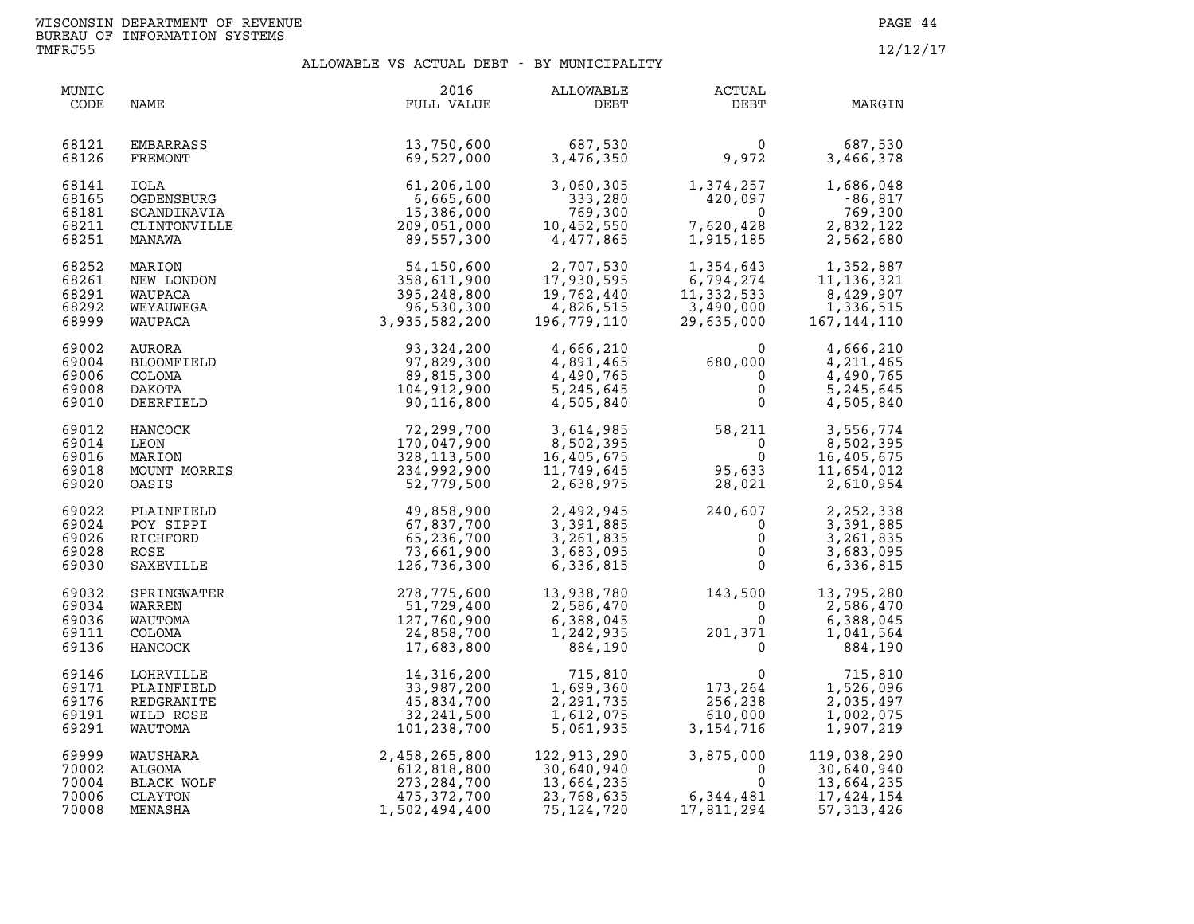WISCONSIN DEPARTMENT OF REVENUE
BUREAU OF INFORMATION SYSTEMS
TMFRJ55

12/12/17

## ALLOWABLE VS ACTUAL DEBT - BY MUNICIPALITY

| MUNIC CODE | NAME | 2016 FULL VALUE | ALLOWABLE DEBT | ACTUAL DEBT | MARGIN |
|---|---|---|---|---|---|
| 68121 | EMBARRASS | 13,750,600 | 687,530 | 0 | 687,530 |
| 68126 | FREMONT | 69,527,000 | 3,476,350 | 9,972 | 3,466,378 |
| 68141 | IOLA | 61,206,100 | 3,060,305 | 1,374,257 | 1,686,048 |
| 68165 | OGDENSBURG | 6,665,600 | 333,280 | 420,097 | -86,817 |
| 68181 | SCANDINAVIA | 15,386,000 | 769,300 | 0 | 769,300 |
| 68211 | CLINTONVILLE | 209,051,000 | 10,452,550 | 7,620,428 | 2,832,122 |
| 68251 | MANAWA | 89,557,300 | 4,477,865 | 1,915,185 | 2,562,680 |
| 68252 | MARION | 54,150,600 | 2,707,530 | 1,354,643 | 1,352,887 |
| 68261 | NEW LONDON | 358,611,900 | 17,930,595 | 6,794,274 | 11,136,321 |
| 68291 | WAUPACA | 395,248,800 | 19,762,440 | 11,332,533 | 8,429,907 |
| 68292 | WEYAUWEGA | 96,530,300 | 4,826,515 | 3,490,000 | 1,336,515 |
| 68999 | WAUPACA | 3,935,582,200 | 196,779,110 | 29,635,000 | 167,144,110 |
| 69002 | AURORA | 93,324,200 | 4,666,210 | 0 | 4,666,210 |
| 69004 | BLOOMFIELD | 97,829,300 | 4,891,465 | 680,000 | 4,211,465 |
| 69006 | COLOMA | 89,815,300 | 4,490,765 | 0 | 4,490,765 |
| 69008 | DAKOTA | 104,912,900 | 5,245,645 | 0 | 5,245,645 |
| 69010 | DEERFIELD | 90,116,800 | 4,505,840 | 0 | 4,505,840 |
| 69012 | HANCOCK | 72,299,700 | 3,614,985 | 58,211 | 3,556,774 |
| 69014 | LEON | 170,047,900 | 8,502,395 | 0 | 8,502,395 |
| 69016 | MARION | 328,113,500 | 16,405,675 | 0 | 16,405,675 |
| 69018 | MOUNT MORRIS | 234,992,900 | 11,749,645 | 95,633 | 11,654,012 |
| 69020 | OASIS | 52,779,500 | 2,638,975 | 28,021 | 2,610,954 |
| 69022 | PLAINFIELD | 49,858,900 | 2,492,945 | 240,607 | 2,252,338 |
| 69024 | POY SIPPI | 67,837,700 | 3,391,885 | 0 | 3,391,885 |
| 69026 | RICHFORD | 65,236,700 | 3,261,835 | 0 | 3,261,835 |
| 69028 | ROSE | 73,661,900 | 3,683,095 | 0 | 3,683,095 |
| 69030 | SAXEVILLE | 126,736,300 | 6,336,815 | 0 | 6,336,815 |
| 69032 | SPRINGWATER | 278,775,600 | 13,938,780 | 143,500 | 13,795,280 |
| 69034 | WARREN | 51,729,400 | 2,586,470 | 0 | 2,586,470 |
| 69036 | WAUTOMA | 127,760,900 | 6,388,045 | 0 | 6,388,045 |
| 69111 | COLOMA | 24,858,700 | 1,242,935 | 201,371 | 1,041,564 |
| 69136 | HANCOCK | 17,683,800 | 884,190 | 0 | 884,190 |
| 69146 | LOHRVILLE | 14,316,200 | 715,810 | 0 | 715,810 |
| 69171 | PLAINFIELD | 33,987,200 | 1,699,360 | 173,264 | 1,526,096 |
| 69176 | REDGRANITE | 45,834,700 | 2,291,735 | 256,238 | 2,035,497 |
| 69191 | WILD ROSE | 32,241,500 | 1,612,075 | 610,000 | 1,002,075 |
| 69291 | WAUTOMA | 101,238,700 | 5,061,935 | 3,154,716 | 1,907,219 |
| 69999 | WAUSHARA | 2,458,265,800 | 122,913,290 | 3,875,000 | 119,038,290 |
| 70002 | ALGOMA | 612,818,800 | 30,640,940 | 0 | 30,640,940 |
| 70004 | BLACK WOLF | 273,284,700 | 13,664,235 | 0 | 13,664,235 |
| 70006 | CLAYTON | 475,372,700 | 23,768,635 | 6,344,481 | 17,424,154 |
| 70008 | MENASHA | 1,502,494,400 | 75,124,720 | 17,811,294 | 57,313,426 |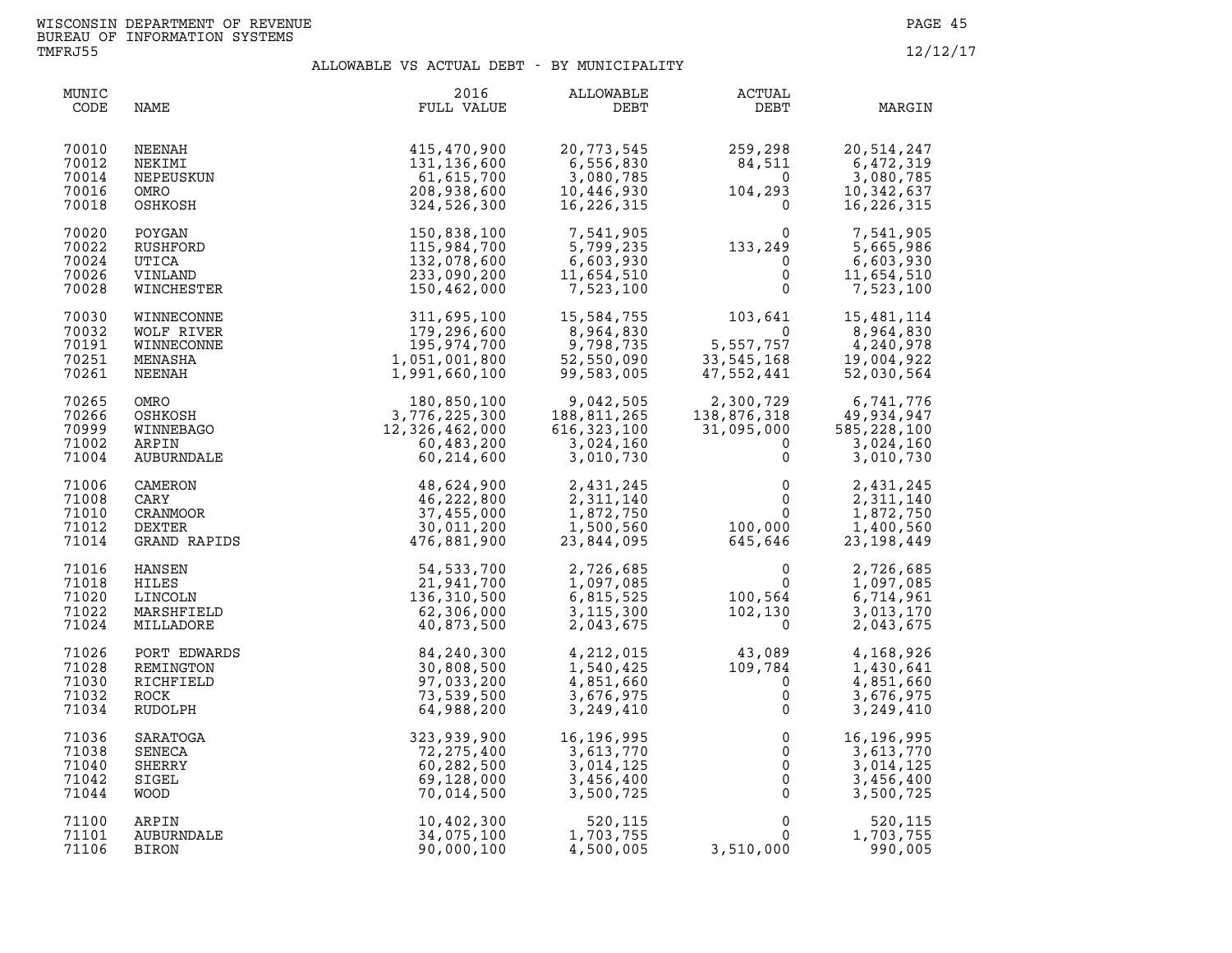WISCONSIN DEPARTMENT OF REVENUE
BUREAU OF INFORMATION SYSTEMS
TMFRJ55

12/12/17

## ALLOWABLE VS ACTUAL DEBT - BY MUNICIPALITY

| MUNIC CODE | NAME | 2016 FULL VALUE | ALLOWABLE DEBT | ACTUAL DEBT | MARGIN |
|---|---|---|---|---|---|
| 70010 | NEENAH | 415,470,900 | 20,773,545 | 259,298 | 20,514,247 |
| 70012 | NEKIMI | 131,136,600 | 6,556,830 | 84,511 | 6,472,319 |
| 70014 | NEPEUSKUN | 61,615,700 | 3,080,785 | 0 | 3,080,785 |
| 70016 | OMRO | 208,938,600 | 10,446,930 | 104,293 | 10,342,637 |
| 70018 | OSHKOSH | 324,526,300 | 16,226,315 | 0 | 16,226,315 |
| 70020 | POYGAN | 150,838,100 | 7,541,905 | 0 | 7,541,905 |
| 70022 | RUSHFORD | 115,984,700 | 5,799,235 | 133,249 | 5,665,986 |
| 70024 | UTICA | 132,078,600 | 6,603,930 | 0 | 6,603,930 |
| 70026 | VINLAND | 233,090,200 | 11,654,510 | 0 | 11,654,510 |
| 70028 | WINCHESTER | 150,462,000 | 7,523,100 | 0 | 7,523,100 |
| 70030 | WINNECONNE | 311,695,100 | 15,584,755 | 103,641 | 15,481,114 |
| 70032 | WOLF RIVER | 179,296,600 | 8,964,830 | 0 | 8,964,830 |
| 70191 | WINNECONNE | 195,974,700 | 9,798,735 | 5,557,757 | 4,240,978 |
| 70251 | MENASHA | 1,051,001,800 | 52,550,090 | 33,545,168 | 19,004,922 |
| 70261 | NEENAH | 1,991,660,100 | 99,583,005 | 47,552,441 | 52,030,564 |
| 70265 | OMRO | 180,850,100 | 9,042,505 | 2,300,729 | 6,741,776 |
| 70266 | OSHKOSH | 3,776,225,300 | 188,811,265 | 138,876,318 | 49,934,947 |
| 70999 | WINNEBAGO | 12,326,462,000 | 616,323,100 | 31,095,000 | 585,228,100 |
| 71002 | ARPIN | 60,483,200 | 3,024,160 | 0 | 3,024,160 |
| 71004 | AUBURNDALE | 60,214,600 | 3,010,730 | 0 | 3,010,730 |
| 71006 | CAMERON | 48,624,900 | 2,431,245 | 0 | 2,431,245 |
| 71008 | CARY | 46,222,800 | 2,311,140 | 0 | 2,311,140 |
| 71010 | CRANMOOR | 37,455,000 | 1,872,750 | 0 | 1,872,750 |
| 71012 | DEXTER | 30,011,200 | 1,500,560 | 100,000 | 1,400,560 |
| 71014 | GRAND RAPIDS | 476,881,900 | 23,844,095 | 645,646 | 23,198,449 |
| 71016 | HANSEN | 54,533,700 | 2,726,685 | 0 | 2,726,685 |
| 71018 | HILES | 21,941,700 | 1,097,085 | 0 | 1,097,085 |
| 71020 | LINCOLN | 136,310,500 | 6,815,525 | 100,564 | 6,714,961 |
| 71022 | MARSHFIELD | 62,306,000 | 3,115,300 | 102,130 | 3,013,170 |
| 71024 | MILLADORE | 40,873,500 | 2,043,675 | 0 | 2,043,675 |
| 71026 | PORT EDWARDS | 84,240,300 | 4,212,015 | 43,089 | 4,168,926 |
| 71028 | REMINGTON | 30,808,500 | 1,540,425 | 109,784 | 1,430,641 |
| 71030 | RICHFIELD | 97,033,200 | 4,851,660 | 0 | 4,851,660 |
| 71032 | ROCK | 73,539,500 | 3,676,975 | 0 | 3,676,975 |
| 71034 | RUDOLPH | 64,988,200 | 3,249,410 | 0 | 3,249,410 |
| 71036 | SARATOGA | 323,939,900 | 16,196,995 | 0 | 16,196,995 |
| 71038 | SENECA | 72,275,400 | 3,613,770 | 0 | 3,613,770 |
| 71040 | SHERRY | 60,282,500 | 3,014,125 | 0 | 3,014,125 |
| 71042 | SIGEL | 69,128,000 | 3,456,400 | 0 | 3,456,400 |
| 71044 | WOOD | 70,014,500 | 3,500,725 | 0 | 3,500,725 |
| 71100 | ARPIN | 10,402,300 | 520,115 | 0 | 520,115 |
| 71101 | AUBURNDALE | 34,075,100 | 1,703,755 | 0 | 1,703,755 |
| 71106 | BIRON | 90,000,100 | 4,500,005 | 3,510,000 | 990,005 |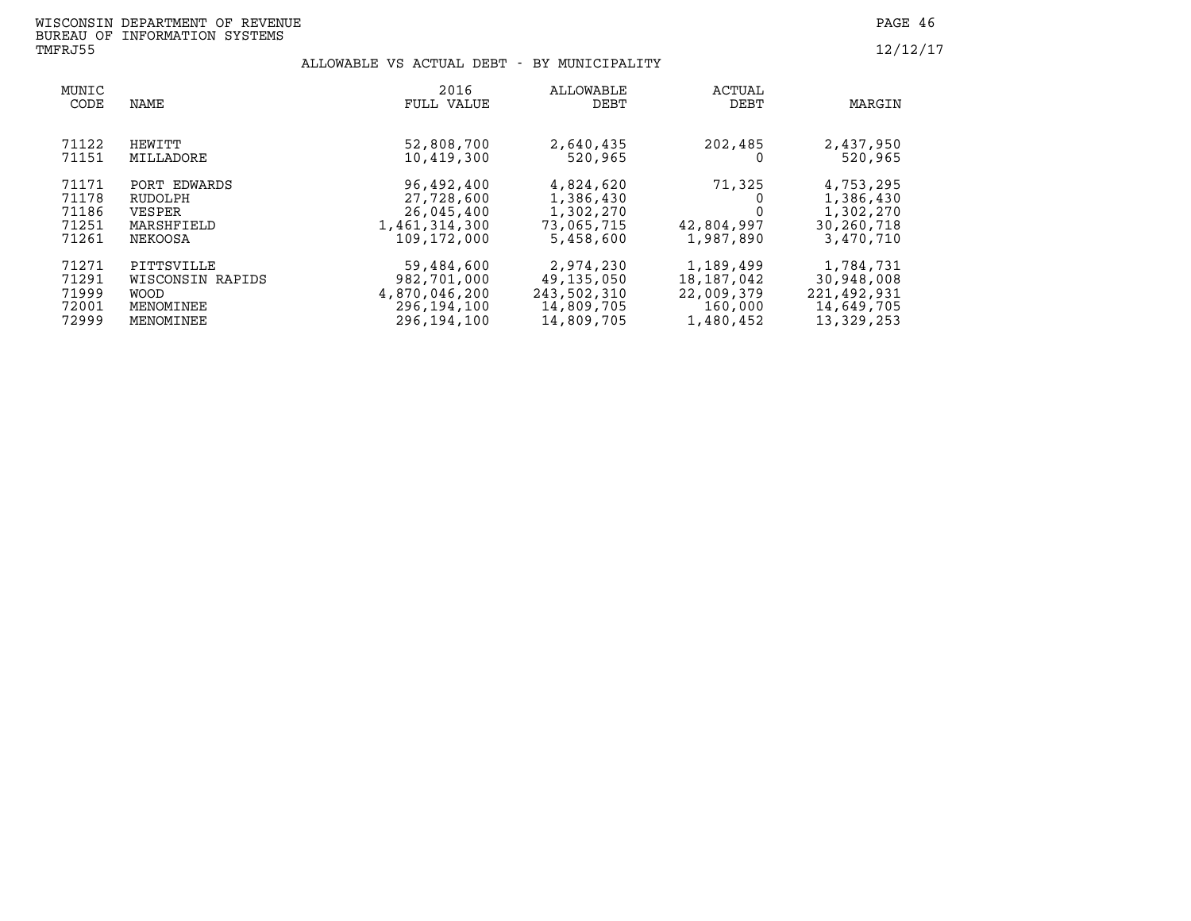WISCONSIN DEPARTMENT OF REVENUE
BUREAU OF INFORMATION SYSTEMS
TMFRJ55

12/12/17

## ALLOWABLE VS ACTUAL DEBT - BY MUNICIPALITY

| MUNIC CODE | NAME | 2016 FULL VALUE | ALLOWABLE DEBT | ACTUAL DEBT | MARGIN |
|---|---|---|---|---|---|
| 71122 | HEWITT | 52,808,700 | 2,640,435 | 202,485 | 2,437,950 |
| 71151 | MILLADORE | 10,419,300 | 520,965 | 0 | 520,965 |
| 71171 | PORT EDWARDS | 96,492,400 | 4,824,620 | 71,325 | 4,753,295 |
| 71178 | RUDOLPH | 27,728,600 | 1,386,430 | 0 | 1,386,430 |
| 71186 | VESPER | 26,045,400 | 1,302,270 | 0 | 1,302,270 |
| 71251 | MARSHFIELD | 1,461,314,300 | 73,065,715 | 42,804,997 | 30,260,718 |
| 71261 | NEKOOSA | 109,172,000 | 5,458,600 | 1,987,890 | 3,470,710 |
| 71271 | PITTSVILLE | 59,484,600 | 2,974,230 | 1,189,499 | 1,784,731 |
| 71291 | WISCONSIN RAPIDS | 982,701,000 | 49,135,050 | 18,187,042 | 30,948,008 |
| 71999 | WOOD | 4,870,046,200 | 243,502,310 | 22,009,379 | 221,492,931 |
| 72001 | MENOMINEE | 296,194,100 | 14,809,705 | 160,000 | 14,649,705 |
| 72999 | MENOMINEE | 296,194,100 | 14,809,705 | 1,480,452 | 13,329,253 |